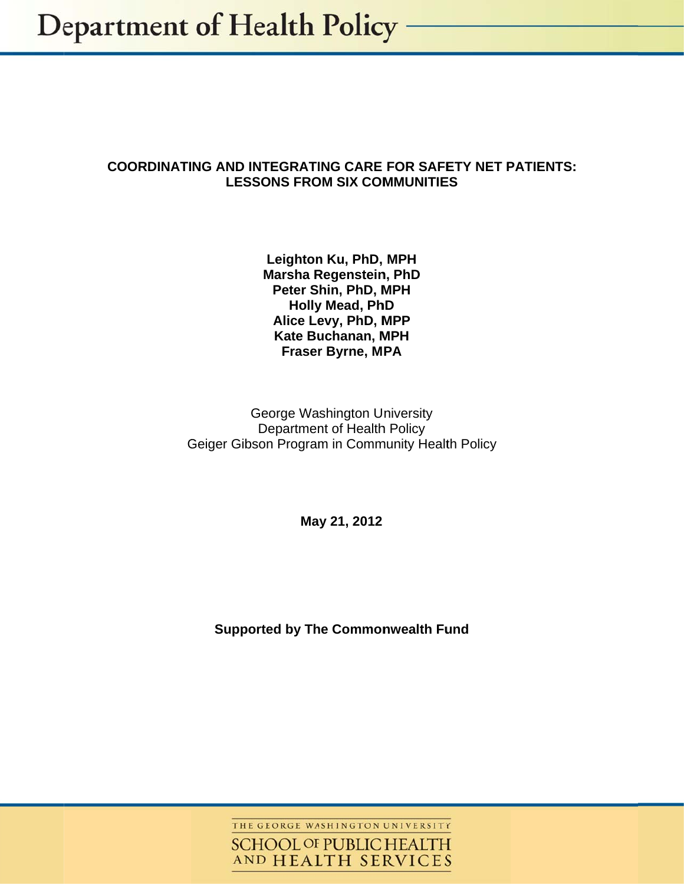# Department of Health Policy

## COORDINATING AND INTEGRATING CARE FOR SAFETY NET PATIENTS: LESSONS FROM SIX COMMUNITIES

**Leighton Ku, PhD, MPH**
**Marsha Regenstein, PhD**
**Peter Shin, PhD, MPH**
**Holly Mead, PhD**
**Alice Levy, PhD, MPP**
**Kate Buchanan, MPH**
**Fraser Byrne, MPA**

George Washington University
Department of Health Policy
Geiger Gibson Program in Community Health Policy

**May 21, 2012**

**Supported by The Commonwealth Fund**

THE GEORGE WASHINGTON UNIVERSITY
SCHOOL OF PUBLIC HEALTH AND HEALTH SERVICES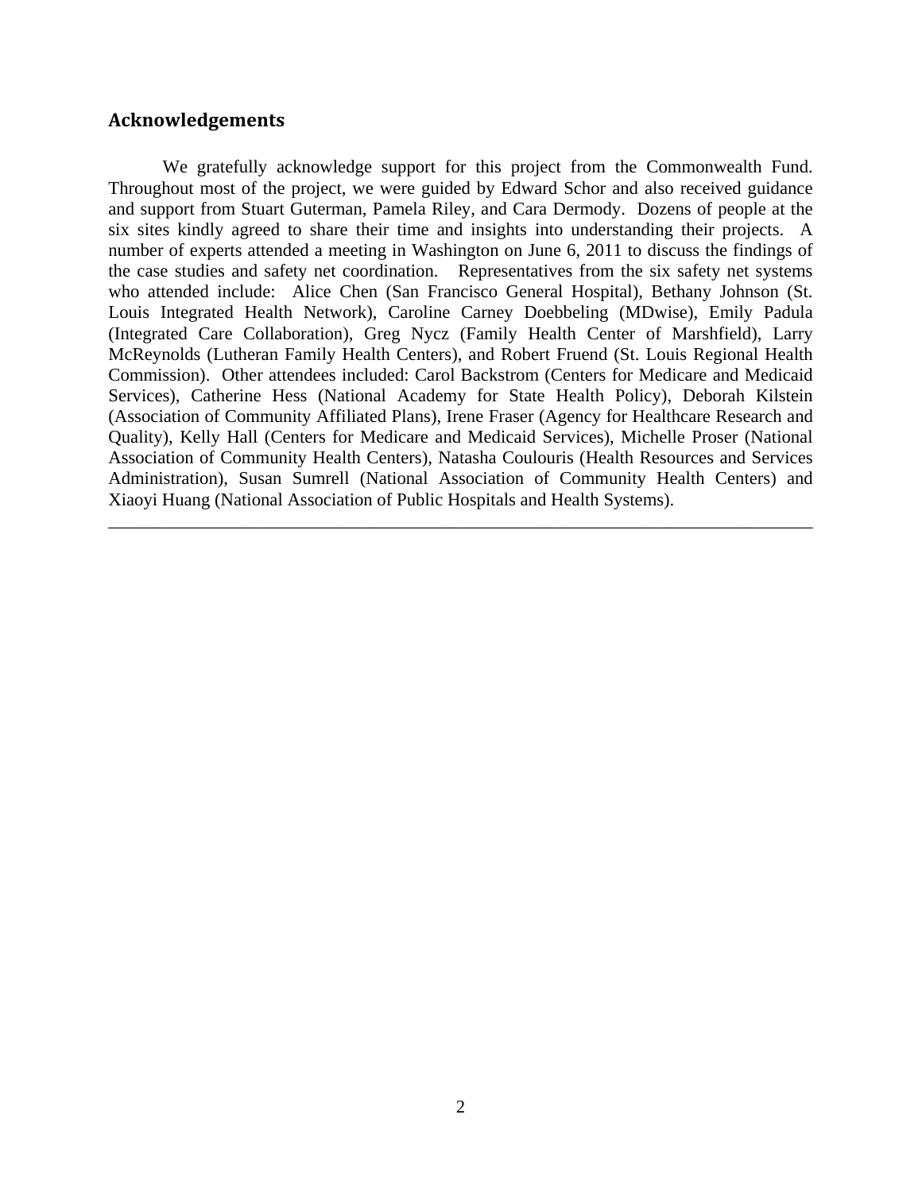## Acknowledgements

We gratefully acknowledge support for this project from the Commonwealth Fund. Throughout most of the project, we were guided by Edward Schor and also received guidance and support from Stuart Guterman, Pamela Riley, and Cara Dermody. Dozens of people at the six sites kindly agreed to share their time and insights into understanding their projects. A number of experts attended a meeting in Washington on June 6, 2011 to discuss the findings of the case studies and safety net coordination. Representatives from the six safety net systems who attended include: Alice Chen (San Francisco General Hospital), Bethany Johnson (St. Louis Integrated Health Network), Caroline Carney Doebbeling (MDwise), Emily Padula (Integrated Care Collaboration), Greg Nycz (Family Health Center of Marshfield), Larry McReynolds (Lutheran Family Health Centers), and Robert Fruend (St. Louis Regional Health Commission). Other attendees included: Carol Backstrom (Centers for Medicare and Medicaid Services), Catherine Hess (National Academy for State Health Policy), Deborah Kilstein (Association of Community Affiliated Plans), Irene Fraser (Agency for Healthcare Research and Quality), Kelly Hall (Centers for Medicare and Medicaid Services), Michelle Proser (National Association of Community Health Centers), Natasha Coulouris (Health Resources and Services Administration), Susan Sumrell (National Association of Community Health Centers) and Xiaoyi Huang (National Association of Public Hospitals and Health Systems).

---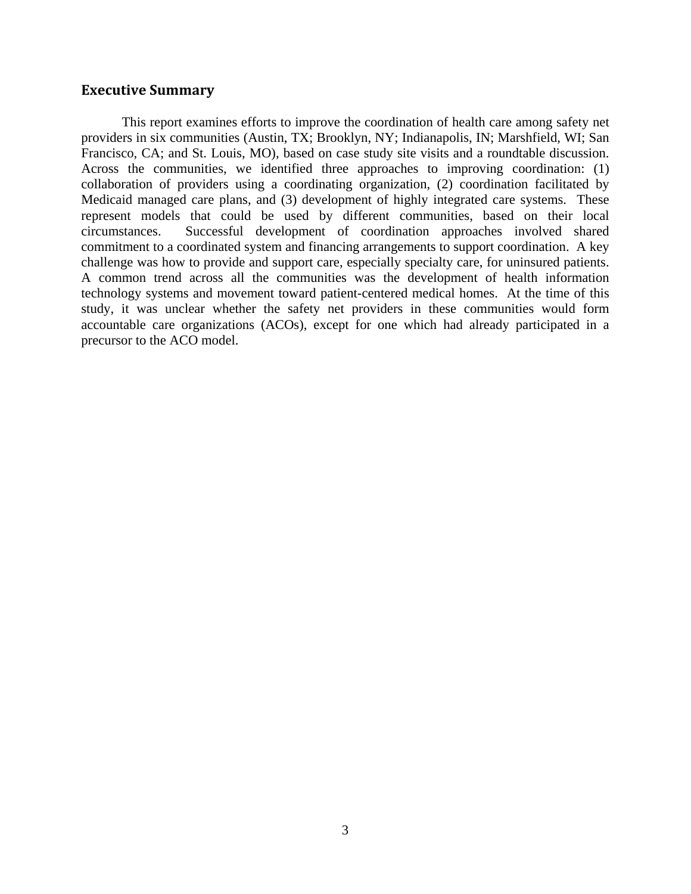## Executive Summary

This report examines efforts to improve the coordination of health care among safety net providers in six communities (Austin, TX; Brooklyn, NY; Indianapolis, IN; Marshfield, WI; San Francisco, CA; and St. Louis, MO), based on case study site visits and a roundtable discussion. Across the communities, we identified three approaches to improving coordination: (1) collaboration of providers using a coordinating organization, (2) coordination facilitated by Medicaid managed care plans, and (3) development of highly integrated care systems. These represent models that could be used by different communities, based on their local circumstances. Successful development of coordination approaches involved shared commitment to a coordinated system and financing arrangements to support coordination. A key challenge was how to provide and support care, especially specialty care, for uninsured patients. A common trend across all the communities was the development of health information technology systems and movement toward patient-centered medical homes. At the time of this study, it was unclear whether the safety net providers in these communities would form accountable care organizations (ACOs), except for one which had already participated in a precursor to the ACO model.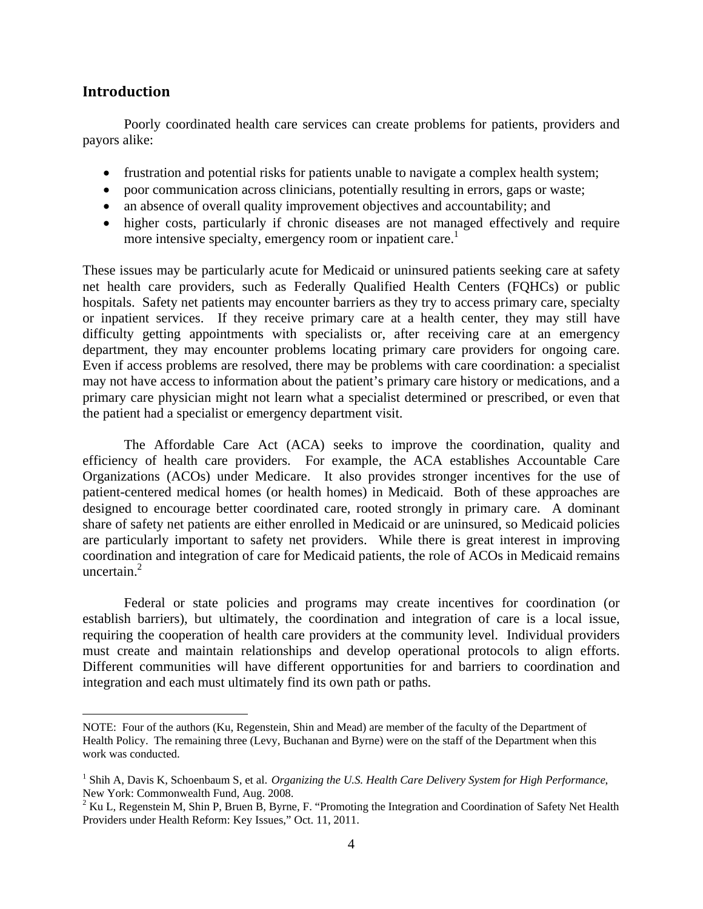## Introduction

Poorly coordinated health care services can create problems for patients, providers and payors alike:

- frustration and potential risks for patients unable to navigate a complex health system;
- poor communication across clinicians, potentially resulting in errors, gaps or waste;
- an absence of overall quality improvement objectives and accountability; and
- higher costs, particularly if chronic diseases are not managed effectively and require more intensive specialty, emergency room or inpatient care.[1]

These issues may be particularly acute for Medicaid or uninsured patients seeking care at safety net health care providers, such as Federally Qualified Health Centers (FQHCs) or public hospitals. Safety net patients may encounter barriers as they try to access primary care, specialty or inpatient services. If they receive primary care at a health center, they may still have difficulty getting appointments with specialists or, after receiving care at an emergency department, they may encounter problems locating primary care providers for ongoing care. Even if access problems are resolved, there may be problems with care coordination: a specialist may not have access to information about the patient's primary care history or medications, and a primary care physician might not learn what a specialist determined or prescribed, or even that the patient had a specialist or emergency department visit.

The Affordable Care Act (ACA) seeks to improve the coordination, quality and efficiency of health care providers. For example, the ACA establishes Accountable Care Organizations (ACOs) under Medicare. It also provides stronger incentives for the use of patient-centered medical homes (or health homes) in Medicaid. Both of these approaches are designed to encourage better coordinated care, rooted strongly in primary care. A dominant share of safety net patients are either enrolled in Medicaid or are uninsured, so Medicaid policies are particularly important to safety net providers. While there is great interest in improving coordination and integration of care for Medicaid patients, the role of ACOs in Medicaid remains uncertain.[2]

Federal or state policies and programs may create incentives for coordination (or establish barriers), but ultimately, the coordination and integration of care is a local issue, requiring the cooperation of health care providers at the community level. Individual providers must create and maintain relationships and develop operational protocols to align efforts. Different communities will have different opportunities for and barriers to coordination and integration and each must ultimately find its own path or paths.

---

NOTE: Four of the authors (Ku, Regenstein, Shin and Mead) are member of the faculty of the Department of Health Policy. The remaining three (Levy, Buchanan and Byrne) were on the staff of the Department when this work was conducted.

[1] Shih A, Davis K, Schoenbaum S, et al. *Organizing the U.S. Health Care Delivery System for High Performance,* New York: Commonwealth Fund, Aug. 2008.

[2] Ku L, Regenstein M, Shin P, Bruen B, Byrne, F. "Promoting the Integration and Coordination of Safety Net Health Providers under Health Reform: Key Issues," Oct. 11, 2011.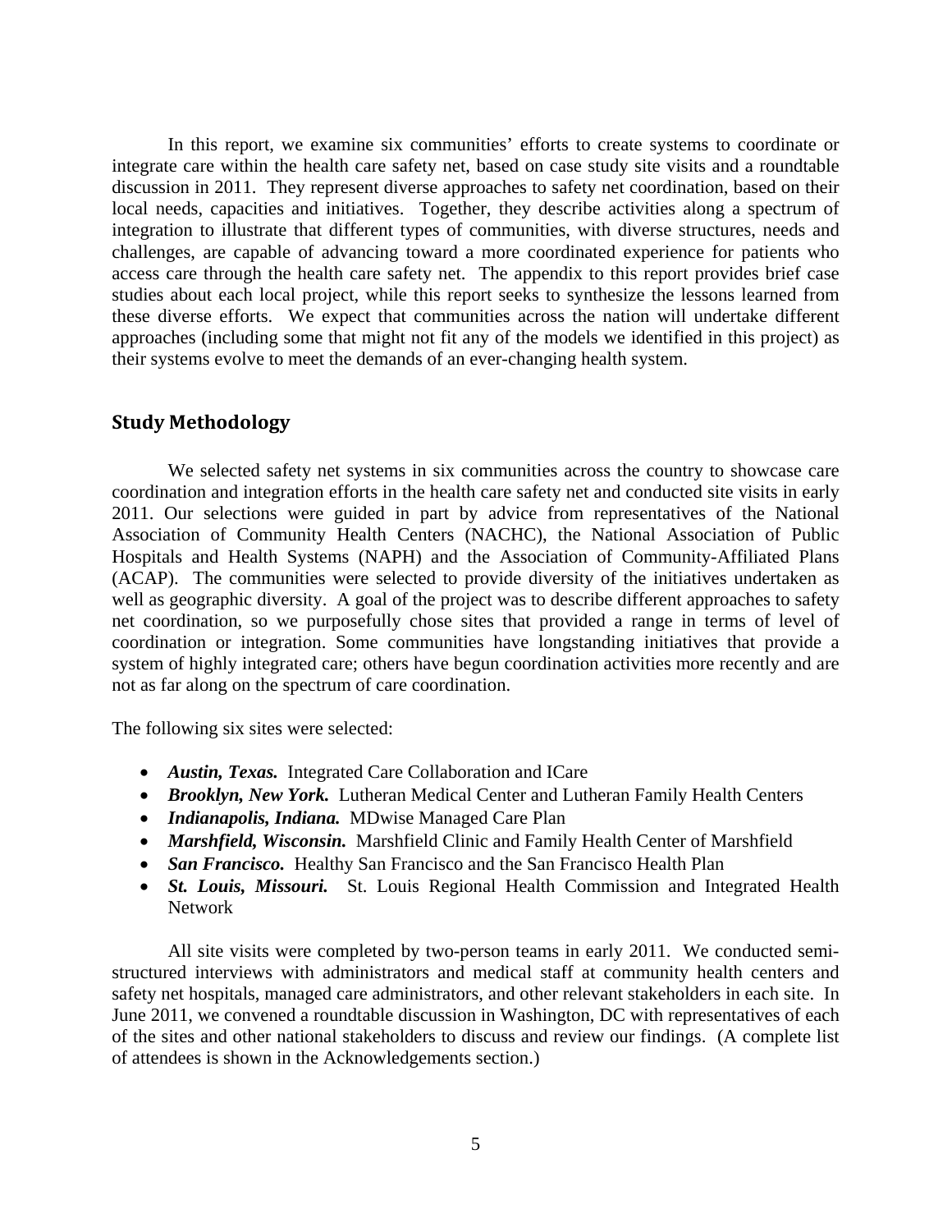In this report, we examine six communities' efforts to create systems to coordinate or integrate care within the health care safety net, based on case study site visits and a roundtable discussion in 2011. They represent diverse approaches to safety net coordination, based on their local needs, capacities and initiatives. Together, they describe activities along a spectrum of integration to illustrate that different types of communities, with diverse structures, needs and challenges, are capable of advancing toward a more coordinated experience for patients who access care through the health care safety net. The appendix to this report provides brief case studies about each local project, while this report seeks to synthesize the lessons learned from these diverse efforts. We expect that communities across the nation will undertake different approaches (including some that might not fit any of the models we identified in this project) as their systems evolve to meet the demands of an ever-changing health system.

## Study Methodology

We selected safety net systems in six communities across the country to showcase care coordination and integration efforts in the health care safety net and conducted site visits in early 2011. Our selections were guided in part by advice from representatives of the National Association of Community Health Centers (NACHC), the National Association of Public Hospitals and Health Systems (NAPH) and the Association of Community-Affiliated Plans (ACAP). The communities were selected to provide diversity of the initiatives undertaken as well as geographic diversity. A goal of the project was to describe different approaches to safety net coordination, so we purposefully chose sites that provided a range in terms of level of coordination or integration. Some communities have longstanding initiatives that provide a system of highly integrated care; others have begun coordination activities more recently and are not as far along on the spectrum of care coordination.

The following six sites were selected:

- ***Austin, Texas.*** Integrated Care Collaboration and ICare
- ***Brooklyn, New York.*** Lutheran Medical Center and Lutheran Family Health Centers
- ***Indianapolis, Indiana.*** MDwise Managed Care Plan
- ***Marshfield, Wisconsin.*** Marshfield Clinic and Family Health Center of Marshfield
- ***San Francisco.*** Healthy San Francisco and the San Francisco Health Plan
- ***St. Louis, Missouri.*** St. Louis Regional Health Commission and Integrated Health Network

All site visits were completed by two-person teams in early 2011. We conducted semi-structured interviews with administrators and medical staff at community health centers and safety net hospitals, managed care administrators, and other relevant stakeholders in each site. In June 2011, we convened a roundtable discussion in Washington, DC with representatives of each of the sites and other national stakeholders to discuss and review our findings. (A complete list of attendees is shown in the Acknowledgements section.)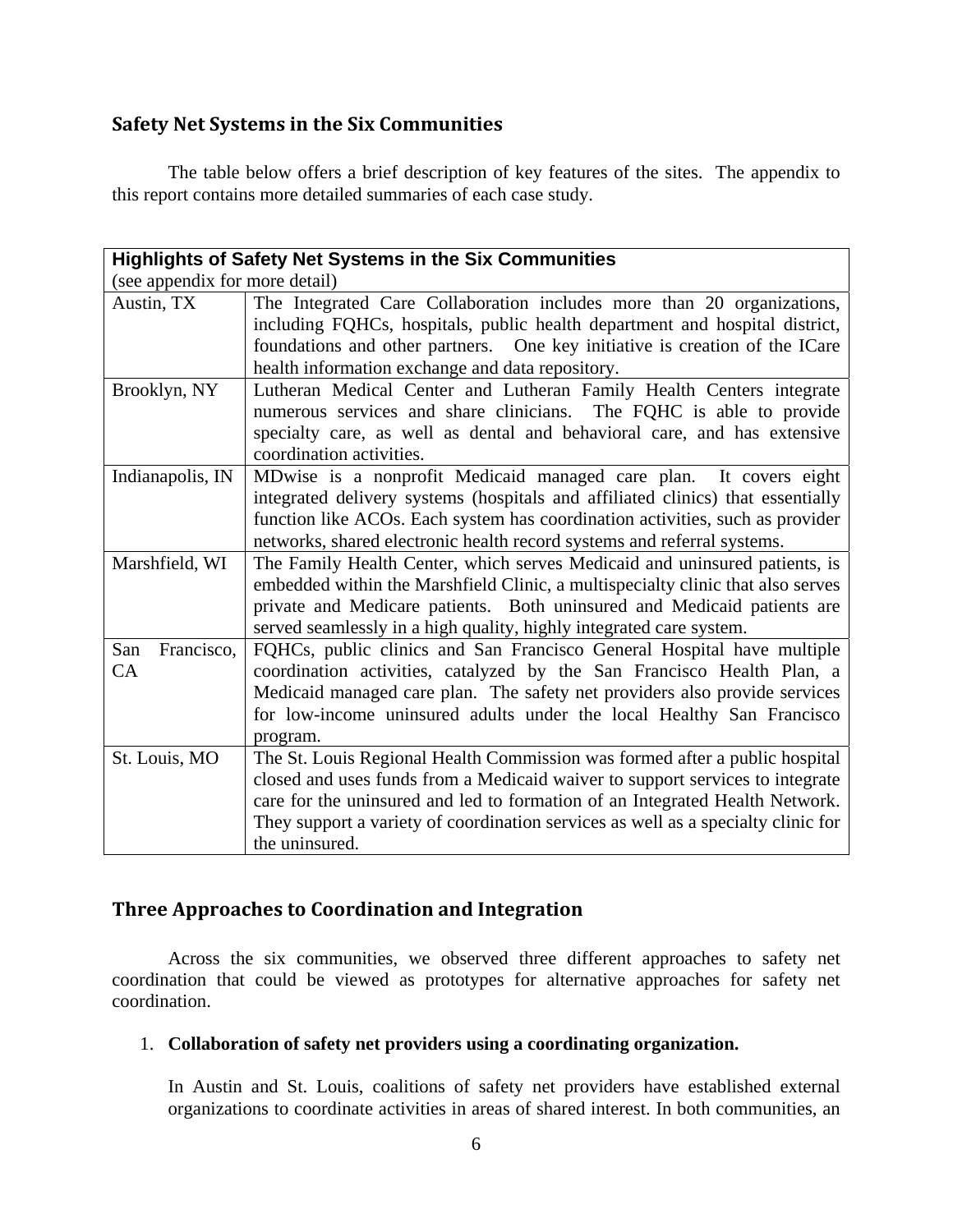## Safety Net Systems in the Six Communities

The table below offers a brief description of key features of the sites. The appendix to this report contains more detailed summaries of each case study.

| **Highlights of Safety Net Systems in the Six Communities**<br>(see appendix for more detail) | |
|---|---|
| Austin, TX | The Integrated Care Collaboration includes more than 20 organizations, including FQHCs, hospitals, public health department and hospital district, foundations and other partners. One key initiative is creation of the ICare health information exchange and data repository. |
| Brooklyn, NY | Lutheran Medical Center and Lutheran Family Health Centers integrate numerous services and share clinicians. The FQHC is able to provide specialty care, as well as dental and behavioral care, and has extensive coordination activities. |
| Indianapolis, IN | MDwise is a nonprofit Medicaid managed care plan. It covers eight integrated delivery systems (hospitals and affiliated clinics) that essentially function like ACOs. Each system has coordination activities, such as provider networks, shared electronic health record systems and referral systems. |
| Marshfield, WI | The Family Health Center, which serves Medicaid and uninsured patients, is embedded within the Marshfield Clinic, a multispecialty clinic that also serves private and Medicare patients. Both uninsured and Medicaid patients are served seamlessly in a high quality, highly integrated care system. |
| San Francisco, CA | FQHCs, public clinics and San Francisco General Hospital have multiple coordination activities, catalyzed by the San Francisco Health Plan, a Medicaid managed care plan. The safety net providers also provide services for low-income uninsured adults under the local Healthy San Francisco program. |
| St. Louis, MO | The St. Louis Regional Health Commission was formed after a public hospital closed and uses funds from a Medicaid waiver to support services to integrate care for the uninsured and led to formation of an Integrated Health Network. They support a variety of coordination services as well as a specialty clinic for the uninsured. |

## Three Approaches to Coordination and Integration

Across the six communities, we observed three different approaches to safety net coordination that could be viewed as prototypes for alternative approaches for safety net coordination.

1. **Collaboration of safety net providers using a coordinating organization.**

   In Austin and St. Louis, coalitions of safety net providers have established external organizations to coordinate activities in areas of shared interest. In both communities, an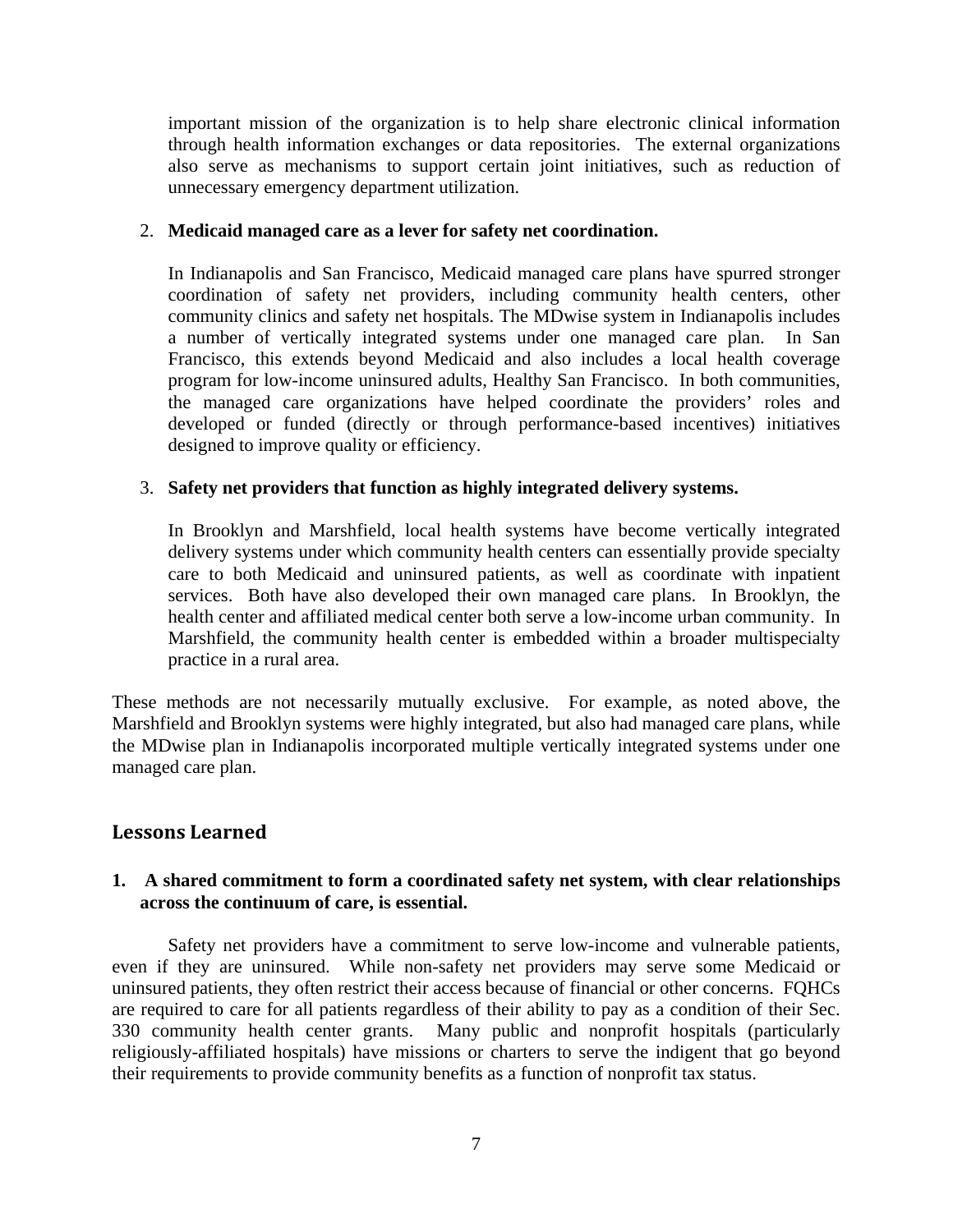important mission of the organization is to help share electronic clinical information through health information exchanges or data repositories. The external organizations also serve as mechanisms to support certain joint initiatives, such as reduction of unnecessary emergency department utilization.

2. **Medicaid managed care as a lever for safety net coordination.**

   In Indianapolis and San Francisco, Medicaid managed care plans have spurred stronger coordination of safety net providers, including community health centers, other community clinics and safety net hospitals. The MDwise system in Indianapolis includes a number of vertically integrated systems under one managed care plan. In San Francisco, this extends beyond Medicaid and also includes a local health coverage program for low-income uninsured adults, Healthy San Francisco. In both communities, the managed care organizations have helped coordinate the providers' roles and developed or funded (directly or through performance-based incentives) initiatives designed to improve quality or efficiency.

3. **Safety net providers that function as highly integrated delivery systems.**

   In Brooklyn and Marshfield, local health systems have become vertically integrated delivery systems under which community health centers can essentially provide specialty care to both Medicaid and uninsured patients, as well as coordinate with inpatient services. Both have also developed their own managed care plans. In Brooklyn, the health center and affiliated medical center both serve a low-income urban community. In Marshfield, the community health center is embedded within a broader multispecialty practice in a rural area.

These methods are not necessarily mutually exclusive. For example, as noted above, the Marshfield and Brooklyn systems were highly integrated, but also had managed care plans, while the MDwise plan in Indianapolis incorporated multiple vertically integrated systems under one managed care plan.

## Lessons Learned

### 1. A shared commitment to form a coordinated safety net system, with clear relationships across the continuum of care, is essential.

Safety net providers have a commitment to serve low-income and vulnerable patients, even if they are uninsured. While non-safety net providers may serve some Medicaid or uninsured patients, they often restrict their access because of financial or other concerns. FQHCs are required to care for all patients regardless of their ability to pay as a condition of their Sec. 330 community health center grants. Many public and nonprofit hospitals (particularly religiously-affiliated hospitals) have missions or charters to serve the indigent that go beyond their requirements to provide community benefits as a function of nonprofit tax status.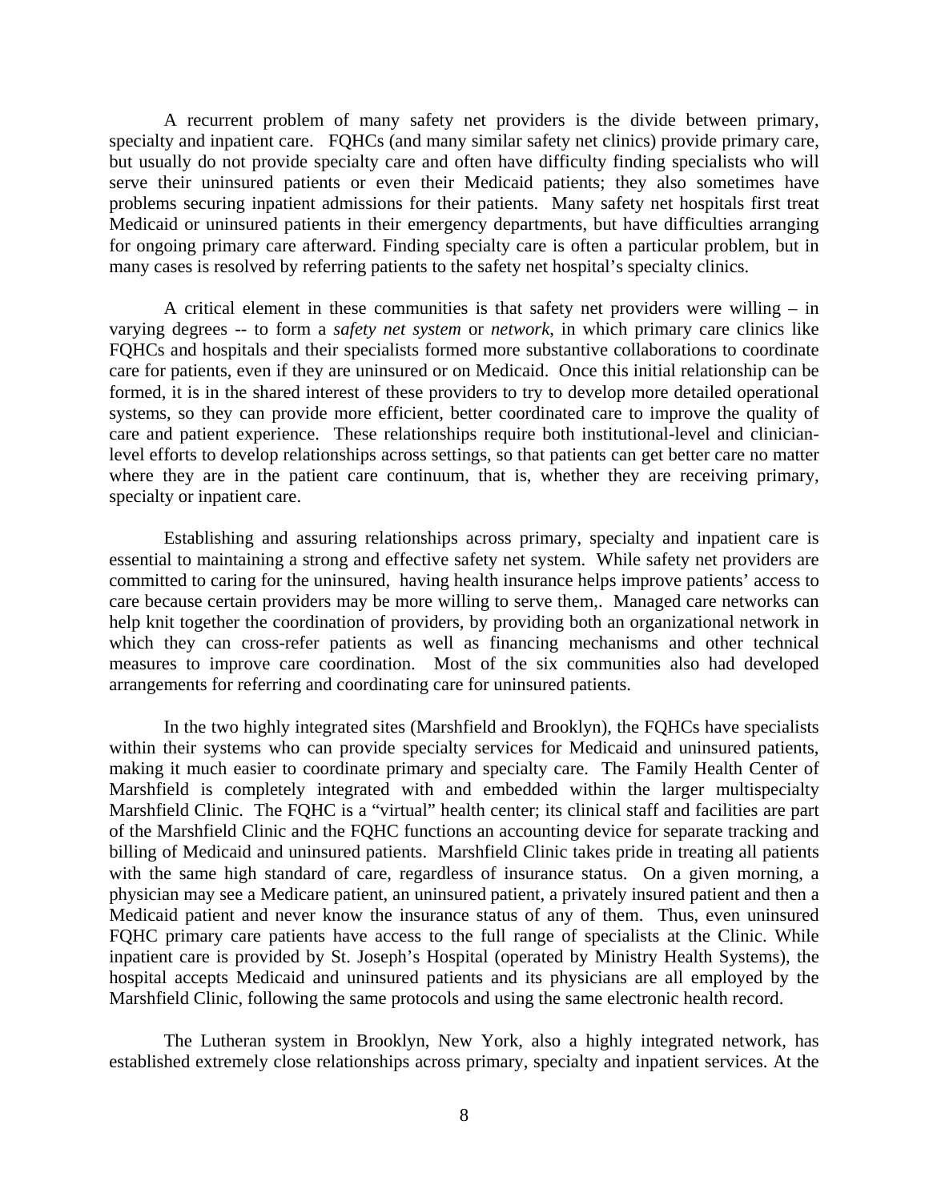A recurrent problem of many safety net providers is the divide between primary, specialty and inpatient care. FQHCs (and many similar safety net clinics) provide primary care, but usually do not provide specialty care and often have difficulty finding specialists who will serve their uninsured patients or even their Medicaid patients; they also sometimes have problems securing inpatient admissions for their patients. Many safety net hospitals first treat Medicaid or uninsured patients in their emergency departments, but have difficulties arranging for ongoing primary care afterward. Finding specialty care is often a particular problem, but in many cases is resolved by referring patients to the safety net hospital's specialty clinics.

A critical element in these communities is that safety net providers were willing – in varying degrees -- to form a *safety net system* or *network*, in which primary care clinics like FQHCs and hospitals and their specialists formed more substantive collaborations to coordinate care for patients, even if they are uninsured or on Medicaid. Once this initial relationship can be formed, it is in the shared interest of these providers to try to develop more detailed operational systems, so they can provide more efficient, better coordinated care to improve the quality of care and patient experience. These relationships require both institutional-level and clinician-level efforts to develop relationships across settings, so that patients can get better care no matter where they are in the patient care continuum, that is, whether they are receiving primary, specialty or inpatient care.

Establishing and assuring relationships across primary, specialty and inpatient care is essential to maintaining a strong and effective safety net system. While safety net providers are committed to caring for the uninsured, having health insurance helps improve patients' access to care because certain providers may be more willing to serve them,. Managed care networks can help knit together the coordination of providers, by providing both an organizational network in which they can cross-refer patients as well as financing mechanisms and other technical measures to improve care coordination. Most of the six communities also had developed arrangements for referring and coordinating care for uninsured patients.

In the two highly integrated sites (Marshfield and Brooklyn), the FQHCs have specialists within their systems who can provide specialty services for Medicaid and uninsured patients, making it much easier to coordinate primary and specialty care. The Family Health Center of Marshfield is completely integrated with and embedded within the larger multispecialty Marshfield Clinic. The FQHC is a "virtual" health center; its clinical staff and facilities are part of the Marshfield Clinic and the FQHC functions an accounting device for separate tracking and billing of Medicaid and uninsured patients. Marshfield Clinic takes pride in treating all patients with the same high standard of care, regardless of insurance status. On a given morning, a physician may see a Medicare patient, an uninsured patient, a privately insured patient and then a Medicaid patient and never know the insurance status of any of them. Thus, even uninsured FQHC primary care patients have access to the full range of specialists at the Clinic. While inpatient care is provided by St. Joseph's Hospital (operated by Ministry Health Systems), the hospital accepts Medicaid and uninsured patients and its physicians are all employed by the Marshfield Clinic, following the same protocols and using the same electronic health record.

The Lutheran system in Brooklyn, New York, also a highly integrated network, has established extremely close relationships across primary, specialty and inpatient services. At the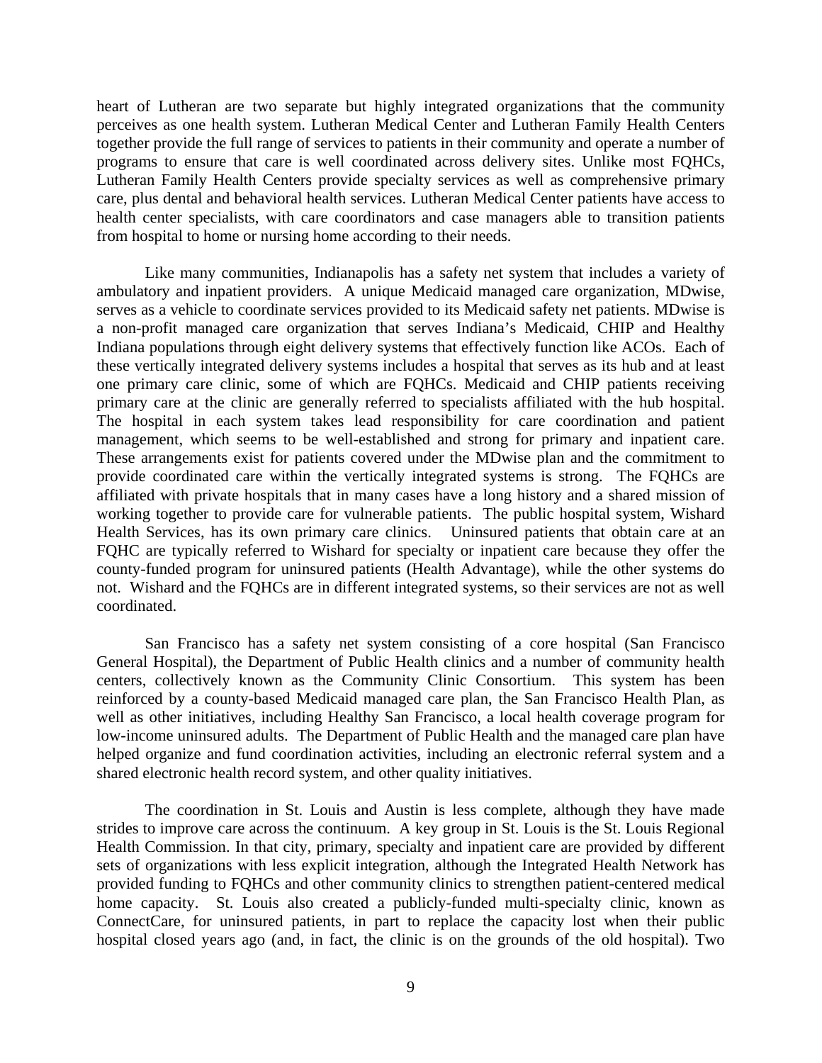heart of Lutheran are two separate but highly integrated organizations that the community perceives as one health system. Lutheran Medical Center and Lutheran Family Health Centers together provide the full range of services to patients in their community and operate a number of programs to ensure that care is well coordinated across delivery sites. Unlike most FQHCs, Lutheran Family Health Centers provide specialty services as well as comprehensive primary care, plus dental and behavioral health services. Lutheran Medical Center patients have access to health center specialists, with care coordinators and case managers able to transition patients from hospital to home or nursing home according to their needs.

Like many communities, Indianapolis has a safety net system that includes a variety of ambulatory and inpatient providers. A unique Medicaid managed care organization, MDwise, serves as a vehicle to coordinate services provided to its Medicaid safety net patients. MDwise is a non-profit managed care organization that serves Indiana's Medicaid, CHIP and Healthy Indiana populations through eight delivery systems that effectively function like ACOs. Each of these vertically integrated delivery systems includes a hospital that serves as its hub and at least one primary care clinic, some of which are FQHCs. Medicaid and CHIP patients receiving primary care at the clinic are generally referred to specialists affiliated with the hub hospital. The hospital in each system takes lead responsibility for care coordination and patient management, which seems to be well-established and strong for primary and inpatient care. These arrangements exist for patients covered under the MDwise plan and the commitment to provide coordinated care within the vertically integrated systems is strong. The FQHCs are affiliated with private hospitals that in many cases have a long history and a shared mission of working together to provide care for vulnerable patients. The public hospital system, Wishard Health Services, has its own primary care clinics. Uninsured patients that obtain care at an FQHC are typically referred to Wishard for specialty or inpatient care because they offer the county-funded program for uninsured patients (Health Advantage), while the other systems do not. Wishard and the FQHCs are in different integrated systems, so their services are not as well coordinated.

San Francisco has a safety net system consisting of a core hospital (San Francisco General Hospital), the Department of Public Health clinics and a number of community health centers, collectively known as the Community Clinic Consortium. This system has been reinforced by a county-based Medicaid managed care plan, the San Francisco Health Plan, as well as other initiatives, including Healthy San Francisco, a local health coverage program for low-income uninsured adults. The Department of Public Health and the managed care plan have helped organize and fund coordination activities, including an electronic referral system and a shared electronic health record system, and other quality initiatives.

The coordination in St. Louis and Austin is less complete, although they have made strides to improve care across the continuum. A key group in St. Louis is the St. Louis Regional Health Commission. In that city, primary, specialty and inpatient care are provided by different sets of organizations with less explicit integration, although the Integrated Health Network has provided funding to FQHCs and other community clinics to strengthen patient-centered medical home capacity. St. Louis also created a publicly-funded multi-specialty clinic, known as ConnectCare, for uninsured patients, in part to replace the capacity lost when their public hospital closed years ago (and, in fact, the clinic is on the grounds of the old hospital). Two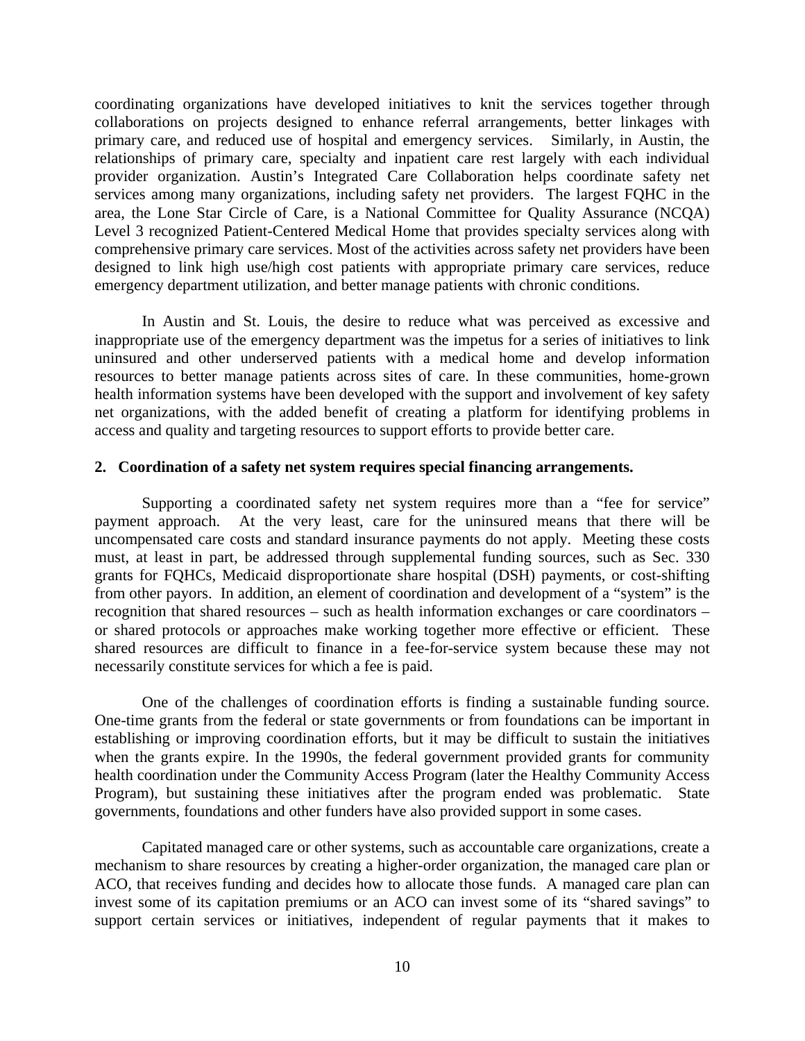coordinating organizations have developed initiatives to knit the services together through collaborations on projects designed to enhance referral arrangements, better linkages with primary care, and reduced use of hospital and emergency services. Similarly, in Austin, the relationships of primary care, specialty and inpatient care rest largely with each individual provider organization. Austin's Integrated Care Collaboration helps coordinate safety net services among many organizations, including safety net providers. The largest FQHC in the area, the Lone Star Circle of Care, is a National Committee for Quality Assurance (NCQA) Level 3 recognized Patient-Centered Medical Home that provides specialty services along with comprehensive primary care services. Most of the activities across safety net providers have been designed to link high use/high cost patients with appropriate primary care services, reduce emergency department utilization, and better manage patients with chronic conditions.

In Austin and St. Louis, the desire to reduce what was perceived as excessive and inappropriate use of the emergency department was the impetus for a series of initiatives to link uninsured and other underserved patients with a medical home and develop information resources to better manage patients across sites of care. In these communities, home-grown health information systems have been developed with the support and involvement of key safety net organizations, with the added benefit of creating a platform for identifying problems in access and quality and targeting resources to support efforts to provide better care.

**2. Coordination of a safety net system requires special financing arrangements.**

Supporting a coordinated safety net system requires more than a "fee for service" payment approach. At the very least, care for the uninsured means that there will be uncompensated care costs and standard insurance payments do not apply. Meeting these costs must, at least in part, be addressed through supplemental funding sources, such as Sec. 330 grants for FQHCs, Medicaid disproportionate share hospital (DSH) payments, or cost-shifting from other payors. In addition, an element of coordination and development of a "system" is the recognition that shared resources – such as health information exchanges or care coordinators – or shared protocols or approaches make working together more effective or efficient. These shared resources are difficult to finance in a fee-for-service system because these may not necessarily constitute services for which a fee is paid.

One of the challenges of coordination efforts is finding a sustainable funding source. One-time grants from the federal or state governments or from foundations can be important in establishing or improving coordination efforts, but it may be difficult to sustain the initiatives when the grants expire. In the 1990s, the federal government provided grants for community health coordination under the Community Access Program (later the Healthy Community Access Program), but sustaining these initiatives after the program ended was problematic. State governments, foundations and other funders have also provided support in some cases.

Capitated managed care or other systems, such as accountable care organizations, create a mechanism to share resources by creating a higher-order organization, the managed care plan or ACO, that receives funding and decides how to allocate those funds. A managed care plan can invest some of its capitation premiums or an ACO can invest some of its "shared savings" to support certain services or initiatives, independent of regular payments that it makes to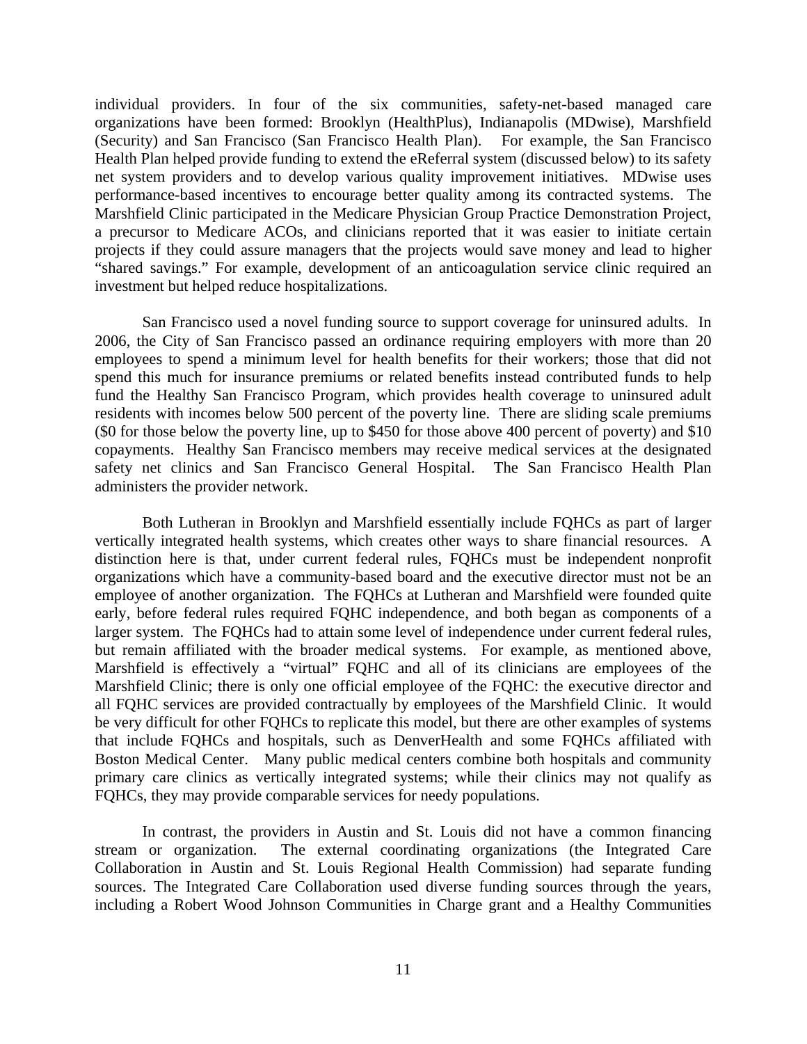individual providers. In four of the six communities, safety-net-based managed care organizations have been formed: Brooklyn (HealthPlus), Indianapolis (MDwise), Marshfield (Security) and San Francisco (San Francisco Health Plan). For example, the San Francisco Health Plan helped provide funding to extend the eReferral system (discussed below) to its safety net system providers and to develop various quality improvement initiatives. MDwise uses performance-based incentives to encourage better quality among its contracted systems. The Marshfield Clinic participated in the Medicare Physician Group Practice Demonstration Project, a precursor to Medicare ACOs, and clinicians reported that it was easier to initiate certain projects if they could assure managers that the projects would save money and lead to higher "shared savings." For example, development of an anticoagulation service clinic required an investment but helped reduce hospitalizations.

San Francisco used a novel funding source to support coverage for uninsured adults. In 2006, the City of San Francisco passed an ordinance requiring employers with more than 20 employees to spend a minimum level for health benefits for their workers; those that did not spend this much for insurance premiums or related benefits instead contributed funds to help fund the Healthy San Francisco Program, which provides health coverage to uninsured adult residents with incomes below 500 percent of the poverty line. There are sliding scale premiums ($0 for those below the poverty line, up to $450 for those above 400 percent of poverty) and $10 copayments. Healthy San Francisco members may receive medical services at the designated safety net clinics and San Francisco General Hospital. The San Francisco Health Plan administers the provider network.

Both Lutheran in Brooklyn and Marshfield essentially include FQHCs as part of larger vertically integrated health systems, which creates other ways to share financial resources. A distinction here is that, under current federal rules, FQHCs must be independent nonprofit organizations which have a community-based board and the executive director must not be an employee of another organization. The FQHCs at Lutheran and Marshfield were founded quite early, before federal rules required FQHC independence, and both began as components of a larger system. The FQHCs had to attain some level of independence under current federal rules, but remain affiliated with the broader medical systems. For example, as mentioned above, Marshfield is effectively a "virtual" FQHC and all of its clinicians are employees of the Marshfield Clinic; there is only one official employee of the FQHC: the executive director and all FQHC services are provided contractually by employees of the Marshfield Clinic. It would be very difficult for other FQHCs to replicate this model, but there are other examples of systems that include FQHCs and hospitals, such as DenverHealth and some FQHCs affiliated with Boston Medical Center. Many public medical centers combine both hospitals and community primary care clinics as vertically integrated systems; while their clinics may not qualify as FQHCs, they may provide comparable services for needy populations.

In contrast, the providers in Austin and St. Louis did not have a common financing stream or organization. The external coordinating organizations (the Integrated Care Collaboration in Austin and St. Louis Regional Health Commission) had separate funding sources. The Integrated Care Collaboration used diverse funding sources through the years, including a Robert Wood Johnson Communities in Charge grant and a Healthy Communities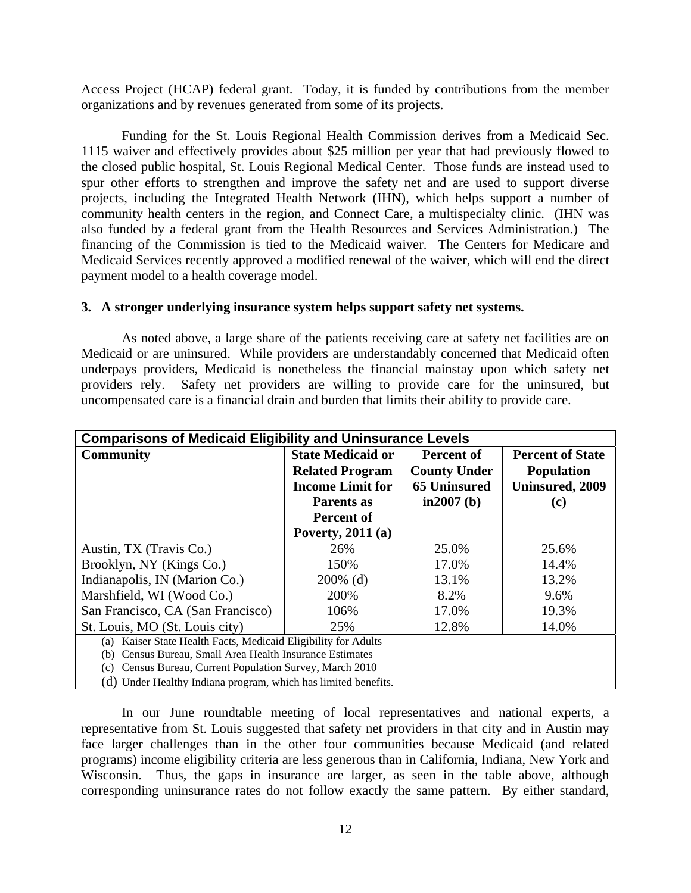Access Project (HCAP) federal grant. Today, it is funded by contributions from the member organizations and by revenues generated from some of its projects.

Funding for the St. Louis Regional Health Commission derives from a Medicaid Sec. 1115 waiver and effectively provides about $25 million per year that had previously flowed to the closed public hospital, St. Louis Regional Medical Center. Those funds are instead used to spur other efforts to strengthen and improve the safety net and are used to support diverse projects, including the Integrated Health Network (IHN), which helps support a number of community health centers in the region, and Connect Care, a multispecialty clinic. (IHN was also funded by a federal grant from the Health Resources and Services Administration.) The financing of the Commission is tied to the Medicaid waiver. The Centers for Medicare and Medicaid Services recently approved a modified renewal of the waiver, which will end the direct payment model to a health coverage model.

**3. A stronger underlying insurance system helps support safety net systems.**

As noted above, a large share of the patients receiving care at safety net facilities are on Medicaid or are uninsured. While providers are understandably concerned that Medicaid often underpays providers, Medicaid is nonetheless the financial mainstay upon which safety net providers rely. Safety net providers are willing to provide care for the uninsured, but uncompensated care is a financial drain and burden that limits their ability to provide care.

**Comparisons of Medicaid Eligibility and Uninsurance Levels**

| Community | State Medicaid or Related Program Income Limit for Parents as Percent of Poverty, 2011 (a) | Percent of County Under 65 Uninsured in2007 (b) | Percent of State Population Uninsured, 2009 (c) |
|---|---|---|---|
| Austin, TX (Travis Co.) | 26% | 25.0% | 25.6% |
| Brooklyn, NY (Kings Co.) | 150% | 17.0% | 14.4% |
| Indianapolis, IN (Marion Co.) | 200% (d) | 13.1% | 13.2% |
| Marshfield, WI (Wood Co.) | 200% | 8.2% | 9.6% |
| San Francisco, CA (San Francisco) | 106% | 17.0% | 19.3% |
| St. Louis, MO (St. Louis city) | 25% | 12.8% | 14.0% |

(a) Kaiser State Health Facts, Medicaid Eligibility for Adults
(b) Census Bureau, Small Area Health Insurance Estimates
(c) Census Bureau, Current Population Survey, March 2010
(d) Under Healthy Indiana program, which has limited benefits.

In our June roundtable meeting of local representatives and national experts, a representative from St. Louis suggested that safety net providers in that city and in Austin may face larger challenges than in the other four communities because Medicaid (and related programs) income eligibility criteria are less generous than in California, Indiana, New York and Wisconsin. Thus, the gaps in insurance are larger, as seen in the table above, although corresponding uninsurance rates do not follow exactly the same pattern. By either standard,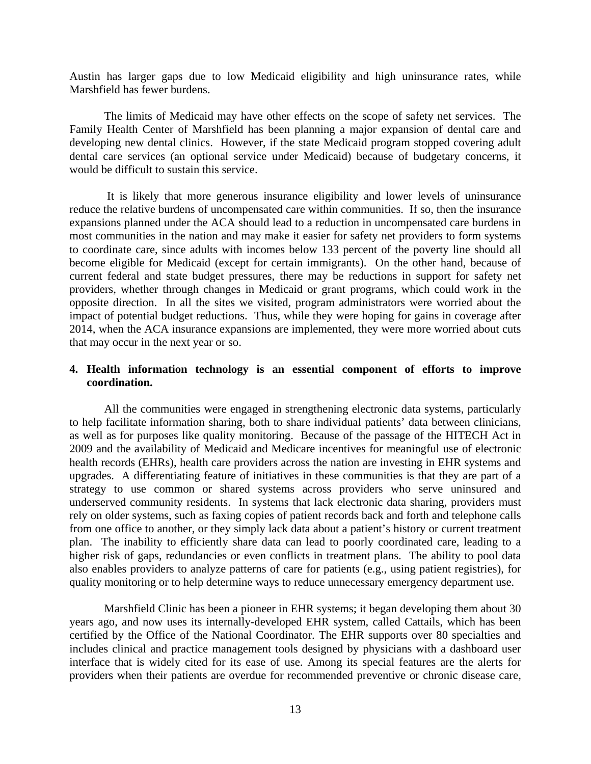Austin has larger gaps due to low Medicaid eligibility and high uninsurance rates, while Marshfield has fewer burdens.

The limits of Medicaid may have other effects on the scope of safety net services. The Family Health Center of Marshfield has been planning a major expansion of dental care and developing new dental clinics. However, if the state Medicaid program stopped covering adult dental care services (an optional service under Medicaid) because of budgetary concerns, it would be difficult to sustain this service.

It is likely that more generous insurance eligibility and lower levels of uninsurance reduce the relative burdens of uncompensated care within communities. If so, then the insurance expansions planned under the ACA should lead to a reduction in uncompensated care burdens in most communities in the nation and may make it easier for safety net providers to form systems to coordinate care, since adults with incomes below 133 percent of the poverty line should all become eligible for Medicaid (except for certain immigrants). On the other hand, because of current federal and state budget pressures, there may be reductions in support for safety net providers, whether through changes in Medicaid or grant programs, which could work in the opposite direction. In all the sites we visited, program administrators were worried about the impact of potential budget reductions. Thus, while they were hoping for gains in coverage after 2014, when the ACA insurance expansions are implemented, they were more worried about cuts that may occur in the next year or so.

**4. Health information technology is an essential component of efforts to improve coordination.**

All the communities were engaged in strengthening electronic data systems, particularly to help facilitate information sharing, both to share individual patients' data between clinicians, as well as for purposes like quality monitoring. Because of the passage of the HITECH Act in 2009 and the availability of Medicaid and Medicare incentives for meaningful use of electronic health records (EHRs), health care providers across the nation are investing in EHR systems and upgrades. A differentiating feature of initiatives in these communities is that they are part of a strategy to use common or shared systems across providers who serve uninsured and underserved community residents. In systems that lack electronic data sharing, providers must rely on older systems, such as faxing copies of patient records back and forth and telephone calls from one office to another, or they simply lack data about a patient's history or current treatment plan. The inability to efficiently share data can lead to poorly coordinated care, leading to a higher risk of gaps, redundancies or even conflicts in treatment plans. The ability to pool data also enables providers to analyze patterns of care for patients (e.g., using patient registries), for quality monitoring or to help determine ways to reduce unnecessary emergency department use.

Marshfield Clinic has been a pioneer in EHR systems; it began developing them about 30 years ago, and now uses its internally-developed EHR system, called Cattails, which has been certified by the Office of the National Coordinator. The EHR supports over 80 specialties and includes clinical and practice management tools designed by physicians with a dashboard user interface that is widely cited for its ease of use. Among its special features are the alerts for providers when their patients are overdue for recommended preventive or chronic disease care,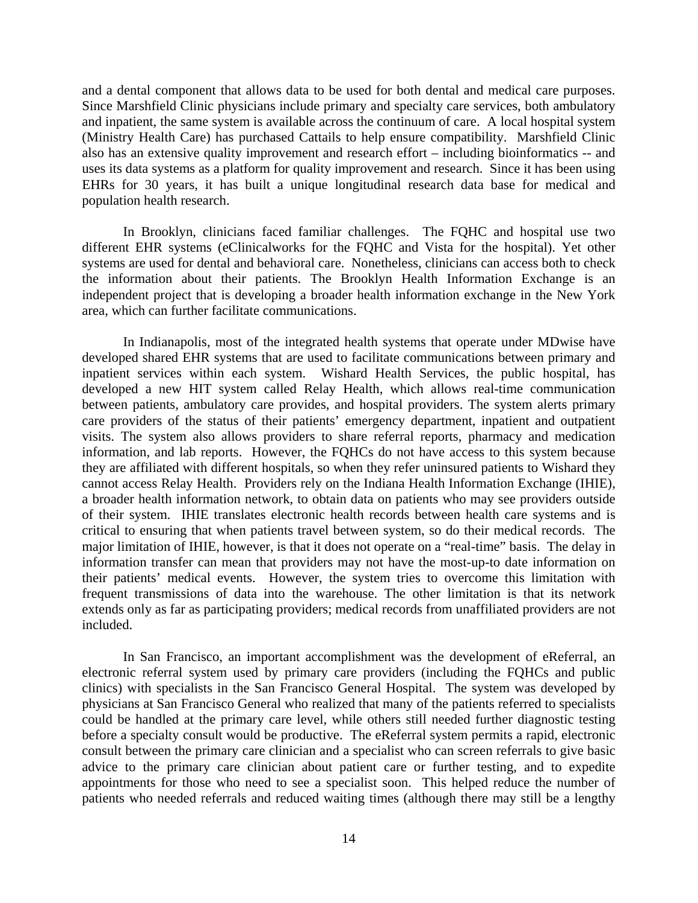and a dental component that allows data to be used for both dental and medical care purposes. Since Marshfield Clinic physicians include primary and specialty care services, both ambulatory and inpatient, the same system is available across the continuum of care. A local hospital system (Ministry Health Care) has purchased Cattails to help ensure compatibility. Marshfield Clinic also has an extensive quality improvement and research effort – including bioinformatics -- and uses its data systems as a platform for quality improvement and research. Since it has been using EHRs for 30 years, it has built a unique longitudinal research data base for medical and population health research.

In Brooklyn, clinicians faced familiar challenges. The FQHC and hospital use two different EHR systems (eClinicalworks for the FQHC and Vista for the hospital). Yet other systems are used for dental and behavioral care. Nonetheless, clinicians can access both to check the information about their patients. The Brooklyn Health Information Exchange is an independent project that is developing a broader health information exchange in the New York area, which can further facilitate communications.

In Indianapolis, most of the integrated health systems that operate under MDwise have developed shared EHR systems that are used to facilitate communications between primary and inpatient services within each system. Wishard Health Services, the public hospital, has developed a new HIT system called Relay Health, which allows real-time communication between patients, ambulatory care provides, and hospital providers. The system alerts primary care providers of the status of their patients' emergency department, inpatient and outpatient visits. The system also allows providers to share referral reports, pharmacy and medication information, and lab reports. However, the FQHCs do not have access to this system because they are affiliated with different hospitals, so when they refer uninsured patients to Wishard they cannot access Relay Health. Providers rely on the Indiana Health Information Exchange (IHIE), a broader health information network, to obtain data on patients who may see providers outside of their system. IHIE translates electronic health records between health care systems and is critical to ensuring that when patients travel between system, so do their medical records. The major limitation of IHIE, however, is that it does not operate on a "real-time" basis. The delay in information transfer can mean that providers may not have the most-up-to date information on their patients' medical events. However, the system tries to overcome this limitation with frequent transmissions of data into the warehouse. The other limitation is that its network extends only as far as participating providers; medical records from unaffiliated providers are not included.

In San Francisco, an important accomplishment was the development of eReferral, an electronic referral system used by primary care providers (including the FQHCs and public clinics) with specialists in the San Francisco General Hospital. The system was developed by physicians at San Francisco General who realized that many of the patients referred to specialists could be handled at the primary care level, while others still needed further diagnostic testing before a specialty consult would be productive. The eReferral system permits a rapid, electronic consult between the primary care clinician and a specialist who can screen referrals to give basic advice to the primary care clinician about patient care or further testing, and to expedite appointments for those who need to see a specialist soon. This helped reduce the number of patients who needed referrals and reduced waiting times (although there may still be a lengthy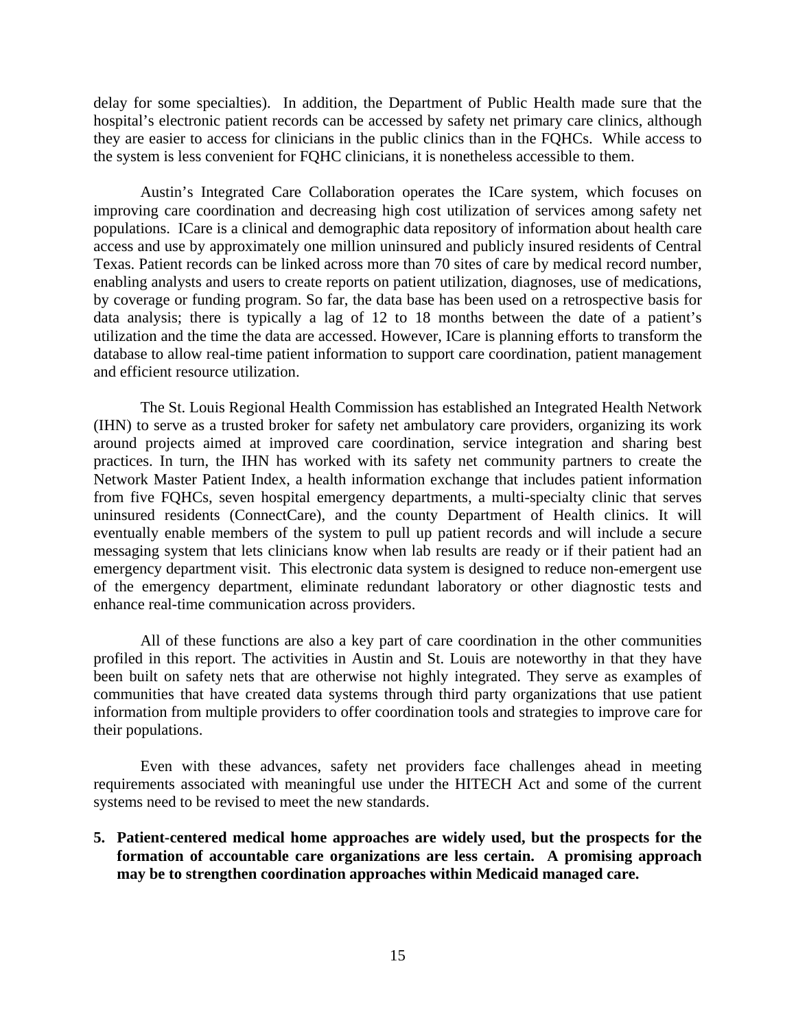delay for some specialties). In addition, the Department of Public Health made sure that the hospital's electronic patient records can be accessed by safety net primary care clinics, although they are easier to access for clinicians in the public clinics than in the FQHCs. While access to the system is less convenient for FQHC clinicians, it is nonetheless accessible to them.

Austin's Integrated Care Collaboration operates the ICare system, which focuses on improving care coordination and decreasing high cost utilization of services among safety net populations. ICare is a clinical and demographic data repository of information about health care access and use by approximately one million uninsured and publicly insured residents of Central Texas. Patient records can be linked across more than 70 sites of care by medical record number, enabling analysts and users to create reports on patient utilization, diagnoses, use of medications, by coverage or funding program. So far, the data base has been used on a retrospective basis for data analysis; there is typically a lag of 12 to 18 months between the date of a patient's utilization and the time the data are accessed. However, ICare is planning efforts to transform the database to allow real-time patient information to support care coordination, patient management and efficient resource utilization.

The St. Louis Regional Health Commission has established an Integrated Health Network (IHN) to serve as a trusted broker for safety net ambulatory care providers, organizing its work around projects aimed at improved care coordination, service integration and sharing best practices. In turn, the IHN has worked with its safety net community partners to create the Network Master Patient Index, a health information exchange that includes patient information from five FQHCs, seven hospital emergency departments, a multi-specialty clinic that serves uninsured residents (ConnectCare), and the county Department of Health clinics. It will eventually enable members of the system to pull up patient records and will include a secure messaging system that lets clinicians know when lab results are ready or if their patient had an emergency department visit. This electronic data system is designed to reduce non-emergent use of the emergency department, eliminate redundant laboratory or other diagnostic tests and enhance real-time communication across providers.

All of these functions are also a key part of care coordination in the other communities profiled in this report. The activities in Austin and St. Louis are noteworthy in that they have been built on safety nets that are otherwise not highly integrated. They serve as examples of communities that have created data systems through third party organizations that use patient information from multiple providers to offer coordination tools and strategies to improve care for their populations.

Even with these advances, safety net providers face challenges ahead in meeting requirements associated with meaningful use under the HITECH Act and some of the current systems need to be revised to meet the new standards.

5. **Patient-centered medical home approaches are widely used, but the prospects for the formation of accountable care organizations are less certain. A promising approach may be to strengthen coordination approaches within Medicaid managed care.**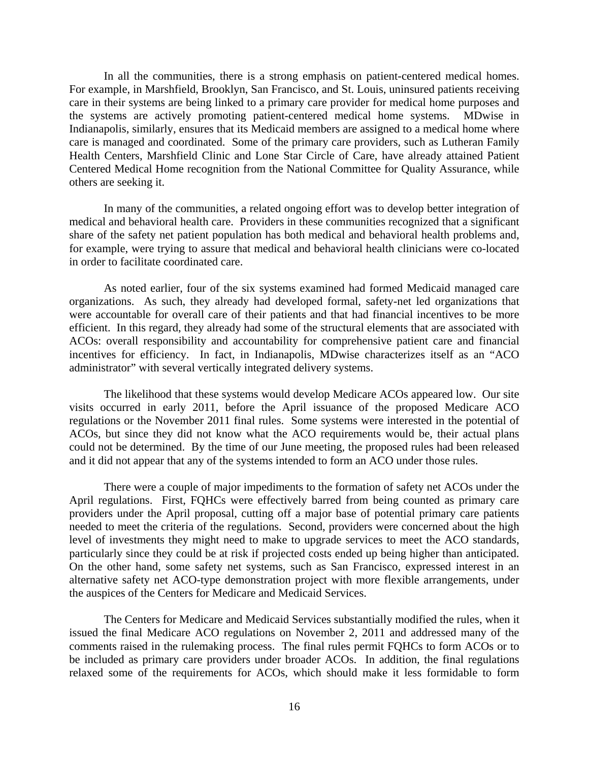In all the communities, there is a strong emphasis on patient-centered medical homes. For example, in Marshfield, Brooklyn, San Francisco, and St. Louis, uninsured patients receiving care in their systems are being linked to a primary care provider for medical home purposes and the systems are actively promoting patient-centered medical home systems. MDwise in Indianapolis, similarly, ensures that its Medicaid members are assigned to a medical home where care is managed and coordinated. Some of the primary care providers, such as Lutheran Family Health Centers, Marshfield Clinic and Lone Star Circle of Care, have already attained Patient Centered Medical Home recognition from the National Committee for Quality Assurance, while others are seeking it.

In many of the communities, a related ongoing effort was to develop better integration of medical and behavioral health care. Providers in these communities recognized that a significant share of the safety net patient population has both medical and behavioral health problems and, for example, were trying to assure that medical and behavioral health clinicians were co-located in order to facilitate coordinated care.

As noted earlier, four of the six systems examined had formed Medicaid managed care organizations. As such, they already had developed formal, safety-net led organizations that were accountable for overall care of their patients and that had financial incentives to be more efficient. In this regard, they already had some of the structural elements that are associated with ACOs: overall responsibility and accountability for comprehensive patient care and financial incentives for efficiency. In fact, in Indianapolis, MDwise characterizes itself as an "ACO administrator" with several vertically integrated delivery systems.

The likelihood that these systems would develop Medicare ACOs appeared low. Our site visits occurred in early 2011, before the April issuance of the proposed Medicare ACO regulations or the November 2011 final rules. Some systems were interested in the potential of ACOs, but since they did not know what the ACO requirements would be, their actual plans could not be determined. By the time of our June meeting, the proposed rules had been released and it did not appear that any of the systems intended to form an ACO under those rules.

There were a couple of major impediments to the formation of safety net ACOs under the April regulations. First, FQHCs were effectively barred from being counted as primary care providers under the April proposal, cutting off a major base of potential primary care patients needed to meet the criteria of the regulations. Second, providers were concerned about the high level of investments they might need to make to upgrade services to meet the ACO standards, particularly since they could be at risk if projected costs ended up being higher than anticipated. On the other hand, some safety net systems, such as San Francisco, expressed interest in an alternative safety net ACO-type demonstration project with more flexible arrangements, under the auspices of the Centers for Medicare and Medicaid Services.

The Centers for Medicare and Medicaid Services substantially modified the rules, when it issued the final Medicare ACO regulations on November 2, 2011 and addressed many of the comments raised in the rulemaking process. The final rules permit FQHCs to form ACOs or to be included as primary care providers under broader ACOs. In addition, the final regulations relaxed some of the requirements for ACOs, which should make it less formidable to form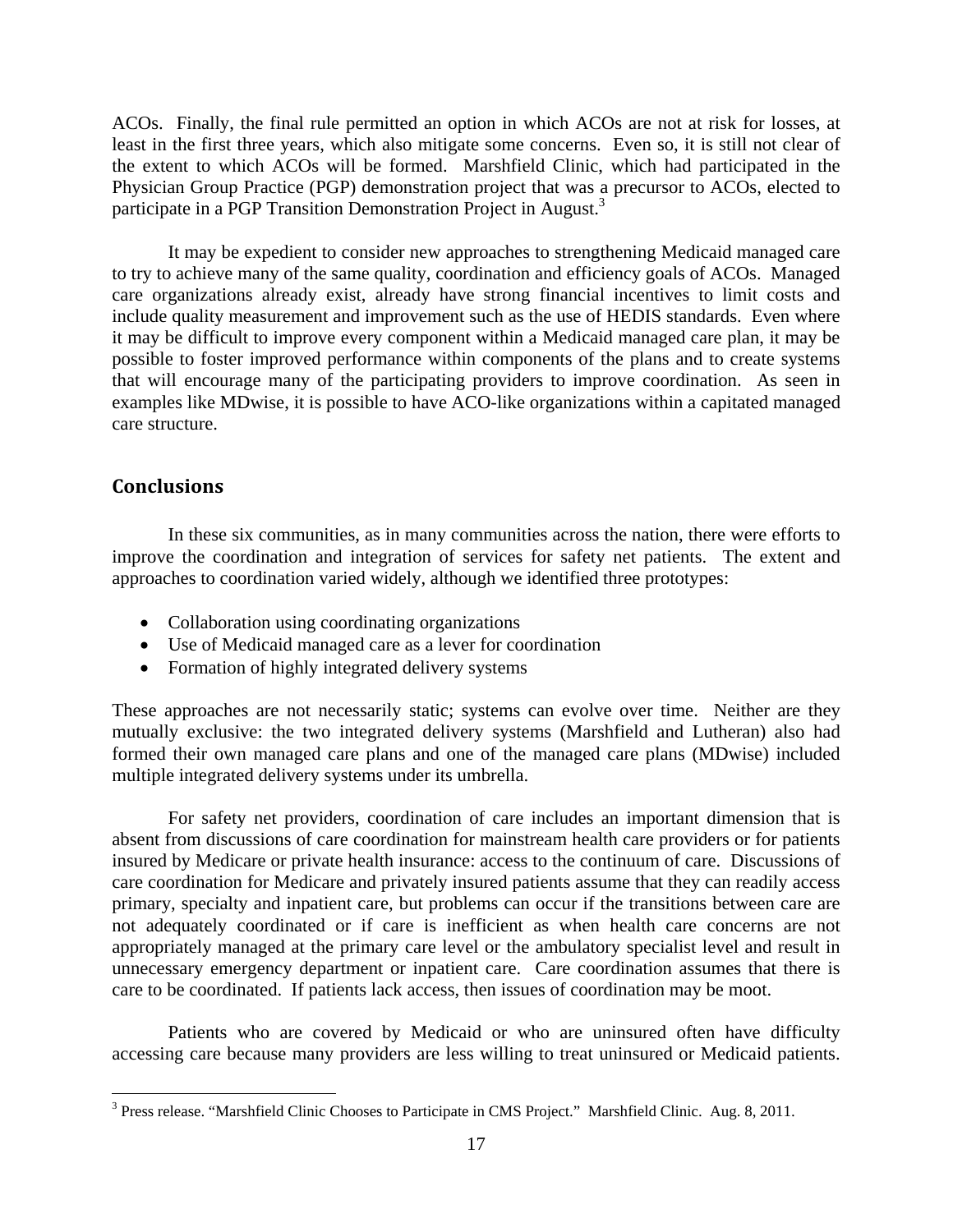ACOs. Finally, the final rule permitted an option in which ACOs are not at risk for losses, at least in the first three years, which also mitigate some concerns. Even so, it is still not clear of the extent to which ACOs will be formed. Marshfield Clinic, which had participated in the Physician Group Practice (PGP) demonstration project that was a precursor to ACOs, elected to participate in a PGP Transition Demonstration Project in August.[3]

It may be expedient to consider new approaches to strengthening Medicaid managed care to try to achieve many of the same quality, coordination and efficiency goals of ACOs. Managed care organizations already exist, already have strong financial incentives to limit costs and include quality measurement and improvement such as the use of HEDIS standards. Even where it may be difficult to improve every component within a Medicaid managed care plan, it may be possible to foster improved performance within components of the plans and to create systems that will encourage many of the participating providers to improve coordination. As seen in examples like MDwise, it is possible to have ACO-like organizations within a capitated managed care structure.

## Conclusions

In these six communities, as in many communities across the nation, there were efforts to improve the coordination and integration of services for safety net patients. The extent and approaches to coordination varied widely, although we identified three prototypes:

- Collaboration using coordinating organizations
- Use of Medicaid managed care as a lever for coordination
- Formation of highly integrated delivery systems

These approaches are not necessarily static; systems can evolve over time. Neither are they mutually exclusive: the two integrated delivery systems (Marshfield and Lutheran) also had formed their own managed care plans and one of the managed care plans (MDwise) included multiple integrated delivery systems under its umbrella.

For safety net providers, coordination of care includes an important dimension that is absent from discussions of care coordination for mainstream health care providers or for patients insured by Medicare or private health insurance: access to the continuum of care. Discussions of care coordination for Medicare and privately insured patients assume that they can readily access primary, specialty and inpatient care, but problems can occur if the transitions between care are not adequately coordinated or if care is inefficient as when health care concerns are not appropriately managed at the primary care level or the ambulatory specialist level and result in unnecessary emergency department or inpatient care. Care coordination assumes that there is care to be coordinated. If patients lack access, then issues of coordination may be moot.

Patients who are covered by Medicaid or who are uninsured often have difficulty accessing care because many providers are less willing to treat uninsured or Medicaid patients.

[3] Press release. "Marshfield Clinic Chooses to Participate in CMS Project." Marshfield Clinic. Aug. 8, 2011.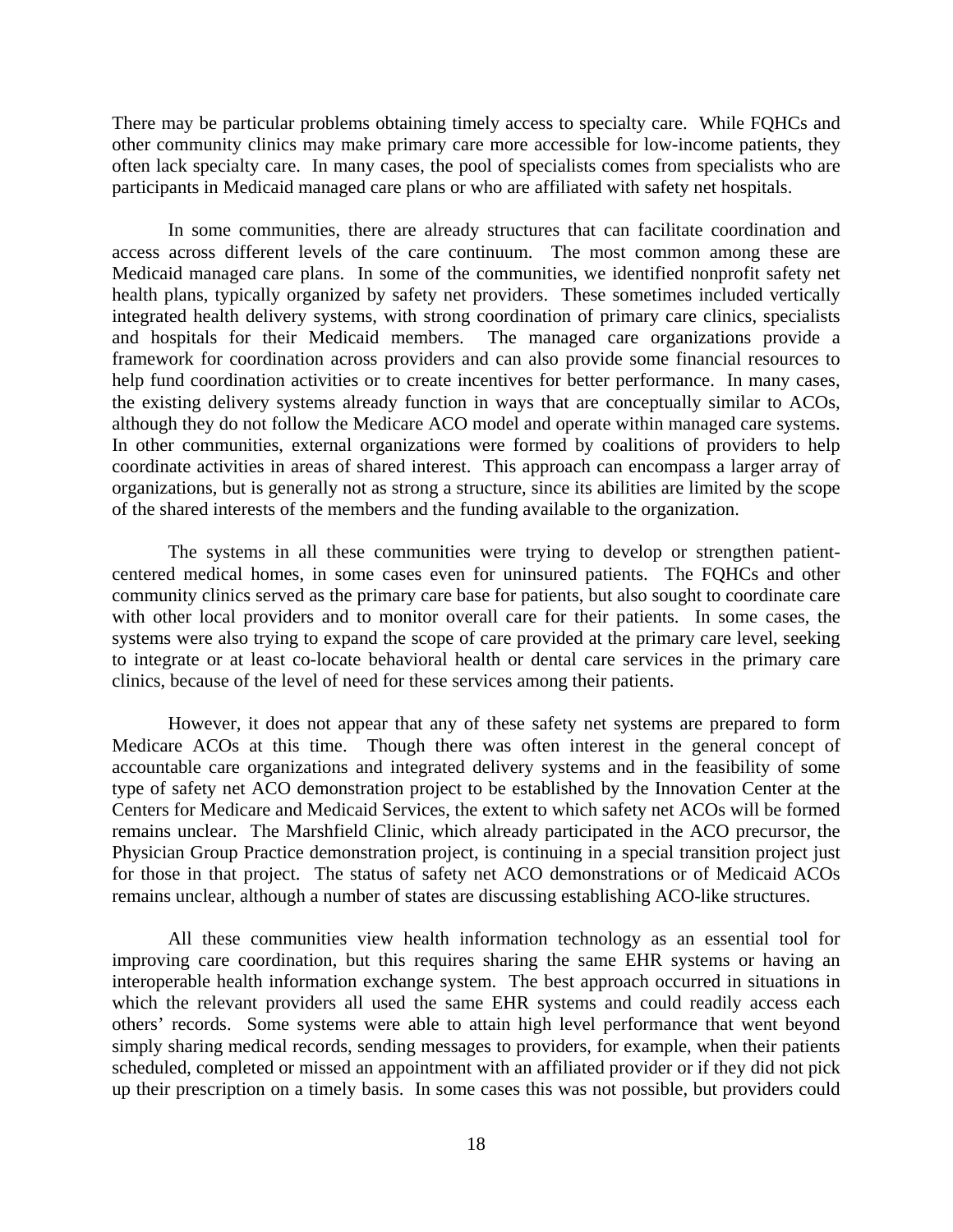There may be particular problems obtaining timely access to specialty care. While FQHCs and other community clinics may make primary care more accessible for low-income patients, they often lack specialty care. In many cases, the pool of specialists comes from specialists who are participants in Medicaid managed care plans or who are affiliated with safety net hospitals.

In some communities, there are already structures that can facilitate coordination and access across different levels of the care continuum. The most common among these are Medicaid managed care plans. In some of the communities, we identified nonprofit safety net health plans, typically organized by safety net providers. These sometimes included vertically integrated health delivery systems, with strong coordination of primary care clinics, specialists and hospitals for their Medicaid members. The managed care organizations provide a framework for coordination across providers and can also provide some financial resources to help fund coordination activities or to create incentives for better performance. In many cases, the existing delivery systems already function in ways that are conceptually similar to ACOs, although they do not follow the Medicare ACO model and operate within managed care systems. In other communities, external organizations were formed by coalitions of providers to help coordinate activities in areas of shared interest. This approach can encompass a larger array of organizations, but is generally not as strong a structure, since its abilities are limited by the scope of the shared interests of the members and the funding available to the organization.

The systems in all these communities were trying to develop or strengthen patient-centered medical homes, in some cases even for uninsured patients. The FQHCs and other community clinics served as the primary care base for patients, but also sought to coordinate care with other local providers and to monitor overall care for their patients. In some cases, the systems were also trying to expand the scope of care provided at the primary care level, seeking to integrate or at least co-locate behavioral health or dental care services in the primary care clinics, because of the level of need for these services among their patients.

However, it does not appear that any of these safety net systems are prepared to form Medicare ACOs at this time. Though there was often interest in the general concept of accountable care organizations and integrated delivery systems and in the feasibility of some type of safety net ACO demonstration project to be established by the Innovation Center at the Centers for Medicare and Medicaid Services, the extent to which safety net ACOs will be formed remains unclear. The Marshfield Clinic, which already participated in the ACO precursor, the Physician Group Practice demonstration project, is continuing in a special transition project just for those in that project. The status of safety net ACO demonstrations or of Medicaid ACOs remains unclear, although a number of states are discussing establishing ACO-like structures.

All these communities view health information technology as an essential tool for improving care coordination, but this requires sharing the same EHR systems or having an interoperable health information exchange system. The best approach occurred in situations in which the relevant providers all used the same EHR systems and could readily access each others' records. Some systems were able to attain high level performance that went beyond simply sharing medical records, sending messages to providers, for example, when their patients scheduled, completed or missed an appointment with an affiliated provider or if they did not pick up their prescription on a timely basis. In some cases this was not possible, but providers could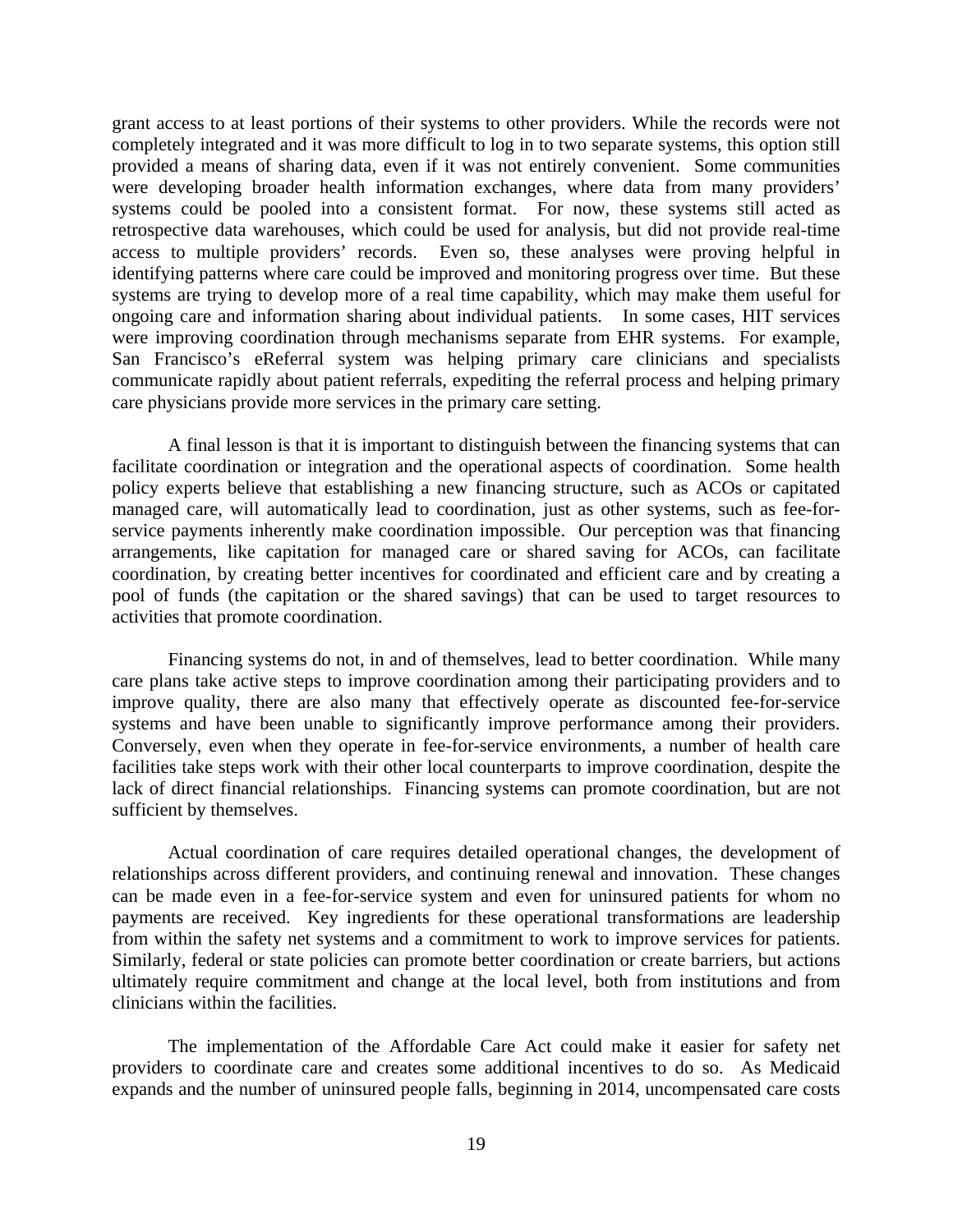grant access to at least portions of their systems to other providers. While the records were not completely integrated and it was more difficult to log in to two separate systems, this option still provided a means of sharing data, even if it was not entirely convenient. Some communities were developing broader health information exchanges, where data from many providers' systems could be pooled into a consistent format. For now, these systems still acted as retrospective data warehouses, which could be used for analysis, but did not provide real-time access to multiple providers' records. Even so, these analyses were proving helpful in identifying patterns where care could be improved and monitoring progress over time. But these systems are trying to develop more of a real time capability, which may make them useful for ongoing care and information sharing about individual patients. In some cases, HIT services were improving coordination through mechanisms separate from EHR systems. For example, San Francisco's eReferral system was helping primary care clinicians and specialists communicate rapidly about patient referrals, expediting the referral process and helping primary care physicians provide more services in the primary care setting.

A final lesson is that it is important to distinguish between the financing systems that can facilitate coordination or integration and the operational aspects of coordination. Some health policy experts believe that establishing a new financing structure, such as ACOs or capitated managed care, will automatically lead to coordination, just as other systems, such as fee-for-service payments inherently make coordination impossible. Our perception was that financing arrangements, like capitation for managed care or shared saving for ACOs, can facilitate coordination, by creating better incentives for coordinated and efficient care and by creating a pool of funds (the capitation or the shared savings) that can be used to target resources to activities that promote coordination.

Financing systems do not, in and of themselves, lead to better coordination. While many care plans take active steps to improve coordination among their participating providers and to improve quality, there are also many that effectively operate as discounted fee-for-service systems and have been unable to significantly improve performance among their providers. Conversely, even when they operate in fee-for-service environments, a number of health care facilities take steps work with their other local counterparts to improve coordination, despite the lack of direct financial relationships. Financing systems can promote coordination, but are not sufficient by themselves.

Actual coordination of care requires detailed operational changes, the development of relationships across different providers, and continuing renewal and innovation. These changes can be made even in a fee-for-service system and even for uninsured patients for whom no payments are received. Key ingredients for these operational transformations are leadership from within the safety net systems and a commitment to work to improve services for patients. Similarly, federal or state policies can promote better coordination or create barriers, but actions ultimately require commitment and change at the local level, both from institutions and from clinicians within the facilities.

The implementation of the Affordable Care Act could make it easier for safety net providers to coordinate care and creates some additional incentives to do so. As Medicaid expands and the number of uninsured people falls, beginning in 2014, uncompensated care costs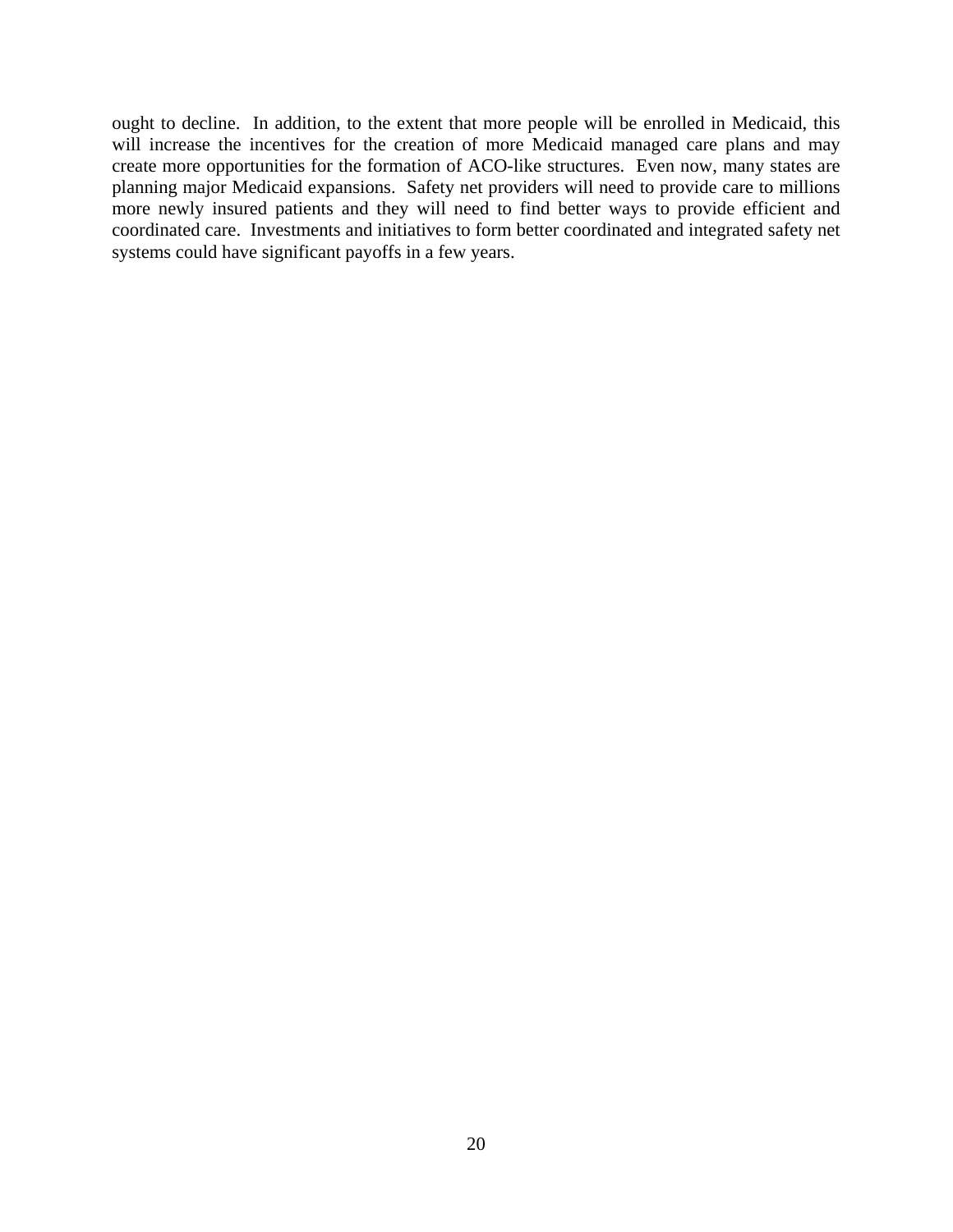ought to decline. In addition, to the extent that more people will be enrolled in Medicaid, this will increase the incentives for the creation of more Medicaid managed care plans and may create more opportunities for the formation of ACO-like structures. Even now, many states are planning major Medicaid expansions. Safety net providers will need to provide care to millions more newly insured patients and they will need to find better ways to provide efficient and coordinated care. Investments and initiatives to form better coordinated and integrated safety net systems could have significant payoffs in a few years.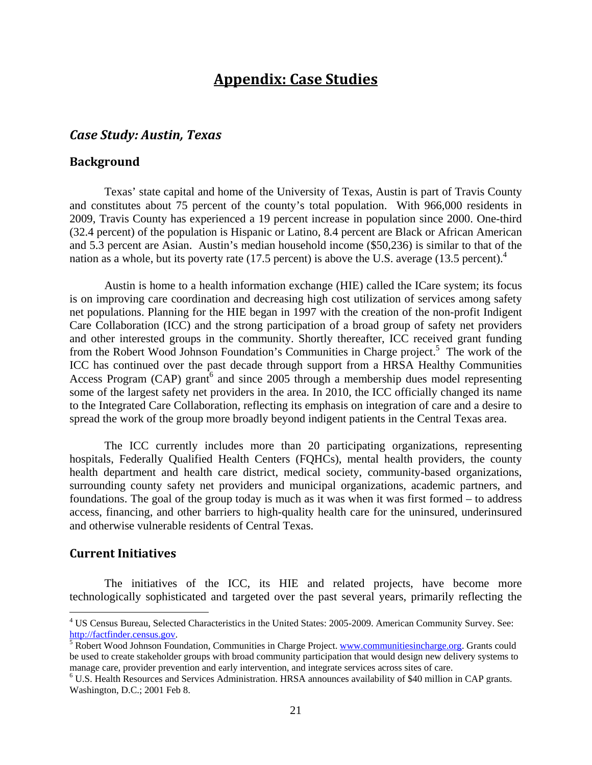# Appendix: Case Studies

## *Case Study: Austin, Texas*

### Background

Texas' state capital and home of the University of Texas, Austin is part of Travis County and constitutes about 75 percent of the county's total population. With 966,000 residents in 2009, Travis County has experienced a 19 percent increase in population since 2000. One-third (32.4 percent) of the population is Hispanic or Latino, 8.4 percent are Black or African American and 5.3 percent are Asian. Austin's median household income ($50,236) is similar to that of the nation as a whole, but its poverty rate (17.5 percent) is above the U.S. average (13.5 percent).[4]

Austin is home to a health information exchange (HIE) called the ICare system; its focus is on improving care coordination and decreasing high cost utilization of services among safety net populations. Planning for the HIE began in 1997 with the creation of the non-profit Indigent Care Collaboration (ICC) and the strong participation of a broad group of safety net providers and other interested groups in the community. Shortly thereafter, ICC received grant funding from the Robert Wood Johnson Foundation's Communities in Charge project.[5] The work of the ICC has continued over the past decade through support from a HRSA Healthy Communities Access Program (CAP) grant[6] and since 2005 through a membership dues model representing some of the largest safety net providers in the area. In 2010, the ICC officially changed its name to the Integrated Care Collaboration, reflecting its emphasis on integration of care and a desire to spread the work of the group more broadly beyond indigent patients in the Central Texas area.

The ICC currently includes more than 20 participating organizations, representing hospitals, Federally Qualified Health Centers (FQHCs), mental health providers, the county health department and health care district, medical society, community-based organizations, surrounding county safety net providers and municipal organizations, academic partners, and foundations. The goal of the group today is much as it was when it was first formed – to address access, financing, and other barriers to high-quality health care for the uninsured, underinsured and otherwise vulnerable residents of Central Texas.

### Current Initiatives

The initiatives of the ICC, its HIE and related projects, have become more technologically sophisticated and targeted over the past several years, primarily reflecting the

---

[4] US Census Bureau, Selected Characteristics in the United States: 2005-2009. American Community Survey. See: http://factfinder.census.gov.

[5] Robert Wood Johnson Foundation, Communities in Charge Project. www.communitiesincharge.org. Grants could be used to create stakeholder groups with broad community participation that would design new delivery systems to manage care, provider prevention and early intervention, and integrate services across sites of care.

[6] U.S. Health Resources and Services Administration. HRSA announces availability of $40 million in CAP grants. Washington, D.C.; 2001 Feb 8.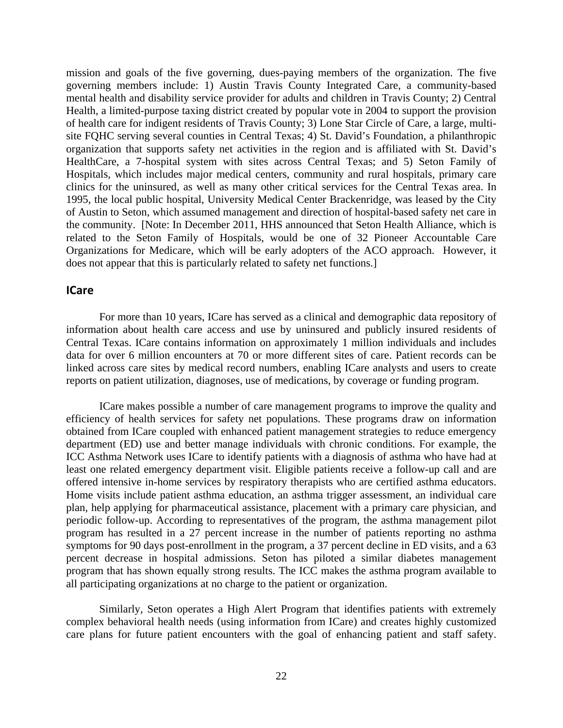mission and goals of the five governing, dues-paying members of the organization. The five governing members include: 1) Austin Travis County Integrated Care, a community-based mental health and disability service provider for adults and children in Travis County; 2) Central Health, a limited-purpose taxing district created by popular vote in 2004 to support the provision of health care for indigent residents of Travis County; 3) Lone Star Circle of Care, a large, multi-site FQHC serving several counties in Central Texas; 4) St. David's Foundation, a philanthropic organization that supports safety net activities in the region and is affiliated with St. David's HealthCare, a 7-hospital system with sites across Central Texas; and 5) Seton Family of Hospitals, which includes major medical centers, community and rural hospitals, primary care clinics for the uninsured, as well as many other critical services for the Central Texas area. In 1995, the local public hospital, University Medical Center Brackenridge, was leased by the City of Austin to Seton, which assumed management and direction of hospital-based safety net care in the community. [Note: In December 2011, HHS announced that Seton Health Alliance, which is related to the Seton Family of Hospitals, would be one of 32 Pioneer Accountable Care Organizations for Medicare, which will be early adopters of the ACO approach. However, it does not appear that this is particularly related to safety net functions.]

## ICare

For more than 10 years, ICare has served as a clinical and demographic data repository of information about health care access and use by uninsured and publicly insured residents of Central Texas. ICare contains information on approximately 1 million individuals and includes data for over 6 million encounters at 70 or more different sites of care. Patient records can be linked across care sites by medical record numbers, enabling ICare analysts and users to create reports on patient utilization, diagnoses, use of medications, by coverage or funding program.

ICare makes possible a number of care management programs to improve the quality and efficiency of health services for safety net populations. These programs draw on information obtained from ICare coupled with enhanced patient management strategies to reduce emergency department (ED) use and better manage individuals with chronic conditions. For example, the ICC Asthma Network uses ICare to identify patients with a diagnosis of asthma who have had at least one related emergency department visit. Eligible patients receive a follow-up call and are offered intensive in-home services by respiratory therapists who are certified asthma educators. Home visits include patient asthma education, an asthma trigger assessment, an individual care plan, help applying for pharmaceutical assistance, placement with a primary care physician, and periodic follow-up. According to representatives of the program, the asthma management pilot program has resulted in a 27 percent increase in the number of patients reporting no asthma symptoms for 90 days post-enrollment in the program, a 37 percent decline in ED visits, and a 63 percent decrease in hospital admissions. Seton has piloted a similar diabetes management program that has shown equally strong results. The ICC makes the asthma program available to all participating organizations at no charge to the patient or organization.

Similarly, Seton operates a High Alert Program that identifies patients with extremely complex behavioral health needs (using information from ICare) and creates highly customized care plans for future patient encounters with the goal of enhancing patient and staff safety.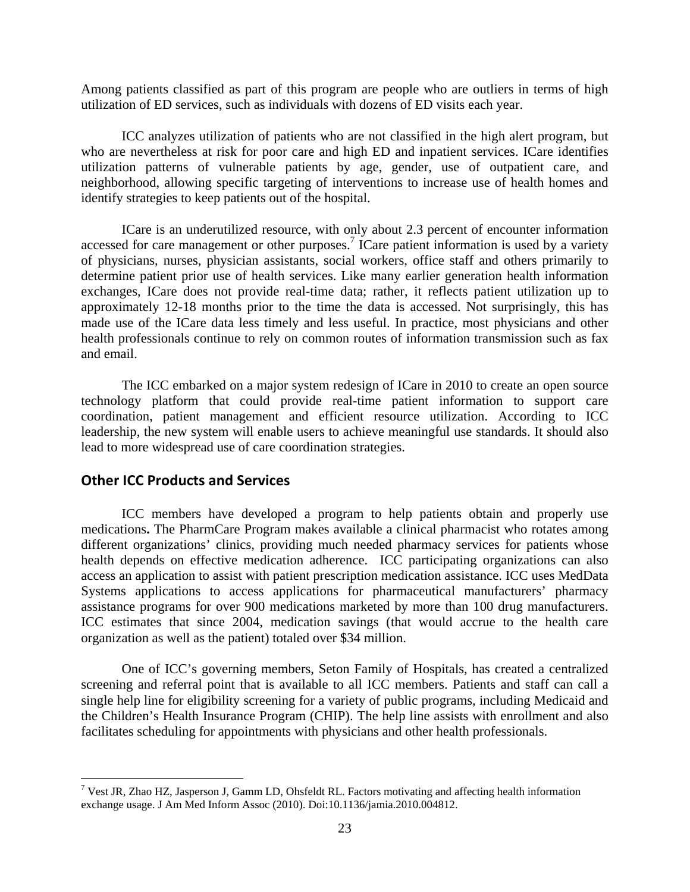Among patients classified as part of this program are people who are outliers in terms of high utilization of ED services, such as individuals with dozens of ED visits each year.

ICC analyzes utilization of patients who are not classified in the high alert program, but who are nevertheless at risk for poor care and high ED and inpatient services. ICare identifies utilization patterns of vulnerable patients by age, gender, use of outpatient care, and neighborhood, allowing specific targeting of interventions to increase use of health homes and identify strategies to keep patients out of the hospital.

ICare is an underutilized resource, with only about 2.3 percent of encounter information accessed for care management or other purposes.[7] ICare patient information is used by a variety of physicians, nurses, physician assistants, social workers, office staff and others primarily to determine patient prior use of health services. Like many earlier generation health information exchanges, ICare does not provide real-time data; rather, it reflects patient utilization up to approximately 12-18 months prior to the time the data is accessed. Not surprisingly, this has made use of the ICare data less timely and less useful. In practice, most physicians and other health professionals continue to rely on common routes of information transmission such as fax and email.

The ICC embarked on a major system redesign of ICare in 2010 to create an open source technology platform that could provide real-time patient information to support care coordination, patient management and efficient resource utilization. According to ICC leadership, the new system will enable users to achieve meaningful use standards. It should also lead to more widespread use of care coordination strategies.

## Other ICC Products and Services

ICC members have developed a program to help patients obtain and properly use medications**.** The PharmCare Program makes available a clinical pharmacist who rotates among different organizations' clinics, providing much needed pharmacy services for patients whose health depends on effective medication adherence. ICC participating organizations can also access an application to assist with patient prescription medication assistance. ICC uses MedData Systems applications to access applications for pharmaceutical manufacturers' pharmacy assistance programs for over 900 medications marketed by more than 100 drug manufacturers. ICC estimates that since 2004, medication savings (that would accrue to the health care organization as well as the patient) totaled over $34 million.

One of ICC's governing members, Seton Family of Hospitals, has created a centralized screening and referral point that is available to all ICC members. Patients and staff can call a single help line for eligibility screening for a variety of public programs, including Medicaid and the Children's Health Insurance Program (CHIP). The help line assists with enrollment and also facilitates scheduling for appointments with physicians and other health professionals.

---

[7] Vest JR, Zhao HZ, Jasperson J, Gamm LD, Ohsfeldt RL. Factors motivating and affecting health information exchange usage. J Am Med Inform Assoc (2010). Doi:10.1136/jamia.2010.004812.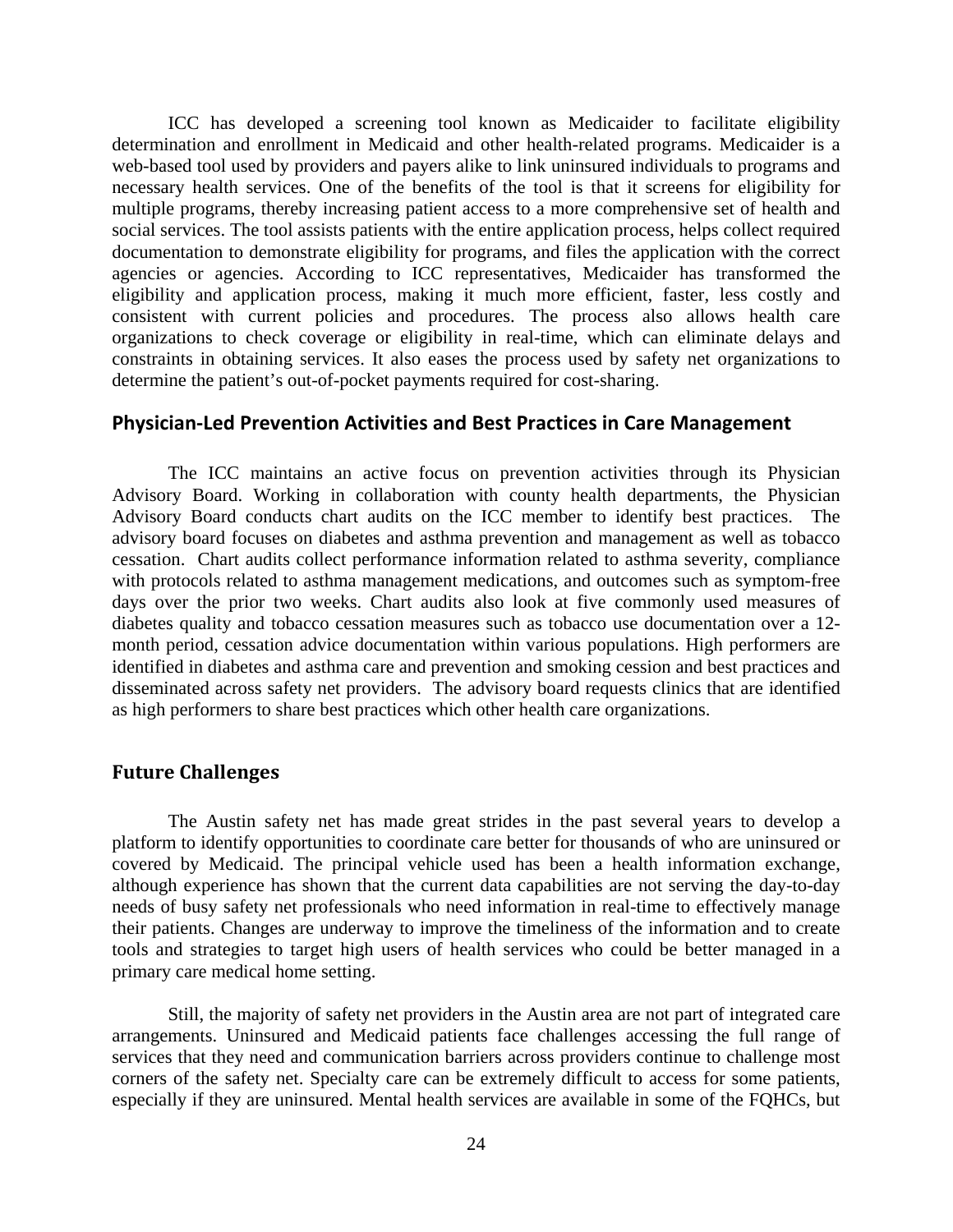ICC has developed a screening tool known as Medicaider to facilitate eligibility determination and enrollment in Medicaid and other health-related programs. Medicaider is a web-based tool used by providers and payers alike to link uninsured individuals to programs and necessary health services. One of the benefits of the tool is that it screens for eligibility for multiple programs, thereby increasing patient access to a more comprehensive set of health and social services. The tool assists patients with the entire application process, helps collect required documentation to demonstrate eligibility for programs, and files the application with the correct agencies or agencies. According to ICC representatives, Medicaider has transformed the eligibility and application process, making it much more efficient, faster, less costly and consistent with current policies and procedures. The process also allows health care organizations to check coverage or eligibility in real-time, which can eliminate delays and constraints in obtaining services. It also eases the process used by safety net organizations to determine the patient's out-of-pocket payments required for cost-sharing.

## Physician-Led Prevention Activities and Best Practices in Care Management

The ICC maintains an active focus on prevention activities through its Physician Advisory Board. Working in collaboration with county health departments, the Physician Advisory Board conducts chart audits on the ICC member to identify best practices. The advisory board focuses on diabetes and asthma prevention and management as well as tobacco cessation. Chart audits collect performance information related to asthma severity, compliance with protocols related to asthma management medications, and outcomes such as symptom-free days over the prior two weeks. Chart audits also look at five commonly used measures of diabetes quality and tobacco cessation measures such as tobacco use documentation over a 12-month period, cessation advice documentation within various populations. High performers are identified in diabetes and asthma care and prevention and smoking cession and best practices and disseminated across safety net providers. The advisory board requests clinics that are identified as high performers to share best practices which other health care organizations.

## Future Challenges

The Austin safety net has made great strides in the past several years to develop a platform to identify opportunities to coordinate care better for thousands of who are uninsured or covered by Medicaid. The principal vehicle used has been a health information exchange, although experience has shown that the current data capabilities are not serving the day-to-day needs of busy safety net professionals who need information in real-time to effectively manage their patients. Changes are underway to improve the timeliness of the information and to create tools and strategies to target high users of health services who could be better managed in a primary care medical home setting.

Still, the majority of safety net providers in the Austin area are not part of integrated care arrangements. Uninsured and Medicaid patients face challenges accessing the full range of services that they need and communication barriers across providers continue to challenge most corners of the safety net. Specialty care can be extremely difficult to access for some patients, especially if they are uninsured. Mental health services are available in some of the FQHCs, but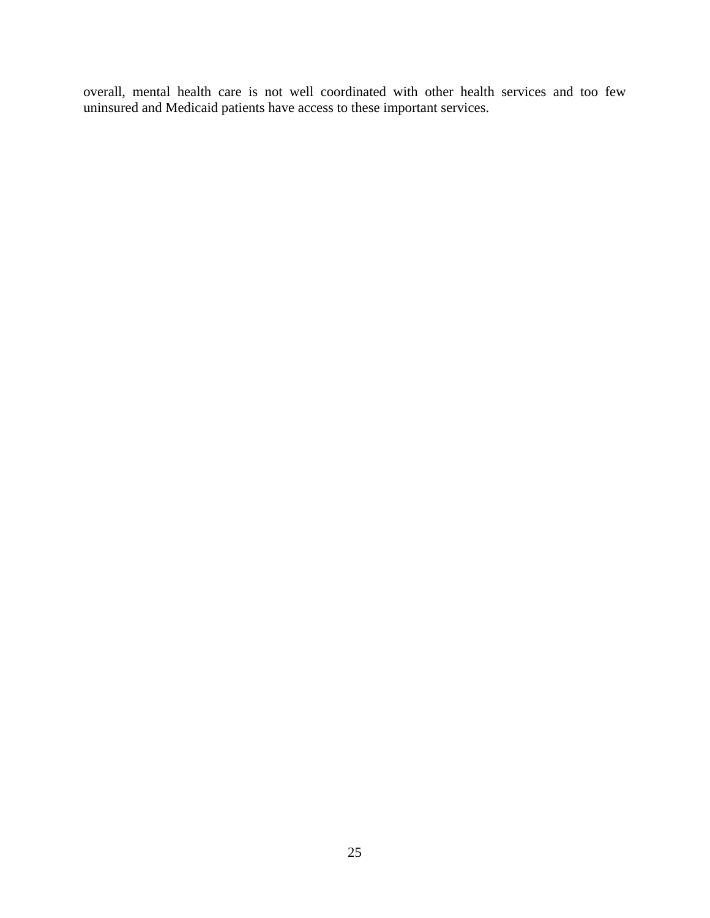overall, mental health care is not well coordinated with other health services and too few uninsured and Medicaid patients have access to these important services.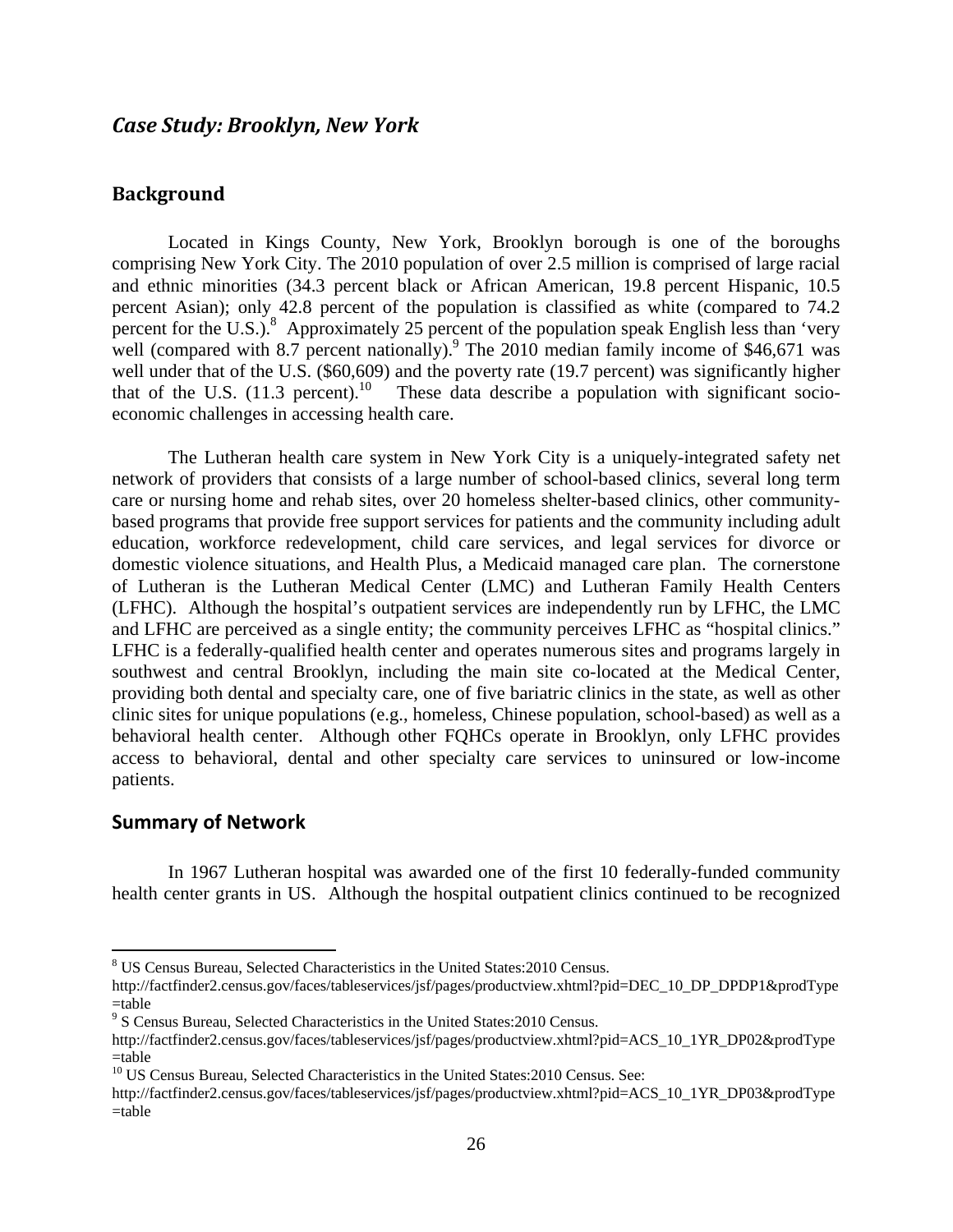## *Case Study: Brooklyn, New York*

### Background

Located in Kings County, New York, Brooklyn borough is one of the boroughs comprising New York City. The 2010 population of over 2.5 million is comprised of large racial and ethnic minorities (34.3 percent black or African American, 19.8 percent Hispanic, 10.5 percent Asian); only 42.8 percent of the population is classified as white (compared to 74.2 percent for the U.S.).[8] Approximately 25 percent of the population speak English less than 'very well (compared with 8.7 percent nationally).[9] The 2010 median family income of $46,671 was well under that of the U.S. ($60,609) and the poverty rate (19.7 percent) was significantly higher that of the U.S. (11.3 percent).[10] These data describe a population with significant socio-economic challenges in accessing health care.

The Lutheran health care system in New York City is a uniquely-integrated safety net network of providers that consists of a large number of school-based clinics, several long term care or nursing home and rehab sites, over 20 homeless shelter-based clinics, other community-based programs that provide free support services for patients and the community including adult education, workforce redevelopment, child care services, and legal services for divorce or domestic violence situations, and Health Plus, a Medicaid managed care plan. The cornerstone of Lutheran is the Lutheran Medical Center (LMC) and Lutheran Family Health Centers (LFHC). Although the hospital's outpatient services are independently run by LFHC, the LMC and LFHC are perceived as a single entity; the community perceives LFHC as "hospital clinics." LFHC is a federally-qualified health center and operates numerous sites and programs largely in southwest and central Brooklyn, including the main site co-located at the Medical Center, providing both dental and specialty care, one of five bariatric clinics in the state, as well as other clinic sites for unique populations (e.g., homeless, Chinese population, school-based) as well as a behavioral health center. Although other FQHCs operate in Brooklyn, only LFHC provides access to behavioral, dental and other specialty care services to uninsured or low-income patients.

### Summary of Network

In 1967 Lutheran hospital was awarded one of the first 10 federally-funded community health center grants in US. Although the hospital outpatient clinics continued to be recognized

---

[8] US Census Bureau, Selected Characteristics in the United States:2010 Census. http://factfinder2.census.gov/faces/tableservices/jsf/pages/productview.xhtml?pid=DEC_10_DP_DPDP1&prodType=table

[9] S Census Bureau, Selected Characteristics in the United States:2010 Census. http://factfinder2.census.gov/faces/tableservices/jsf/pages/productview.xhtml?pid=ACS_10_1YR_DP02&prodType=table

[10] US Census Bureau, Selected Characteristics in the United States:2010 Census. See: http://factfinder2.census.gov/faces/tableservices/jsf/pages/productview.xhtml?pid=ACS_10_1YR_DP03&prodType=table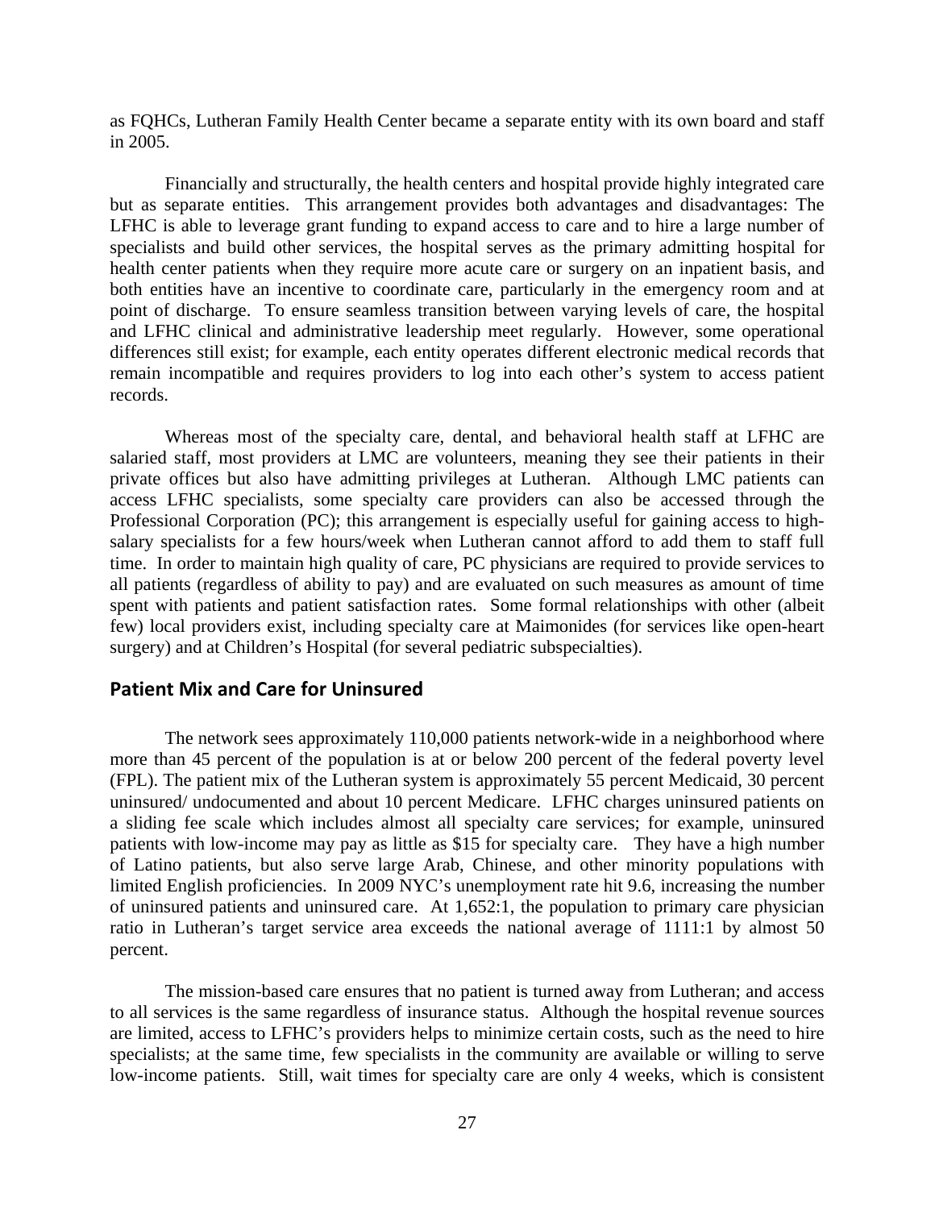as FQHCs, Lutheran Family Health Center became a separate entity with its own board and staff in 2005.

Financially and structurally, the health centers and hospital provide highly integrated care but as separate entities. This arrangement provides both advantages and disadvantages: The LFHC is able to leverage grant funding to expand access to care and to hire a large number of specialists and build other services, the hospital serves as the primary admitting hospital for health center patients when they require more acute care or surgery on an inpatient basis, and both entities have an incentive to coordinate care, particularly in the emergency room and at point of discharge. To ensure seamless transition between varying levels of care, the hospital and LFHC clinical and administrative leadership meet regularly. However, some operational differences still exist; for example, each entity operates different electronic medical records that remain incompatible and requires providers to log into each other's system to access patient records.

Whereas most of the specialty care, dental, and behavioral health staff at LFHC are salaried staff, most providers at LMC are volunteers, meaning they see their patients in their private offices but also have admitting privileges at Lutheran. Although LMC patients can access LFHC specialists, some specialty care providers can also be accessed through the Professional Corporation (PC); this arrangement is especially useful for gaining access to high-salary specialists for a few hours/week when Lutheran cannot afford to add them to staff full time. In order to maintain high quality of care, PC physicians are required to provide services to all patients (regardless of ability to pay) and are evaluated on such measures as amount of time spent with patients and patient satisfaction rates. Some formal relationships with other (albeit few) local providers exist, including specialty care at Maimonides (for services like open-heart surgery) and at Children's Hospital (for several pediatric subspecialties).

## Patient Mix and Care for Uninsured

The network sees approximately 110,000 patients network-wide in a neighborhood where more than 45 percent of the population is at or below 200 percent of the federal poverty level (FPL). The patient mix of the Lutheran system is approximately 55 percent Medicaid, 30 percent uninsured/ undocumented and about 10 percent Medicare. LFHC charges uninsured patients on a sliding fee scale which includes almost all specialty care services; for example, uninsured patients with low-income may pay as little as $15 for specialty care. They have a high number of Latino patients, but also serve large Arab, Chinese, and other minority populations with limited English proficiencies. In 2009 NYC's unemployment rate hit 9.6, increasing the number of uninsured patients and uninsured care. At 1,652:1, the population to primary care physician ratio in Lutheran's target service area exceeds the national average of 1111:1 by almost 50 percent.

The mission-based care ensures that no patient is turned away from Lutheran; and access to all services is the same regardless of insurance status. Although the hospital revenue sources are limited, access to LFHC's providers helps to minimize certain costs, such as the need to hire specialists; at the same time, few specialists in the community are available or willing to serve low-income patients. Still, wait times for specialty care are only 4 weeks, which is consistent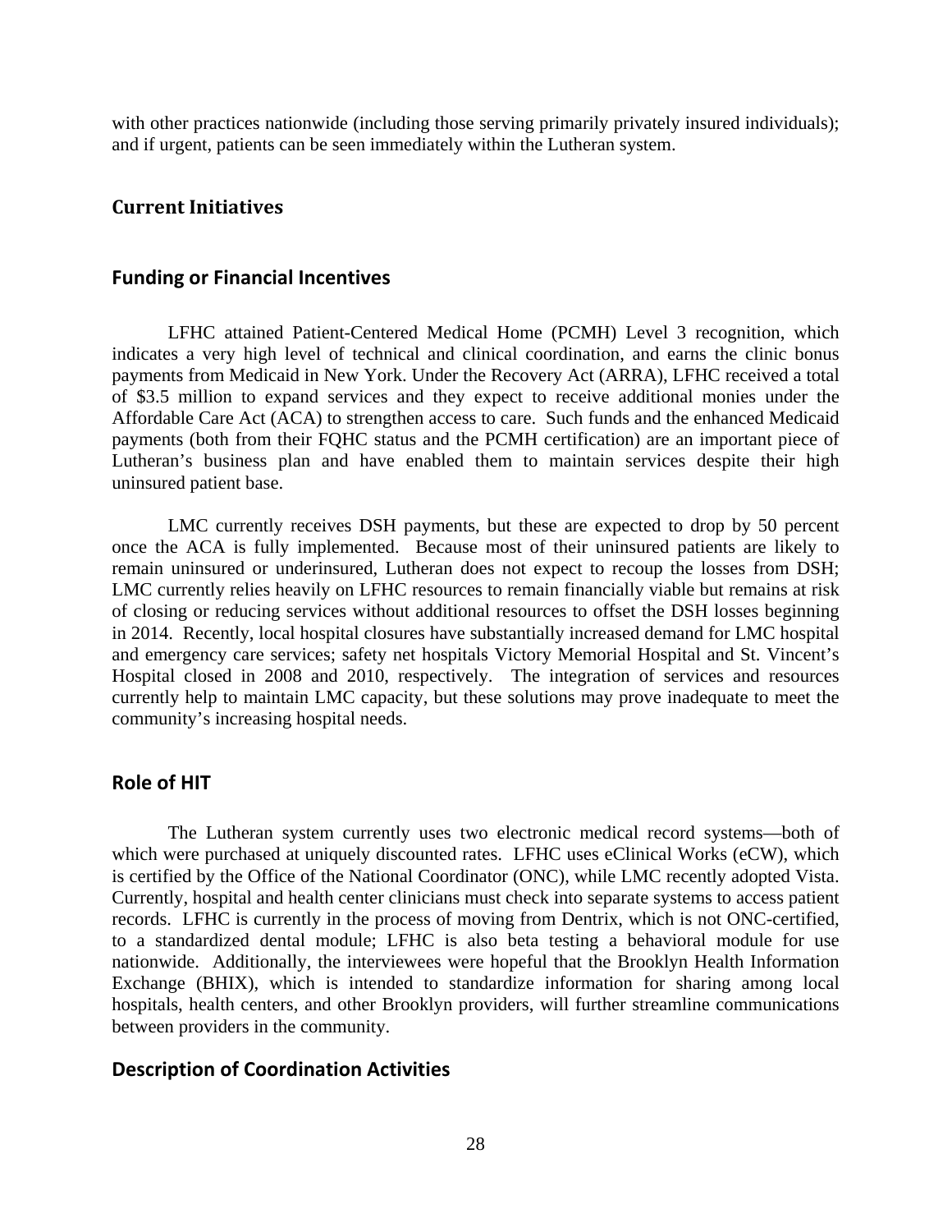with other practices nationwide (including those serving primarily privately insured individuals); and if urgent, patients can be seen immediately within the Lutheran system.

## Current Initiatives

### Funding or Financial Incentives

LFHC attained Patient-Centered Medical Home (PCMH) Level 3 recognition, which indicates a very high level of technical and clinical coordination, and earns the clinic bonus payments from Medicaid in New York. Under the Recovery Act (ARRA), LFHC received a total of $3.5 million to expand services and they expect to receive additional monies under the Affordable Care Act (ACA) to strengthen access to care. Such funds and the enhanced Medicaid payments (both from their FQHC status and the PCMH certification) are an important piece of Lutheran's business plan and have enabled them to maintain services despite their high uninsured patient base.

LMC currently receives DSH payments, but these are expected to drop by 50 percent once the ACA is fully implemented. Because most of their uninsured patients are likely to remain uninsured or underinsured, Lutheran does not expect to recoup the losses from DSH; LMC currently relies heavily on LFHC resources to remain financially viable but remains at risk of closing or reducing services without additional resources to offset the DSH losses beginning in 2014. Recently, local hospital closures have substantially increased demand for LMC hospital and emergency care services; safety net hospitals Victory Memorial Hospital and St. Vincent's Hospital closed in 2008 and 2010, respectively. The integration of services and resources currently help to maintain LMC capacity, but these solutions may prove inadequate to meet the community's increasing hospital needs.

### Role of HIT

The Lutheran system currently uses two electronic medical record systems—both of which were purchased at uniquely discounted rates. LFHC uses eClinical Works (eCW), which is certified by the Office of the National Coordinator (ONC), while LMC recently adopted Vista. Currently, hospital and health center clinicians must check into separate systems to access patient records. LFHC is currently in the process of moving from Dentrix, which is not ONC-certified, to a standardized dental module; LFHC is also beta testing a behavioral module for use nationwide. Additionally, the interviewees were hopeful that the Brooklyn Health Information Exchange (BHIX), which is intended to standardize information for sharing among local hospitals, health centers, and other Brooklyn providers, will further streamline communications between providers in the community.

### Description of Coordination Activities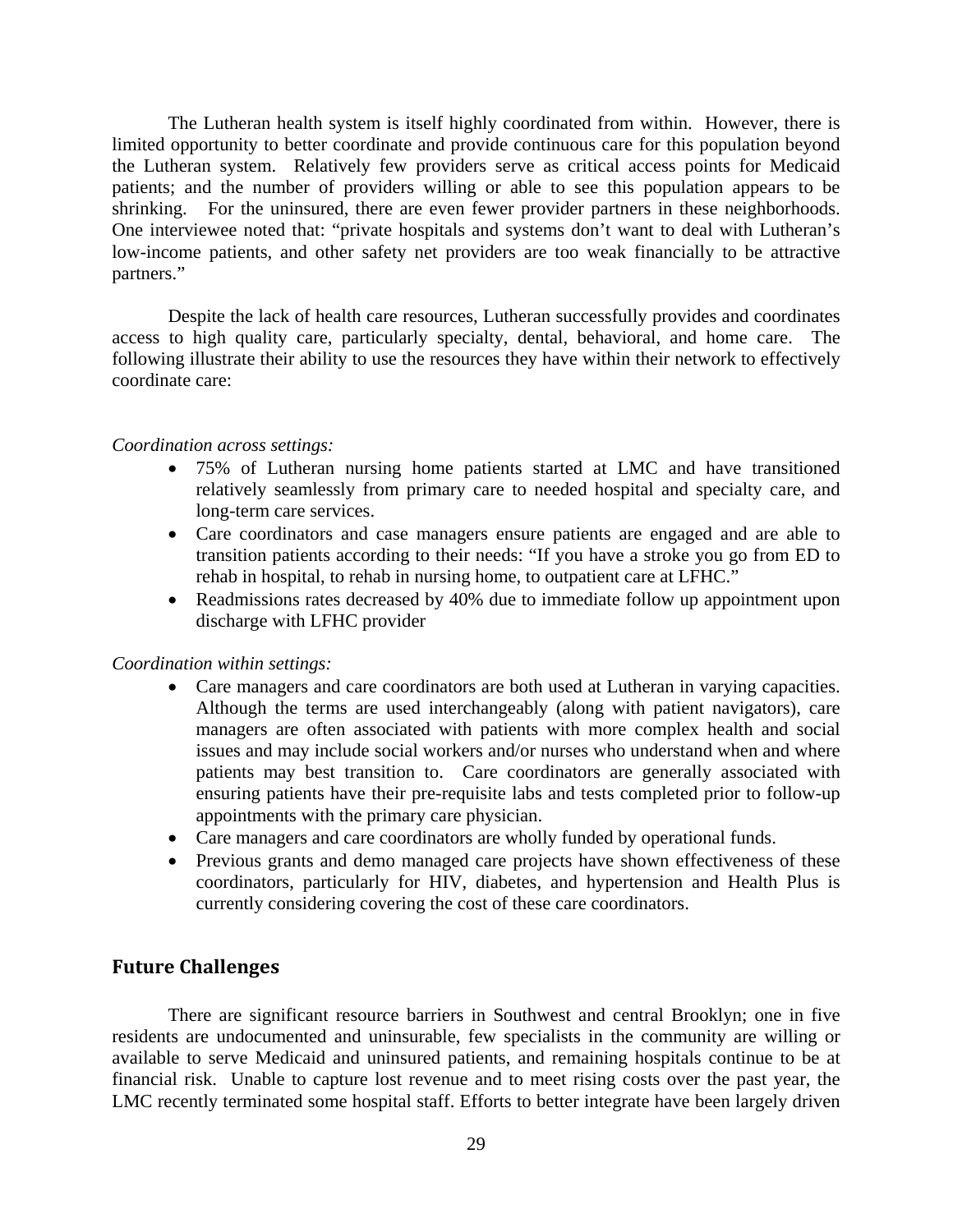The Lutheran health system is itself highly coordinated from within. However, there is limited opportunity to better coordinate and provide continuous care for this population beyond the Lutheran system. Relatively few providers serve as critical access points for Medicaid patients; and the number of providers willing or able to see this population appears to be shrinking. For the uninsured, there are even fewer provider partners in these neighborhoods. One interviewee noted that: "private hospitals and systems don't want to deal with Lutheran's low-income patients, and other safety net providers are too weak financially to be attractive partners."

Despite the lack of health care resources, Lutheran successfully provides and coordinates access to high quality care, particularly specialty, dental, behavioral, and home care. The following illustrate their ability to use the resources they have within their network to effectively coordinate care:

*Coordination across settings:*

- 75% of Lutheran nursing home patients started at LMC and have transitioned relatively seamlessly from primary care to needed hospital and specialty care, and long-term care services.
- Care coordinators and case managers ensure patients are engaged and are able to transition patients according to their needs: "If you have a stroke you go from ED to rehab in hospital, to rehab in nursing home, to outpatient care at LFHC."
- Readmissions rates decreased by 40% due to immediate follow up appointment upon discharge with LFHC provider

*Coordination within settings:*

- Care managers and care coordinators are both used at Lutheran in varying capacities. Although the terms are used interchangeably (along with patient navigators), care managers are often associated with patients with more complex health and social issues and may include social workers and/or nurses who understand when and where patients may best transition to. Care coordinators are generally associated with ensuring patients have their pre-requisite labs and tests completed prior to follow-up appointments with the primary care physician.
- Care managers and care coordinators are wholly funded by operational funds.
- Previous grants and demo managed care projects have shown effectiveness of these coordinators, particularly for HIV, diabetes, and hypertension and Health Plus is currently considering covering the cost of these care coordinators.

## Future Challenges

There are significant resource barriers in Southwest and central Brooklyn; one in five residents are undocumented and uninsurable, few specialists in the community are willing or available to serve Medicaid and uninsured patients, and remaining hospitals continue to be at financial risk. Unable to capture lost revenue and to meet rising costs over the past year, the LMC recently terminated some hospital staff. Efforts to better integrate have been largely driven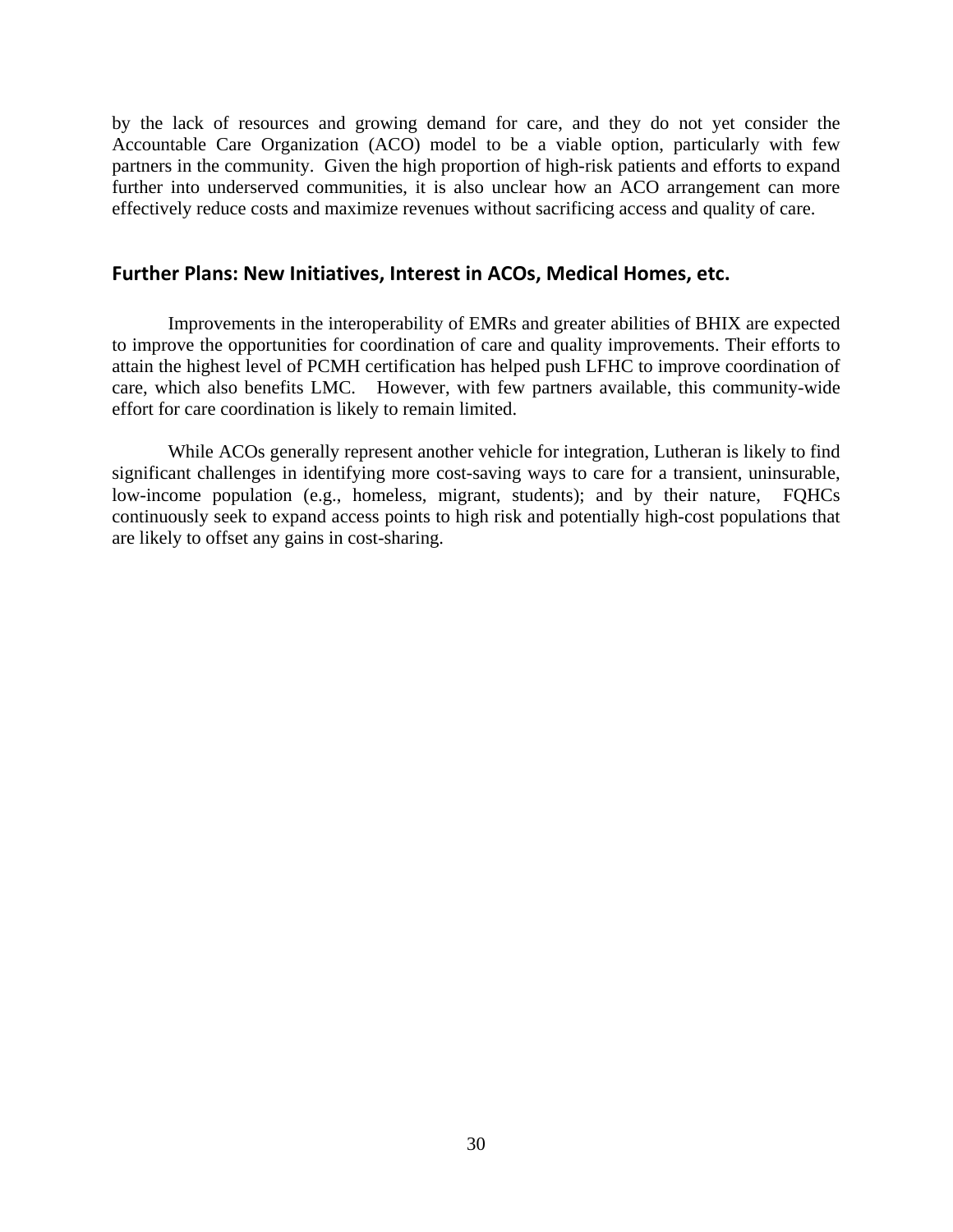by the lack of resources and growing demand for care, and they do not yet consider the Accountable Care Organization (ACO) model to be a viable option, particularly with few partners in the community. Given the high proportion of high-risk patients and efforts to expand further into underserved communities, it is also unclear how an ACO arrangement can more effectively reduce costs and maximize revenues without sacrificing access and quality of care.

## Further Plans: New Initiatives, Interest in ACOs, Medical Homes, etc.

Improvements in the interoperability of EMRs and greater abilities of BHIX are expected to improve the opportunities for coordination of care and quality improvements. Their efforts to attain the highest level of PCMH certification has helped push LFHC to improve coordination of care, which also benefits LMC. However, with few partners available, this community-wide effort for care coordination is likely to remain limited.

While ACOs generally represent another vehicle for integration, Lutheran is likely to find significant challenges in identifying more cost-saving ways to care for a transient, uninsurable, low-income population (e.g., homeless, migrant, students); and by their nature, FQHCs continuously seek to expand access points to high risk and potentially high-cost populations that are likely to offset any gains in cost-sharing.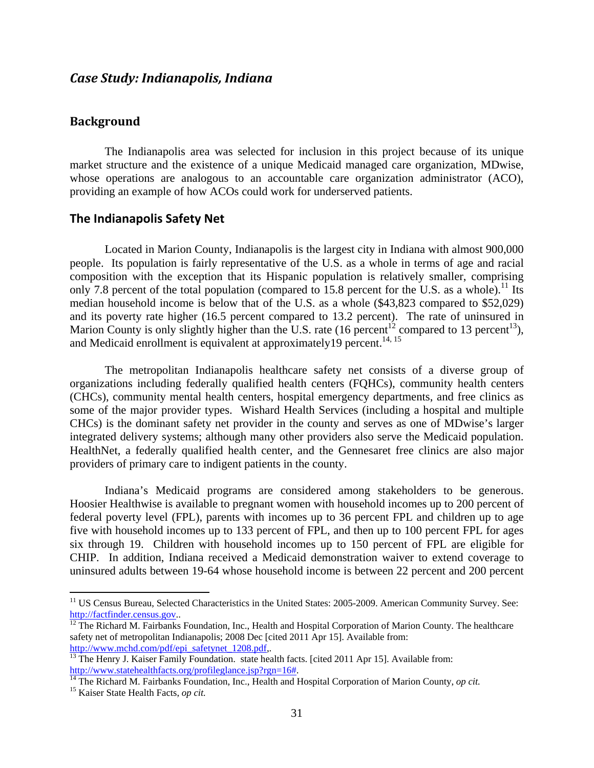## *Case Study: Indianapolis, Indiana*

### Background

The Indianapolis area was selected for inclusion in this project because of its unique market structure and the existence of a unique Medicaid managed care organization, MDwise, whose operations are analogous to an accountable care organization administrator (ACO), providing an example of how ACOs could work for underserved patients.

### The Indianapolis Safety Net

Located in Marion County, Indianapolis is the largest city in Indiana with almost 900,000 people. Its population is fairly representative of the U.S. as a whole in terms of age and racial composition with the exception that its Hispanic population is relatively smaller, comprising only 7.8 percent of the total population (compared to 15.8 percent for the U.S. as a whole).[11] Its median household income is below that of the U.S. as a whole ($43,823 compared to $52,029) and its poverty rate higher (16.5 percent compared to 13.2 percent). The rate of uninsured in Marion County is only slightly higher than the U.S. rate (16 percent[12] compared to 13 percent[13]), and Medicaid enrollment is equivalent at approximately19 percent.[14, 15]

The metropolitan Indianapolis healthcare safety net consists of a diverse group of organizations including federally qualified health centers (FQHCs), community health centers (CHCs), community mental health centers, hospital emergency departments, and free clinics as some of the major provider types. Wishard Health Services (including a hospital and multiple CHCs) is the dominant safety net provider in the county and serves as one of MDwise's larger integrated delivery systems; although many other providers also serve the Medicaid population. HealthNet, a federally qualified health center, and the Gennesaret free clinics are also major providers of primary care to indigent patients in the county.

Indiana's Medicaid programs are considered among stakeholders to be generous. Hoosier Healthwise is available to pregnant women with household incomes up to 200 percent of federal poverty level (FPL), parents with incomes up to 36 percent FPL and children up to age five with household incomes up to 133 percent of FPL, and then up to 100 percent FPL for ages six through 19. Children with household incomes up to 150 percent of FPL are eligible for CHIP. In addition, Indiana received a Medicaid demonstration waiver to extend coverage to uninsured adults between 19-64 whose household income is between 22 percent and 200 percent

---

[11] US Census Bureau, Selected Characteristics in the United States: 2005-2009. American Community Survey. See: http://factfinder.census.gov..

[12] The Richard M. Fairbanks Foundation, Inc., Health and Hospital Corporation of Marion County. The healthcare safety net of metropolitan Indianapolis; 2008 Dec [cited 2011 Apr 15]. Available from: http://www.mchd.com/pdf/epi_safetynet_1208.pdf,.

[13] The Henry J. Kaiser Family Foundation. state health facts. [cited 2011 Apr 15]. Available from: http://www.statehealthfacts.org/profileglance.jsp?rgn=16#.

[14] The Richard M. Fairbanks Foundation, Inc., Health and Hospital Corporation of Marion County, *op cit.*

[15] Kaiser State Health Facts, *op cit.*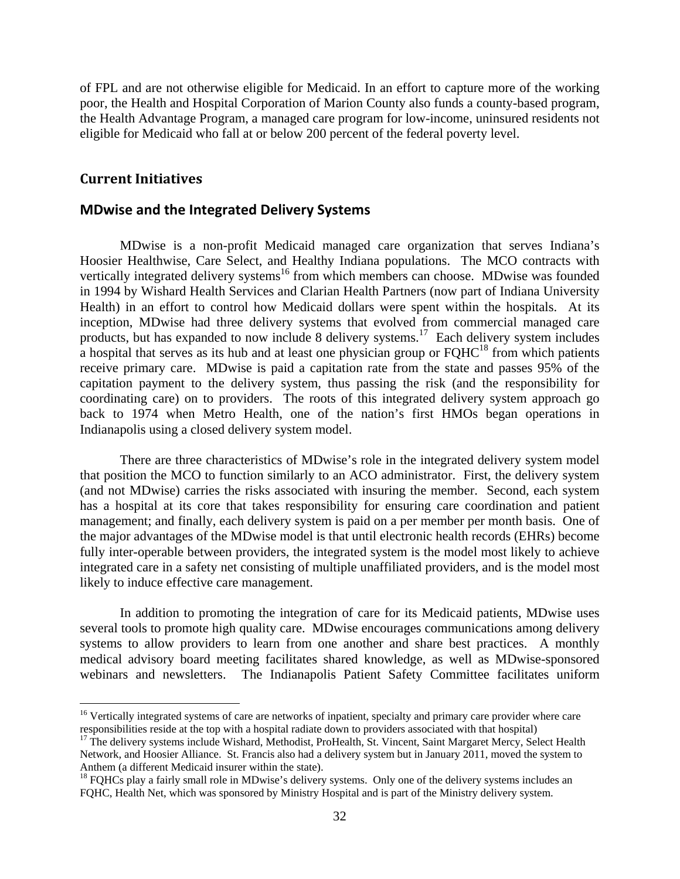of FPL and are not otherwise eligible for Medicaid. In an effort to capture more of the working poor, the Health and Hospital Corporation of Marion County also funds a county-based program, the Health Advantage Program, a managed care program for low-income, uninsured residents not eligible for Medicaid who fall at or below 200 percent of the federal poverty level.

## Current Initiatives

### MDwise and the Integrated Delivery Systems

MDwise is a non-profit Medicaid managed care organization that serves Indiana's Hoosier Healthwise, Care Select, and Healthy Indiana populations. The MCO contracts with vertically integrated delivery systems[16] from which members can choose. MDwise was founded in 1994 by Wishard Health Services and Clarian Health Partners (now part of Indiana University Health) in an effort to control how Medicaid dollars were spent within the hospitals. At its inception, MDwise had three delivery systems that evolved from commercial managed care products, but has expanded to now include 8 delivery systems.[17] Each delivery system includes a hospital that serves as its hub and at least one physician group or FQHC[18] from which patients receive primary care. MDwise is paid a capitation rate from the state and passes 95% of the capitation payment to the delivery system, thus passing the risk (and the responsibility for coordinating care) on to providers. The roots of this integrated delivery system approach go back to 1974 when Metro Health, one of the nation's first HMOs began operations in Indianapolis using a closed delivery system model.

There are three characteristics of MDwise's role in the integrated delivery system model that position the MCO to function similarly to an ACO administrator. First, the delivery system (and not MDwise) carries the risks associated with insuring the member. Second, each system has a hospital at its core that takes responsibility for ensuring care coordination and patient management; and finally, each delivery system is paid on a per member per month basis. One of the major advantages of the MDwise model is that until electronic health records (EHRs) become fully inter-operable between providers, the integrated system is the model most likely to achieve integrated care in a safety net consisting of multiple unaffiliated providers, and is the model most likely to induce effective care management.

In addition to promoting the integration of care for its Medicaid patients, MDwise uses several tools to promote high quality care. MDwise encourages communications among delivery systems to allow providers to learn from one another and share best practices. A monthly medical advisory board meeting facilitates shared knowledge, as well as MDwise-sponsored webinars and newsletters. The Indianapolis Patient Safety Committee facilitates uniform

---

[16] Vertically integrated systems of care are networks of inpatient, specialty and primary care provider where care responsibilities reside at the top with a hospital radiate down to providers associated with that hospital)

[17] The delivery systems include Wishard, Methodist, ProHealth, St. Vincent, Saint Margaret Mercy, Select Health Network, and Hoosier Alliance. St. Francis also had a delivery system but in January 2011, moved the system to Anthem (a different Medicaid insurer within the state).

[18] FQHCs play a fairly small role in MDwise's delivery systems. Only one of the delivery systems includes an FQHC, Health Net, which was sponsored by Ministry Hospital and is part of the Ministry delivery system.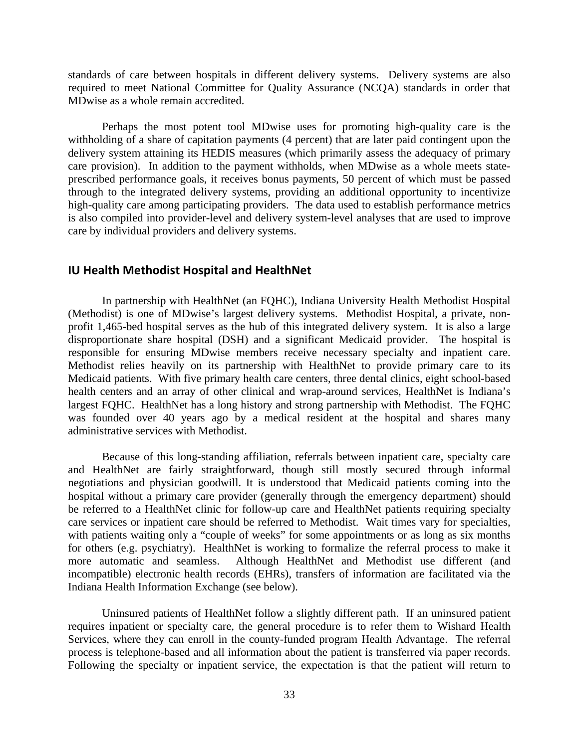standards of care between hospitals in different delivery systems. Delivery systems are also required to meet National Committee for Quality Assurance (NCQA) standards in order that MDwise as a whole remain accredited.

Perhaps the most potent tool MDwise uses for promoting high-quality care is the withholding of a share of capitation payments (4 percent) that are later paid contingent upon the delivery system attaining its HEDIS measures (which primarily assess the adequacy of primary care provision). In addition to the payment withholds, when MDwise as a whole meets state-prescribed performance goals, it receives bonus payments, 50 percent of which must be passed through to the integrated delivery systems, providing an additional opportunity to incentivize high-quality care among participating providers. The data used to establish performance metrics is also compiled into provider-level and delivery system-level analyses that are used to improve care by individual providers and delivery systems.

## IU Health Methodist Hospital and HealthNet

In partnership with HealthNet (an FQHC), Indiana University Health Methodist Hospital (Methodist) is one of MDwise's largest delivery systems. Methodist Hospital, a private, non-profit 1,465-bed hospital serves as the hub of this integrated delivery system. It is also a large disproportionate share hospital (DSH) and a significant Medicaid provider. The hospital is responsible for ensuring MDwise members receive necessary specialty and inpatient care. Methodist relies heavily on its partnership with HealthNet to provide primary care to its Medicaid patients. With five primary health care centers, three dental clinics, eight school-based health centers and an array of other clinical and wrap-around services, HealthNet is Indiana's largest FQHC. HealthNet has a long history and strong partnership with Methodist. The FQHC was founded over 40 years ago by a medical resident at the hospital and shares many administrative services with Methodist.

Because of this long-standing affiliation, referrals between inpatient care, specialty care and HealthNet are fairly straightforward, though still mostly secured through informal negotiations and physician goodwill. It is understood that Medicaid patients coming into the hospital without a primary care provider (generally through the emergency department) should be referred to a HealthNet clinic for follow-up care and HealthNet patients requiring specialty care services or inpatient care should be referred to Methodist. Wait times vary for specialties, with patients waiting only a "couple of weeks" for some appointments or as long as six months for others (e.g. psychiatry). HealthNet is working to formalize the referral process to make it more automatic and seamless. Although HealthNet and Methodist use different (and incompatible) electronic health records (EHRs), transfers of information are facilitated via the Indiana Health Information Exchange (see below).

Uninsured patients of HealthNet follow a slightly different path. If an uninsured patient requires inpatient or specialty care, the general procedure is to refer them to Wishard Health Services, where they can enroll in the county-funded program Health Advantage. The referral process is telephone-based and all information about the patient is transferred via paper records. Following the specialty or inpatient service, the expectation is that the patient will return to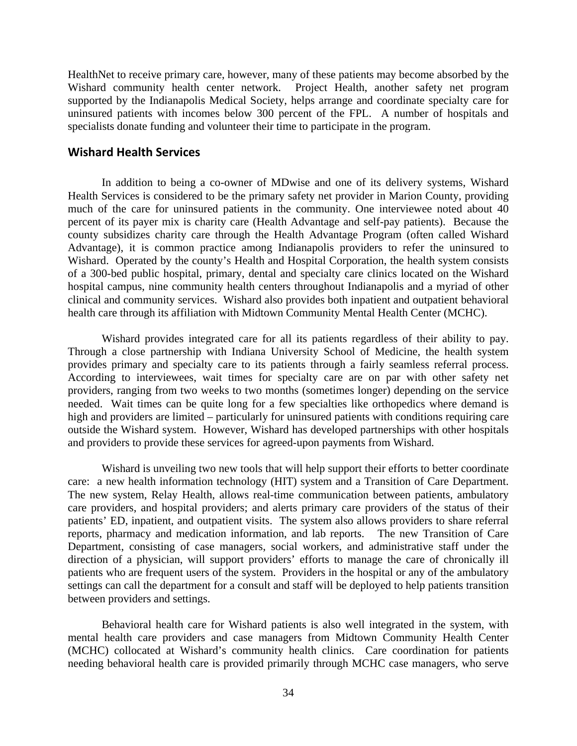HealthNet to receive primary care, however, many of these patients may become absorbed by the Wishard community health center network. Project Health, another safety net program supported by the Indianapolis Medical Society, helps arrange and coordinate specialty care for uninsured patients with incomes below 300 percent of the FPL. A number of hospitals and specialists donate funding and volunteer their time to participate in the program.

## Wishard Health Services

In addition to being a co-owner of MDwise and one of its delivery systems, Wishard Health Services is considered to be the primary safety net provider in Marion County, providing much of the care for uninsured patients in the community. One interviewee noted about 40 percent of its payer mix is charity care (Health Advantage and self-pay patients). Because the county subsidizes charity care through the Health Advantage Program (often called Wishard Advantage), it is common practice among Indianapolis providers to refer the uninsured to Wishard. Operated by the county's Health and Hospital Corporation, the health system consists of a 300-bed public hospital, primary, dental and specialty care clinics located on the Wishard hospital campus, nine community health centers throughout Indianapolis and a myriad of other clinical and community services. Wishard also provides both inpatient and outpatient behavioral health care through its affiliation with Midtown Community Mental Health Center (MCHC).

Wishard provides integrated care for all its patients regardless of their ability to pay. Through a close partnership with Indiana University School of Medicine, the health system provides primary and specialty care to its patients through a fairly seamless referral process. According to interviewees, wait times for specialty care are on par with other safety net providers, ranging from two weeks to two months (sometimes longer) depending on the service needed. Wait times can be quite long for a few specialties like orthopedics where demand is high and providers are limited – particularly for uninsured patients with conditions requiring care outside the Wishard system. However, Wishard has developed partnerships with other hospitals and providers to provide these services for agreed-upon payments from Wishard.

Wishard is unveiling two new tools that will help support their efforts to better coordinate care: a new health information technology (HIT) system and a Transition of Care Department. The new system, Relay Health, allows real-time communication between patients, ambulatory care providers, and hospital providers; and alerts primary care providers of the status of their patients' ED, inpatient, and outpatient visits. The system also allows providers to share referral reports, pharmacy and medication information, and lab reports. The new Transition of Care Department, consisting of case managers, social workers, and administrative staff under the direction of a physician, will support providers' efforts to manage the care of chronically ill patients who are frequent users of the system. Providers in the hospital or any of the ambulatory settings can call the department for a consult and staff will be deployed to help patients transition between providers and settings.

Behavioral health care for Wishard patients is also well integrated in the system, with mental health care providers and case managers from Midtown Community Health Center (MCHC) collocated at Wishard's community health clinics. Care coordination for patients needing behavioral health care is provided primarily through MCHC case managers, who serve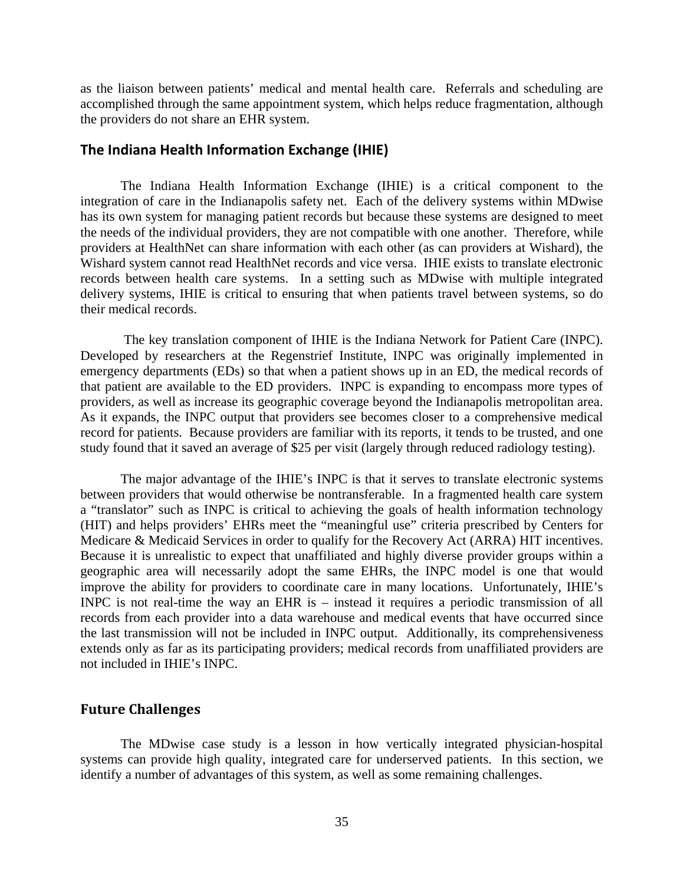as the liaison between patients' medical and mental health care. Referrals and scheduling are accomplished through the same appointment system, which helps reduce fragmentation, although the providers do not share an EHR system.

## The Indiana Health Information Exchange (IHIE)

The Indiana Health Information Exchange (IHIE) is a critical component to the integration of care in the Indianapolis safety net. Each of the delivery systems within MDwise has its own system for managing patient records but because these systems are designed to meet the needs of the individual providers, they are not compatible with one another. Therefore, while providers at HealthNet can share information with each other (as can providers at Wishard), the Wishard system cannot read HealthNet records and vice versa. IHIE exists to translate electronic records between health care systems. In a setting such as MDwise with multiple integrated delivery systems, IHIE is critical to ensuring that when patients travel between systems, so do their medical records.

The key translation component of IHIE is the Indiana Network for Patient Care (INPC). Developed by researchers at the Regenstrief Institute, INPC was originally implemented in emergency departments (EDs) so that when a patient shows up in an ED, the medical records of that patient are available to the ED providers. INPC is expanding to encompass more types of providers, as well as increase its geographic coverage beyond the Indianapolis metropolitan area. As it expands, the INPC output that providers see becomes closer to a comprehensive medical record for patients. Because providers are familiar with its reports, it tends to be trusted, and one study found that it saved an average of $25 per visit (largely through reduced radiology testing).

The major advantage of the IHIE's INPC is that it serves to translate electronic systems between providers that would otherwise be nontransferable. In a fragmented health care system a "translator" such as INPC is critical to achieving the goals of health information technology (HIT) and helps providers' EHRs meet the "meaningful use" criteria prescribed by Centers for Medicare & Medicaid Services in order to qualify for the Recovery Act (ARRA) HIT incentives. Because it is unrealistic to expect that unaffiliated and highly diverse provider groups within a geographic area will necessarily adopt the same EHRs, the INPC model is one that would improve the ability for providers to coordinate care in many locations. Unfortunately, IHIE's INPC is not real-time the way an EHR is – instead it requires a periodic transmission of all records from each provider into a data warehouse and medical events that have occurred since the last transmission will not be included in INPC output. Additionally, its comprehensiveness extends only as far as its participating providers; medical records from unaffiliated providers are not included in IHIE's INPC.

## Future Challenges

The MDwise case study is a lesson in how vertically integrated physician-hospital systems can provide high quality, integrated care for underserved patients. In this section, we identify a number of advantages of this system, as well as some remaining challenges.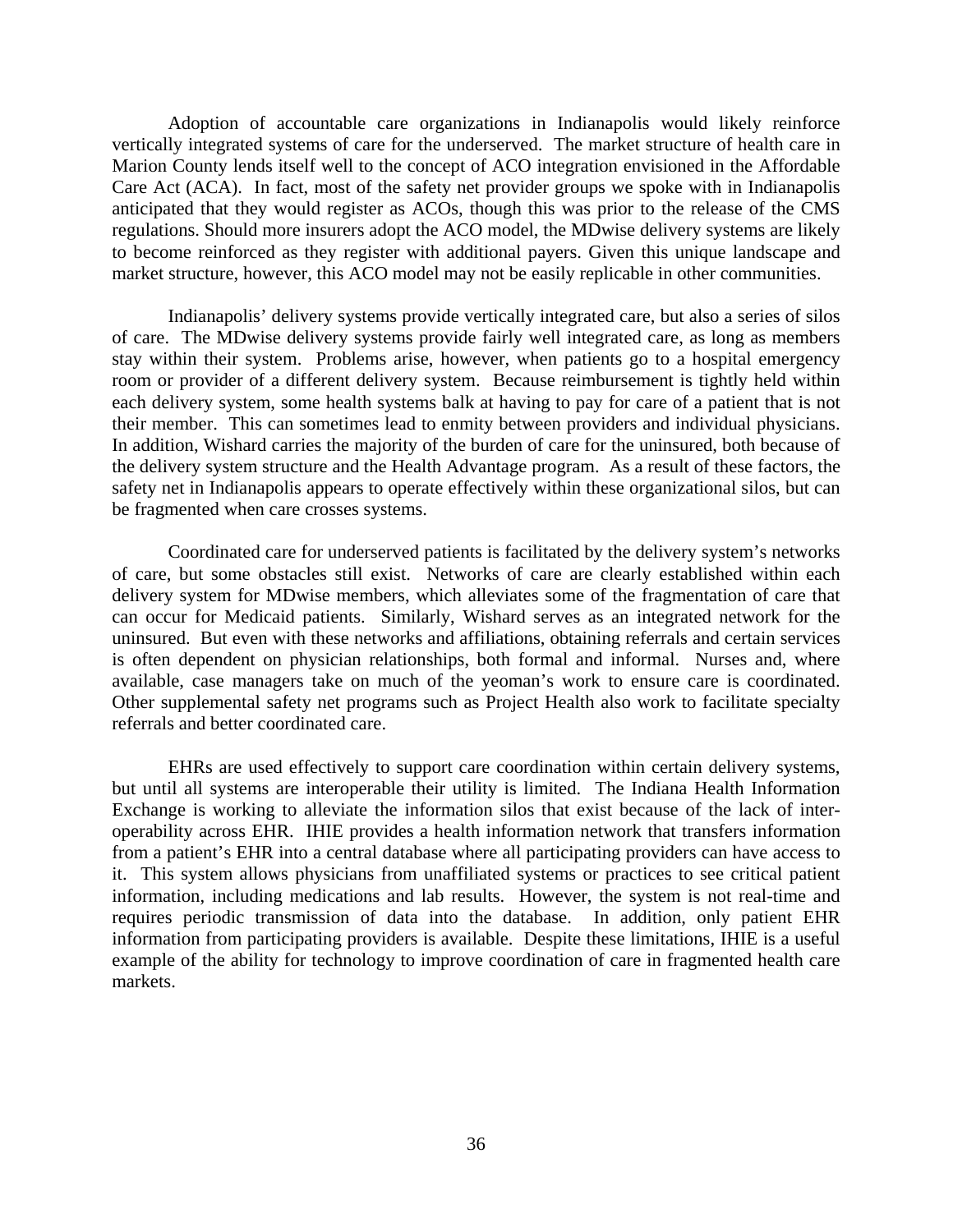Adoption of accountable care organizations in Indianapolis would likely reinforce vertically integrated systems of care for the underserved. The market structure of health care in Marion County lends itself well to the concept of ACO integration envisioned in the Affordable Care Act (ACA). In fact, most of the safety net provider groups we spoke with in Indianapolis anticipated that they would register as ACOs, though this was prior to the release of the CMS regulations. Should more insurers adopt the ACO model, the MDwise delivery systems are likely to become reinforced as they register with additional payers. Given this unique landscape and market structure, however, this ACO model may not be easily replicable in other communities.

Indianapolis' delivery systems provide vertically integrated care, but also a series of silos of care. The MDwise delivery systems provide fairly well integrated care, as long as members stay within their system. Problems arise, however, when patients go to a hospital emergency room or provider of a different delivery system. Because reimbursement is tightly held within each delivery system, some health systems balk at having to pay for care of a patient that is not their member. This can sometimes lead to enmity between providers and individual physicians. In addition, Wishard carries the majority of the burden of care for the uninsured, both because of the delivery system structure and the Health Advantage program. As a result of these factors, the safety net in Indianapolis appears to operate effectively within these organizational silos, but can be fragmented when care crosses systems.

Coordinated care for underserved patients is facilitated by the delivery system's networks of care, but some obstacles still exist. Networks of care are clearly established within each delivery system for MDwise members, which alleviates some of the fragmentation of care that can occur for Medicaid patients. Similarly, Wishard serves as an integrated network for the uninsured. But even with these networks and affiliations, obtaining referrals and certain services is often dependent on physician relationships, both formal and informal. Nurses and, where available, case managers take on much of the yeoman's work to ensure care is coordinated. Other supplemental safety net programs such as Project Health also work to facilitate specialty referrals and better coordinated care.

EHRs are used effectively to support care coordination within certain delivery systems, but until all systems are interoperable their utility is limited. The Indiana Health Information Exchange is working to alleviate the information silos that exist because of the lack of inter-operability across EHR. IHIE provides a health information network that transfers information from a patient's EHR into a central database where all participating providers can have access to it. This system allows physicians from unaffiliated systems or practices to see critical patient information, including medications and lab results. However, the system is not real-time and requires periodic transmission of data into the database. In addition, only patient EHR information from participating providers is available. Despite these limitations, IHIE is a useful example of the ability for technology to improve coordination of care in fragmented health care markets.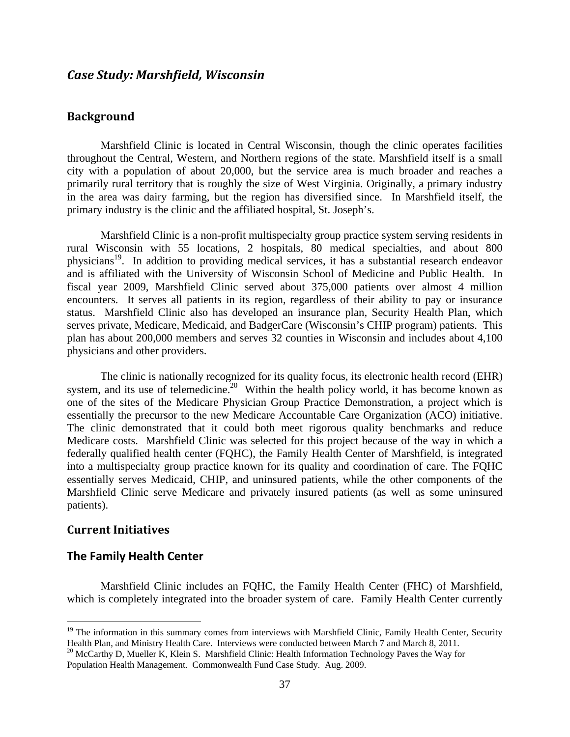## *Case Study: Marshfield, Wisconsin*

### Background

Marshfield Clinic is located in Central Wisconsin, though the clinic operates facilities throughout the Central, Western, and Northern regions of the state. Marshfield itself is a small city with a population of about 20,000, but the service area is much broader and reaches a primarily rural territory that is roughly the size of West Virginia. Originally, a primary industry in the area was dairy farming, but the region has diversified since. In Marshfield itself, the primary industry is the clinic and the affiliated hospital, St. Joseph's.

Marshfield Clinic is a non-profit multispecialty group practice system serving residents in rural Wisconsin with 55 locations, 2 hospitals, 80 medical specialties, and about 800 physicians[19]. In addition to providing medical services, it has a substantial research endeavor and is affiliated with the University of Wisconsin School of Medicine and Public Health. In fiscal year 2009, Marshfield Clinic served about 375,000 patients over almost 4 million encounters. It serves all patients in its region, regardless of their ability to pay or insurance status. Marshfield Clinic also has developed an insurance plan, Security Health Plan, which serves private, Medicare, Medicaid, and BadgerCare (Wisconsin's CHIP program) patients. This plan has about 200,000 members and serves 32 counties in Wisconsin and includes about 4,100 physicians and other providers.

The clinic is nationally recognized for its quality focus, its electronic health record (EHR) system, and its use of telemedicine.[20] Within the health policy world, it has become known as one of the sites of the Medicare Physician Group Practice Demonstration, a project which is essentially the precursor to the new Medicare Accountable Care Organization (ACO) initiative. The clinic demonstrated that it could both meet rigorous quality benchmarks and reduce Medicare costs. Marshfield Clinic was selected for this project because of the way in which a federally qualified health center (FQHC), the Family Health Center of Marshfield, is integrated into a multispecialty group practice known for its quality and coordination of care. The FQHC essentially serves Medicaid, CHIP, and uninsured patients, while the other components of the Marshfield Clinic serve Medicare and privately insured patients (as well as some uninsured patients).

### Current Initiatives

#### The Family Health Center

Marshfield Clinic includes an FQHC, the Family Health Center (FHC) of Marshfield, which is completely integrated into the broader system of care. Family Health Center currently

[19] The information in this summary comes from interviews with Marshfield Clinic, Family Health Center, Security Health Plan, and Ministry Health Care. Interviews were conducted between March 7 and March 8, 2011.

[20] McCarthy D, Mueller K, Klein S. Marshfield Clinic: Health Information Technology Paves the Way for Population Health Management. Commonwealth Fund Case Study. Aug. 2009.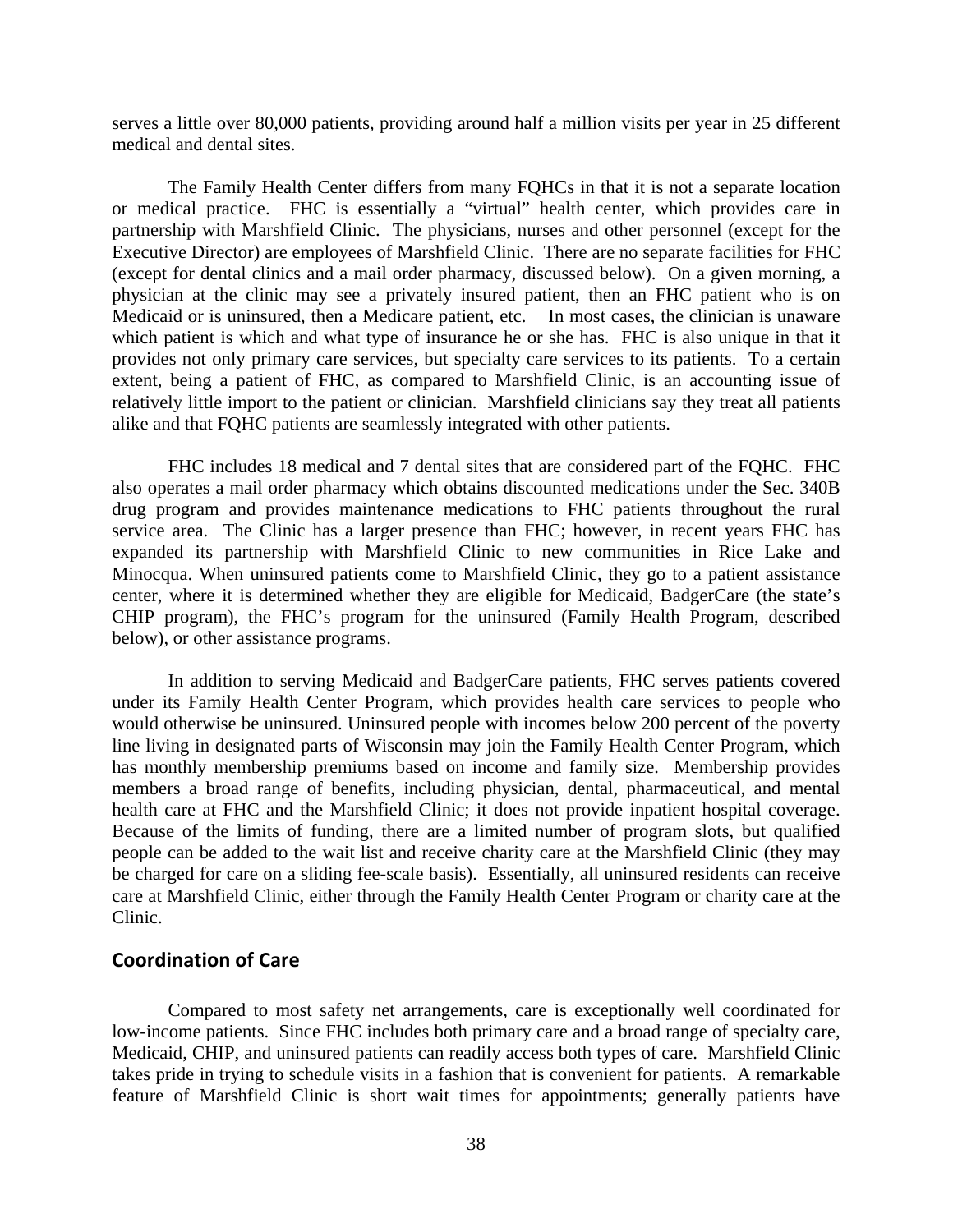serves a little over 80,000 patients, providing around half a million visits per year in 25 different medical and dental sites.

The Family Health Center differs from many FQHCs in that it is not a separate location or medical practice. FHC is essentially a "virtual" health center, which provides care in partnership with Marshfield Clinic. The physicians, nurses and other personnel (except for the Executive Director) are employees of Marshfield Clinic. There are no separate facilities for FHC (except for dental clinics and a mail order pharmacy, discussed below). On a given morning, a physician at the clinic may see a privately insured patient, then an FHC patient who is on Medicaid or is uninsured, then a Medicare patient, etc. In most cases, the clinician is unaware which patient is which and what type of insurance he or she has. FHC is also unique in that it provides not only primary care services, but specialty care services to its patients. To a certain extent, being a patient of FHC, as compared to Marshfield Clinic, is an accounting issue of relatively little import to the patient or clinician. Marshfield clinicians say they treat all patients alike and that FQHC patients are seamlessly integrated with other patients.

FHC includes 18 medical and 7 dental sites that are considered part of the FQHC. FHC also operates a mail order pharmacy which obtains discounted medications under the Sec. 340B drug program and provides maintenance medications to FHC patients throughout the rural service area. The Clinic has a larger presence than FHC; however, in recent years FHC has expanded its partnership with Marshfield Clinic to new communities in Rice Lake and Minocqua. When uninsured patients come to Marshfield Clinic, they go to a patient assistance center, where it is determined whether they are eligible for Medicaid, BadgerCare (the state's CHIP program), the FHC's program for the uninsured (Family Health Program, described below), or other assistance programs.

In addition to serving Medicaid and BadgerCare patients, FHC serves patients covered under its Family Health Center Program, which provides health care services to people who would otherwise be uninsured. Uninsured people with incomes below 200 percent of the poverty line living in designated parts of Wisconsin may join the Family Health Center Program, which has monthly membership premiums based on income and family size. Membership provides members a broad range of benefits, including physician, dental, pharmaceutical, and mental health care at FHC and the Marshfield Clinic; it does not provide inpatient hospital coverage. Because of the limits of funding, there are a limited number of program slots, but qualified people can be added to the wait list and receive charity care at the Marshfield Clinic (they may be charged for care on a sliding fee-scale basis). Essentially, all uninsured residents can receive care at Marshfield Clinic, either through the Family Health Center Program or charity care at the Clinic.

## Coordination of Care

Compared to most safety net arrangements, care is exceptionally well coordinated for low-income patients. Since FHC includes both primary care and a broad range of specialty care, Medicaid, CHIP, and uninsured patients can readily access both types of care. Marshfield Clinic takes pride in trying to schedule visits in a fashion that is convenient for patients. A remarkable feature of Marshfield Clinic is short wait times for appointments; generally patients have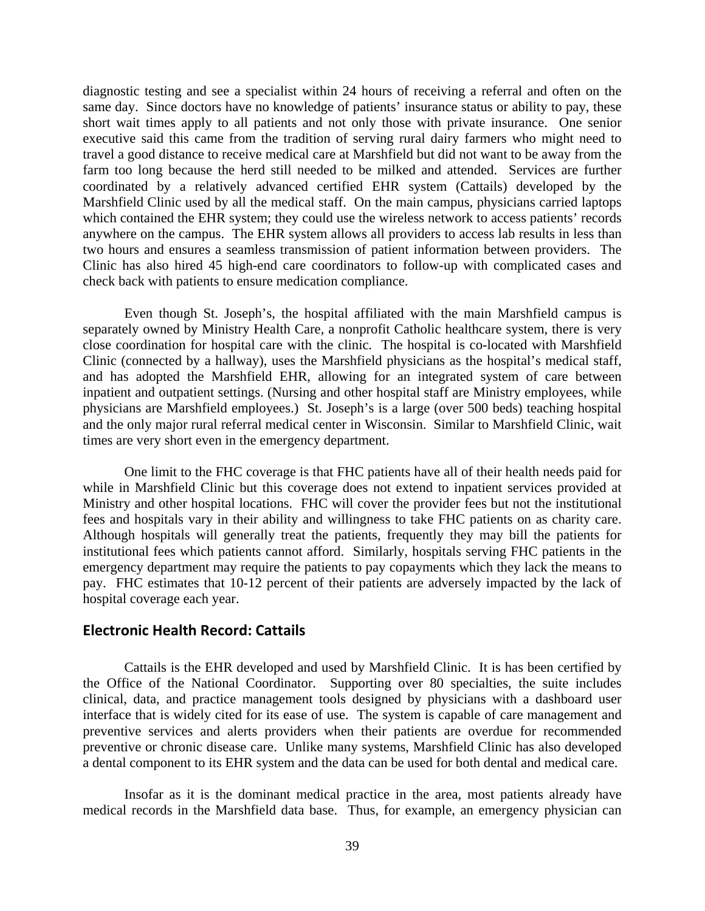diagnostic testing and see a specialist within 24 hours of receiving a referral and often on the same day. Since doctors have no knowledge of patients' insurance status or ability to pay, these short wait times apply to all patients and not only those with private insurance. One senior executive said this came from the tradition of serving rural dairy farmers who might need to travel a good distance to receive medical care at Marshfield but did not want to be away from the farm too long because the herd still needed to be milked and attended. Services are further coordinated by a relatively advanced certified EHR system (Cattails) developed by the Marshfield Clinic used by all the medical staff. On the main campus, physicians carried laptops which contained the EHR system; they could use the wireless network to access patients' records anywhere on the campus. The EHR system allows all providers to access lab results in less than two hours and ensures a seamless transmission of patient information between providers. The Clinic has also hired 45 high-end care coordinators to follow-up with complicated cases and check back with patients to ensure medication compliance.

Even though St. Joseph's, the hospital affiliated with the main Marshfield campus is separately owned by Ministry Health Care, a nonprofit Catholic healthcare system, there is very close coordination for hospital care with the clinic. The hospital is co-located with Marshfield Clinic (connected by a hallway), uses the Marshfield physicians as the hospital's medical staff, and has adopted the Marshfield EHR, allowing for an integrated system of care between inpatient and outpatient settings. (Nursing and other hospital staff are Ministry employees, while physicians are Marshfield employees.) St. Joseph's is a large (over 500 beds) teaching hospital and the only major rural referral medical center in Wisconsin. Similar to Marshfield Clinic, wait times are very short even in the emergency department.

One limit to the FHC coverage is that FHC patients have all of their health needs paid for while in Marshfield Clinic but this coverage does not extend to inpatient services provided at Ministry and other hospital locations. FHC will cover the provider fees but not the institutional fees and hospitals vary in their ability and willingness to take FHC patients on as charity care. Although hospitals will generally treat the patients, frequently they may bill the patients for institutional fees which patients cannot afford. Similarly, hospitals serving FHC patients in the emergency department may require the patients to pay copayments which they lack the means to pay. FHC estimates that 10-12 percent of their patients are adversely impacted by the lack of hospital coverage each year.

## Electronic Health Record: Cattails

Cattails is the EHR developed and used by Marshfield Clinic. It is has been certified by the Office of the National Coordinator. Supporting over 80 specialties, the suite includes clinical, data, and practice management tools designed by physicians with a dashboard user interface that is widely cited for its ease of use. The system is capable of care management and preventive services and alerts providers when their patients are overdue for recommended preventive or chronic disease care. Unlike many systems, Marshfield Clinic has also developed a dental component to its EHR system and the data can be used for both dental and medical care.

Insofar as it is the dominant medical practice in the area, most patients already have medical records in the Marshfield data base. Thus, for example, an emergency physician can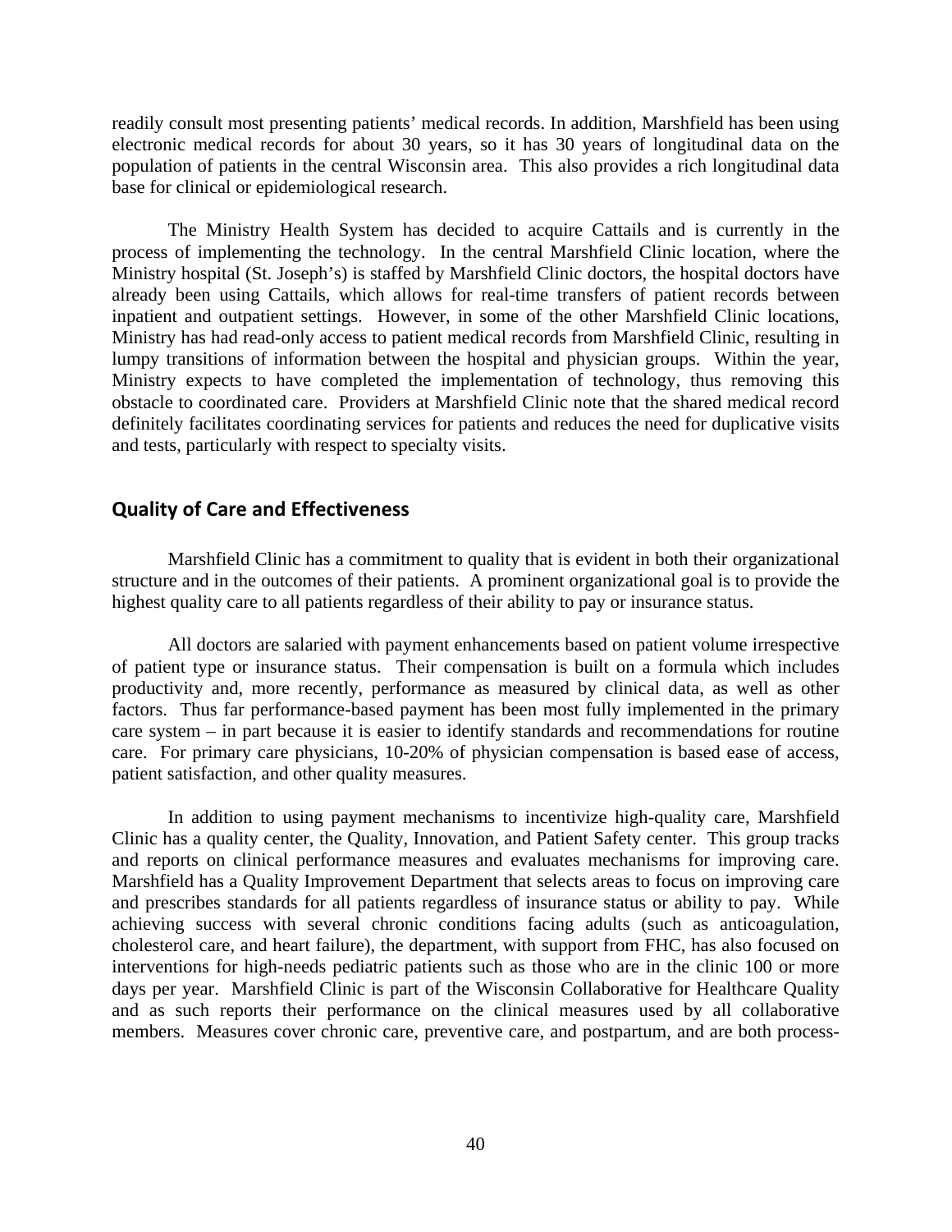readily consult most presenting patients' medical records. In addition, Marshfield has been using electronic medical records for about 30 years, so it has 30 years of longitudinal data on the population of patients in the central Wisconsin area. This also provides a rich longitudinal data base for clinical or epidemiological research.

The Ministry Health System has decided to acquire Cattails and is currently in the process of implementing the technology. In the central Marshfield Clinic location, where the Ministry hospital (St. Joseph's) is staffed by Marshfield Clinic doctors, the hospital doctors have already been using Cattails, which allows for real-time transfers of patient records between inpatient and outpatient settings. However, in some of the other Marshfield Clinic locations, Ministry has had read-only access to patient medical records from Marshfield Clinic, resulting in lumpy transitions of information between the hospital and physician groups. Within the year, Ministry expects to have completed the implementation of technology, thus removing this obstacle to coordinated care. Providers at Marshfield Clinic note that the shared medical record definitely facilitates coordinating services for patients and reduces the need for duplicative visits and tests, particularly with respect to specialty visits.

## Quality of Care and Effectiveness

Marshfield Clinic has a commitment to quality that is evident in both their organizational structure and in the outcomes of their patients. A prominent organizational goal is to provide the highest quality care to all patients regardless of their ability to pay or insurance status.

All doctors are salaried with payment enhancements based on patient volume irrespective of patient type or insurance status. Their compensation is built on a formula which includes productivity and, more recently, performance as measured by clinical data, as well as other factors. Thus far performance-based payment has been most fully implemented in the primary care system – in part because it is easier to identify standards and recommendations for routine care. For primary care physicians, 10-20% of physician compensation is based ease of access, patient satisfaction, and other quality measures.

In addition to using payment mechanisms to incentivize high-quality care, Marshfield Clinic has a quality center, the Quality, Innovation, and Patient Safety center. This group tracks and reports on clinical performance measures and evaluates mechanisms for improving care. Marshfield has a Quality Improvement Department that selects areas to focus on improving care and prescribes standards for all patients regardless of insurance status or ability to pay. While achieving success with several chronic conditions facing adults (such as anticoagulation, cholesterol care, and heart failure), the department, with support from FHC, has also focused on interventions for high-needs pediatric patients such as those who are in the clinic 100 or more days per year. Marshfield Clinic is part of the Wisconsin Collaborative for Healthcare Quality and as such reports their performance on the clinical measures used by all collaborative members. Measures cover chronic care, preventive care, and postpartum, and are both process-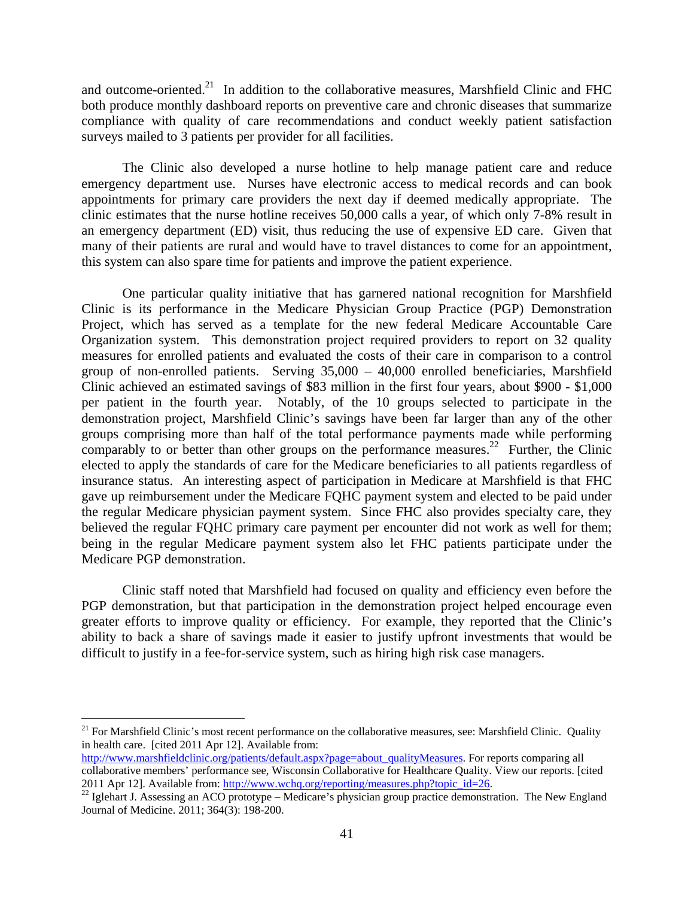and outcome-oriented.[21] In addition to the collaborative measures, Marshfield Clinic and FHC both produce monthly dashboard reports on preventive care and chronic diseases that summarize compliance with quality of care recommendations and conduct weekly patient satisfaction surveys mailed to 3 patients per provider for all facilities.

The Clinic also developed a nurse hotline to help manage patient care and reduce emergency department use. Nurses have electronic access to medical records and can book appointments for primary care providers the next day if deemed medically appropriate. The clinic estimates that the nurse hotline receives 50,000 calls a year, of which only 7-8% result in an emergency department (ED) visit, thus reducing the use of expensive ED care. Given that many of their patients are rural and would have to travel distances to come for an appointment, this system can also spare time for patients and improve the patient experience.

One particular quality initiative that has garnered national recognition for Marshfield Clinic is its performance in the Medicare Physician Group Practice (PGP) Demonstration Project, which has served as a template for the new federal Medicare Accountable Care Organization system. This demonstration project required providers to report on 32 quality measures for enrolled patients and evaluated the costs of their care in comparison to a control group of non-enrolled patients. Serving 35,000 – 40,000 enrolled beneficiaries, Marshfield Clinic achieved an estimated savings of $83 million in the first four years, about $900 - $1,000 per patient in the fourth year. Notably, of the 10 groups selected to participate in the demonstration project, Marshfield Clinic's savings have been far larger than any of the other groups comprising more than half of the total performance payments made while performing comparably to or better than other groups on the performance measures.[22] Further, the Clinic elected to apply the standards of care for the Medicare beneficiaries to all patients regardless of insurance status. An interesting aspect of participation in Medicare at Marshfield is that FHC gave up reimbursement under the Medicare FQHC payment system and elected to be paid under the regular Medicare physician payment system. Since FHC also provides specialty care, they believed the regular FQHC primary care payment per encounter did not work as well for them; being in the regular Medicare payment system also let FHC patients participate under the Medicare PGP demonstration.

Clinic staff noted that Marshfield had focused on quality and efficiency even before the PGP demonstration, but that participation in the demonstration project helped encourage even greater efforts to improve quality or efficiency. For example, they reported that the Clinic's ability to back a share of savings made it easier to justify upfront investments that would be difficult to justify in a fee-for-service system, such as hiring high risk case managers.

---

[21] For Marshfield Clinic's most recent performance on the collaborative measures, see: Marshfield Clinic. Quality in health care. [cited 2011 Apr 12]. Available from: http://www.marshfieldclinic.org/patients/default.aspx?page=about_qualityMeasures. For reports comparing all collaborative members' performance see, Wisconsin Collaborative for Healthcare Quality. View our reports. [cited 2011 Apr 12]. Available from: http://www.wchq.org/reporting/measures.php?topic_id=26.

[22] Iglehart J. Assessing an ACO prototype – Medicare's physician group practice demonstration. The New England Journal of Medicine. 2011; 364(3): 198-200.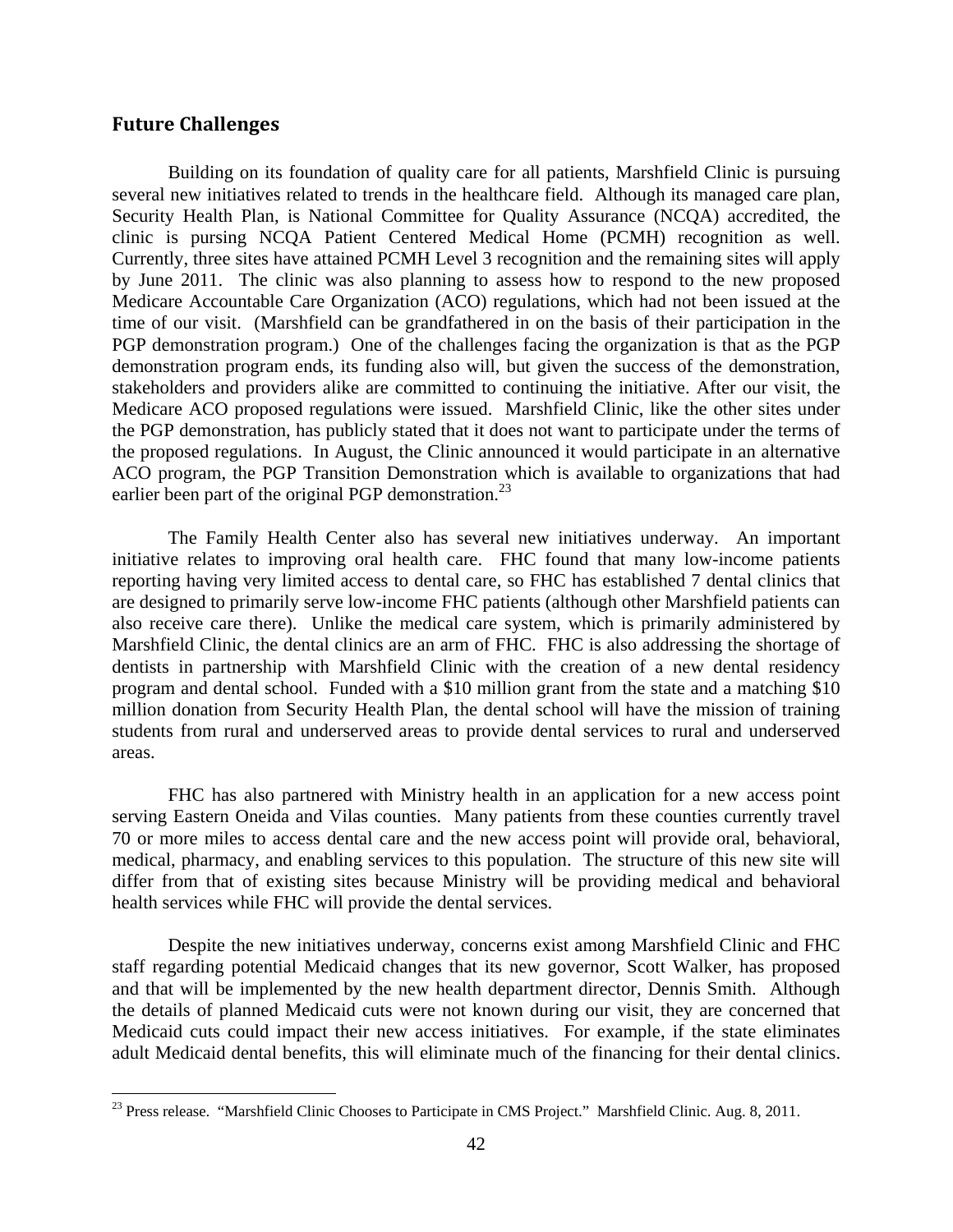## Future Challenges

Building on its foundation of quality care for all patients, Marshfield Clinic is pursuing several new initiatives related to trends in the healthcare field. Although its managed care plan, Security Health Plan, is National Committee for Quality Assurance (NCQA) accredited, the clinic is pursing NCQA Patient Centered Medical Home (PCMH) recognition as well. Currently, three sites have attained PCMH Level 3 recognition and the remaining sites will apply by June 2011. The clinic was also planning to assess how to respond to the new proposed Medicare Accountable Care Organization (ACO) regulations, which had not been issued at the time of our visit. (Marshfield can be grandfathered in on the basis of their participation in the PGP demonstration program.) One of the challenges facing the organization is that as the PGP demonstration program ends, its funding also will, but given the success of the demonstration, stakeholders and providers alike are committed to continuing the initiative. After our visit, the Medicare ACO proposed regulations were issued. Marshfield Clinic, like the other sites under the PGP demonstration, has publicly stated that it does not want to participate under the terms of the proposed regulations. In August, the Clinic announced it would participate in an alternative ACO program, the PGP Transition Demonstration which is available to organizations that had earlier been part of the original PGP demonstration.[23]

The Family Health Center also has several new initiatives underway. An important initiative relates to improving oral health care. FHC found that many low-income patients reporting having very limited access to dental care, so FHC has established 7 dental clinics that are designed to primarily serve low-income FHC patients (although other Marshfield patients can also receive care there). Unlike the medical care system, which is primarily administered by Marshfield Clinic, the dental clinics are an arm of FHC. FHC is also addressing the shortage of dentists in partnership with Marshfield Clinic with the creation of a new dental residency program and dental school. Funded with a $10 million grant from the state and a matching $10 million donation from Security Health Plan, the dental school will have the mission of training students from rural and underserved areas to provide dental services to rural and underserved areas.

FHC has also partnered with Ministry health in an application for a new access point serving Eastern Oneida and Vilas counties. Many patients from these counties currently travel 70 or more miles to access dental care and the new access point will provide oral, behavioral, medical, pharmacy, and enabling services to this population. The structure of this new site will differ from that of existing sites because Ministry will be providing medical and behavioral health services while FHC will provide the dental services.

Despite the new initiatives underway, concerns exist among Marshfield Clinic and FHC staff regarding potential Medicaid changes that its new governor, Scott Walker, has proposed and that will be implemented by the new health department director, Dennis Smith. Although the details of planned Medicaid cuts were not known during our visit, they are concerned that Medicaid cuts could impact their new access initiatives. For example, if the state eliminates adult Medicaid dental benefits, this will eliminate much of the financing for their dental clinics.

[23] Press release. "Marshfield Clinic Chooses to Participate in CMS Project." Marshfield Clinic. Aug. 8, 2011.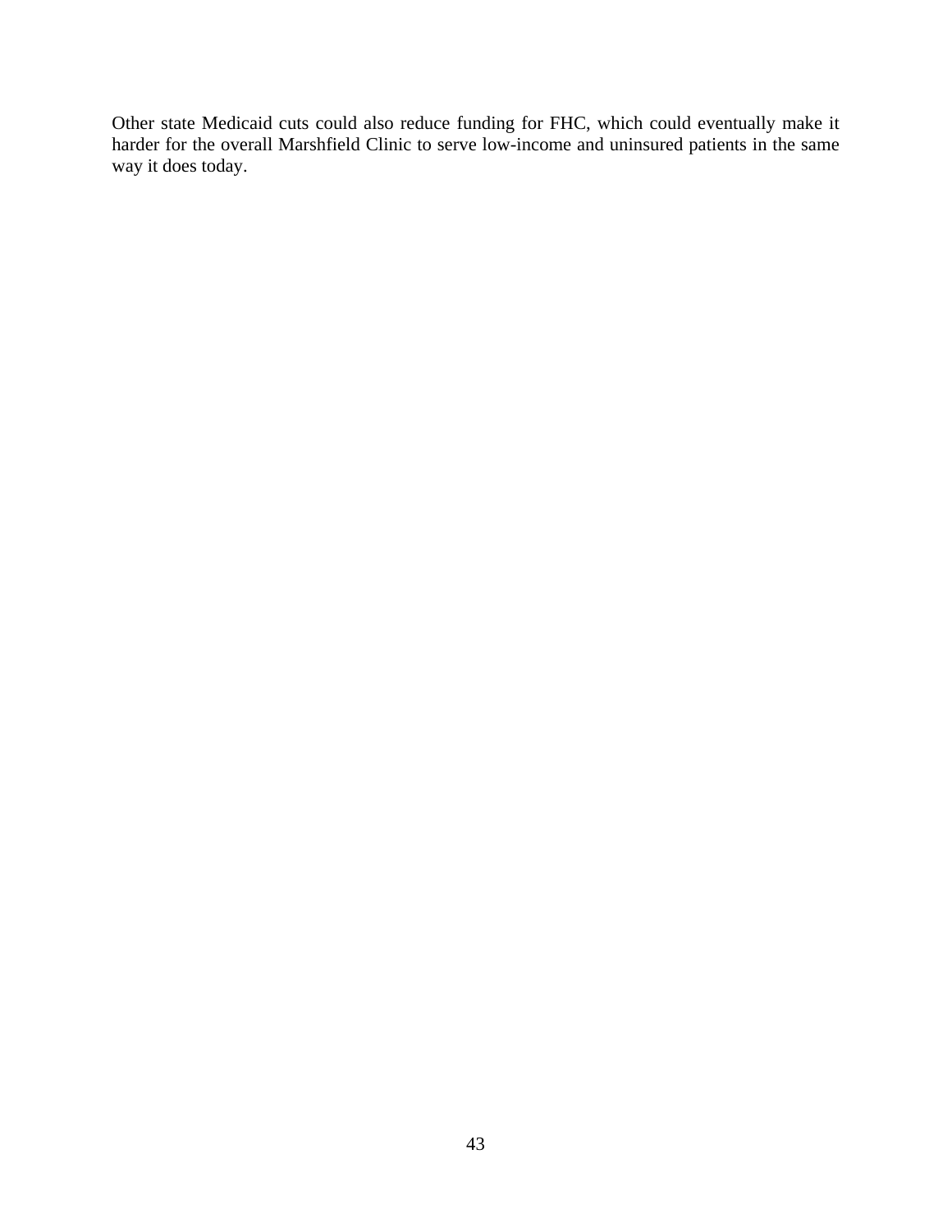Other state Medicaid cuts could also reduce funding for FHC, which could eventually make it harder for the overall Marshfield Clinic to serve low-income and uninsured patients in the same way it does today.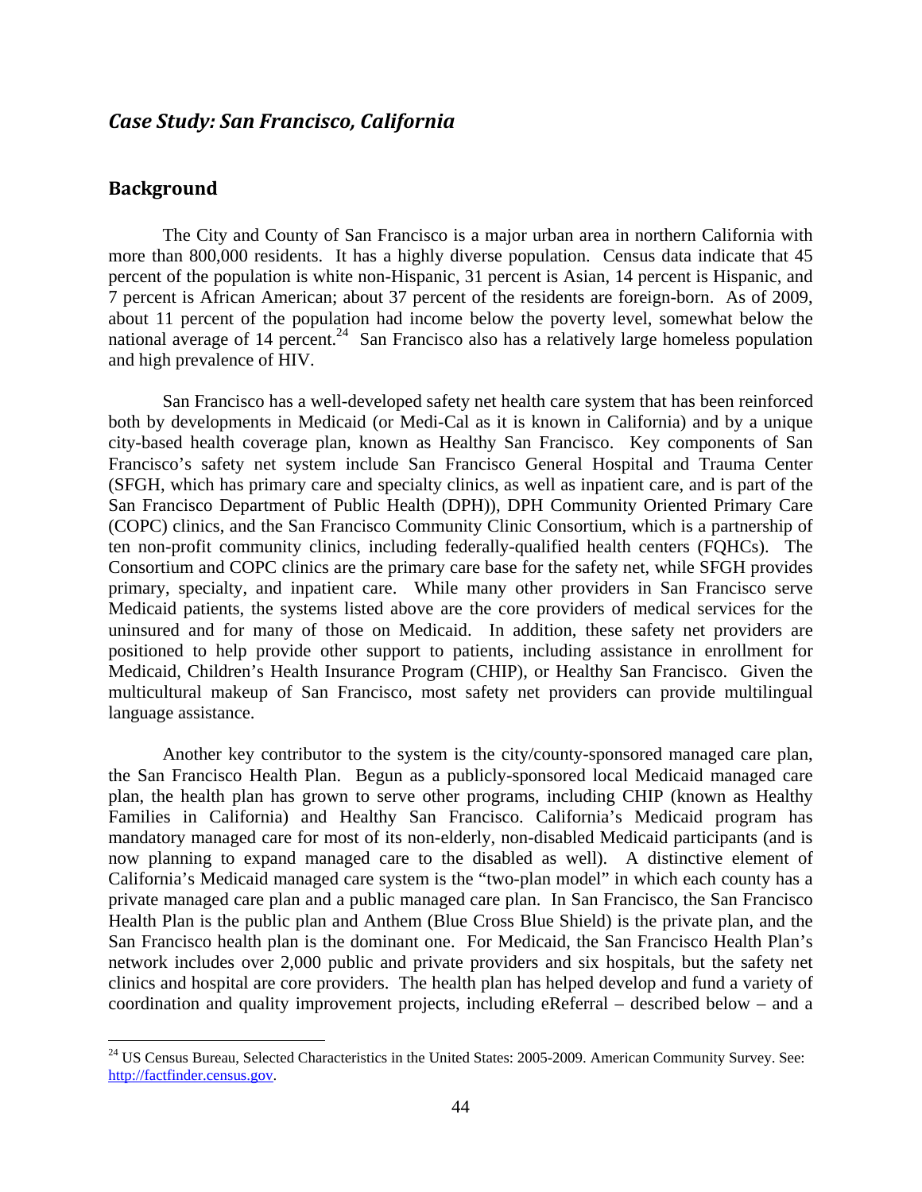## *Case Study: San Francisco, California*

### Background

The City and County of San Francisco is a major urban area in northern California with more than 800,000 residents. It has a highly diverse population. Census data indicate that 45 percent of the population is white non-Hispanic, 31 percent is Asian, 14 percent is Hispanic, and 7 percent is African American; about 37 percent of the residents are foreign-born. As of 2009, about 11 percent of the population had income below the poverty level, somewhat below the national average of 14 percent.[24] San Francisco also has a relatively large homeless population and high prevalence of HIV.

San Francisco has a well-developed safety net health care system that has been reinforced both by developments in Medicaid (or Medi-Cal as it is known in California) and by a unique city-based health coverage plan, known as Healthy San Francisco. Key components of San Francisco's safety net system include San Francisco General Hospital and Trauma Center (SFGH, which has primary care and specialty clinics, as well as inpatient care, and is part of the San Francisco Department of Public Health (DPH)), DPH Community Oriented Primary Care (COPC) clinics, and the San Francisco Community Clinic Consortium, which is a partnership of ten non-profit community clinics, including federally-qualified health centers (FQHCs). The Consortium and COPC clinics are the primary care base for the safety net, while SFGH provides primary, specialty, and inpatient care. While many other providers in San Francisco serve Medicaid patients, the systems listed above are the core providers of medical services for the uninsured and for many of those on Medicaid. In addition, these safety net providers are positioned to help provide other support to patients, including assistance in enrollment for Medicaid, Children's Health Insurance Program (CHIP), or Healthy San Francisco. Given the multicultural makeup of San Francisco, most safety net providers can provide multilingual language assistance.

Another key contributor to the system is the city/county-sponsored managed care plan, the San Francisco Health Plan. Begun as a publicly-sponsored local Medicaid managed care plan, the health plan has grown to serve other programs, including CHIP (known as Healthy Families in California) and Healthy San Francisco. California's Medicaid program has mandatory managed care for most of its non-elderly, non-disabled Medicaid participants (and is now planning to expand managed care to the disabled as well). A distinctive element of California's Medicaid managed care system is the "two-plan model" in which each county has a private managed care plan and a public managed care plan. In San Francisco, the San Francisco Health Plan is the public plan and Anthem (Blue Cross Blue Shield) is the private plan, and the San Francisco health plan is the dominant one. For Medicaid, the San Francisco Health Plan's network includes over 2,000 public and private providers and six hospitals, but the safety net clinics and hospital are core providers. The health plan has helped develop and fund a variety of coordination and quality improvement projects, including eReferral – described below – and a

[24] US Census Bureau, Selected Characteristics in the United States: 2005-2009. American Community Survey. See: http://factfinder.census.gov.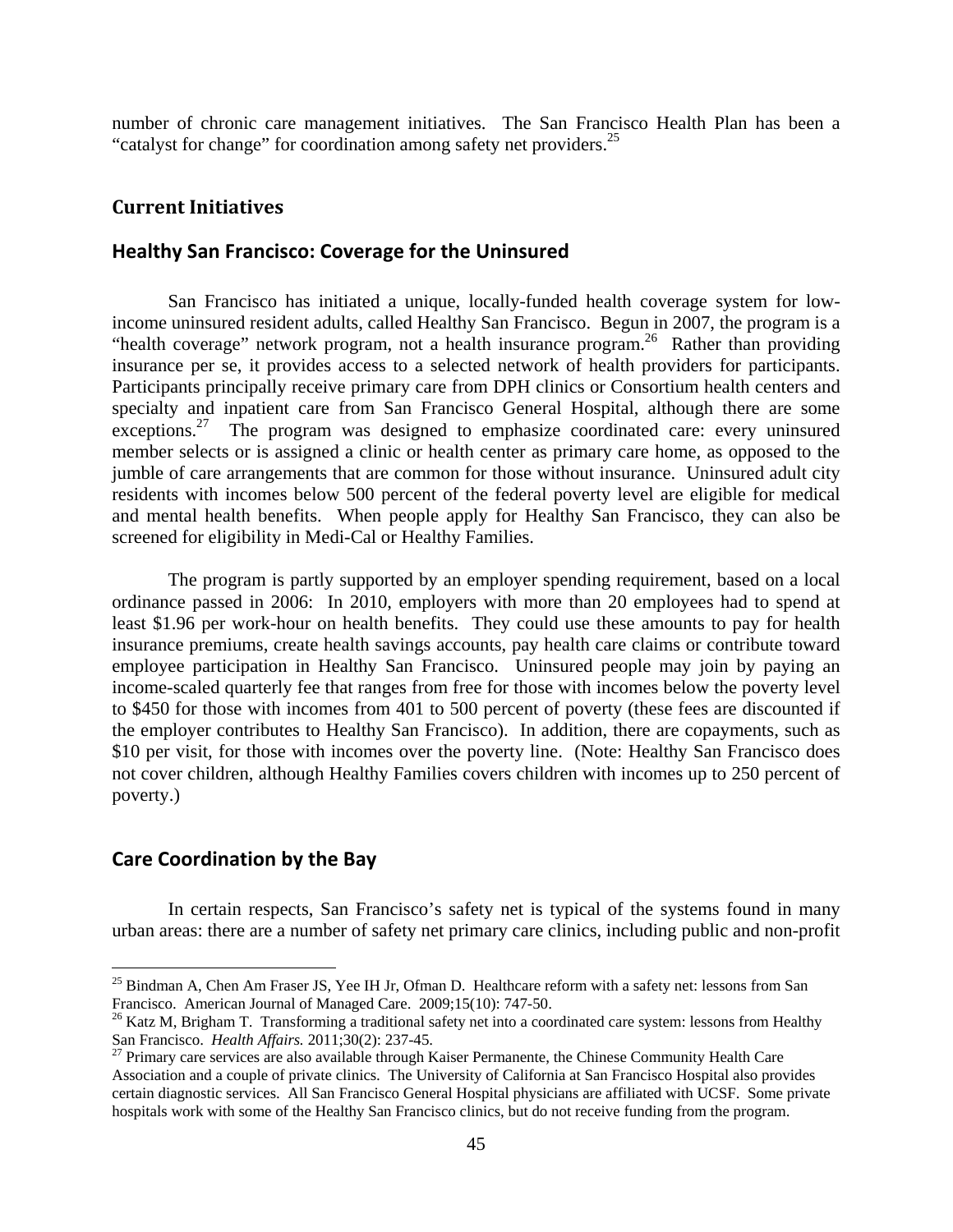number of chronic care management initiatives. The San Francisco Health Plan has been a "catalyst for change" for coordination among safety net providers.[25]

## Current Initiatives

### Healthy San Francisco: Coverage for the Uninsured

San Francisco has initiated a unique, locally-funded health coverage system for low-income uninsured resident adults, called Healthy San Francisco. Begun in 2007, the program is a "health coverage" network program, not a health insurance program.[26] Rather than providing insurance per se, it provides access to a selected network of health providers for participants. Participants principally receive primary care from DPH clinics or Consortium health centers and specialty and inpatient care from San Francisco General Hospital, although there are some exceptions.[27] The program was designed to emphasize coordinated care: every uninsured member selects or is assigned a clinic or health center as primary care home, as opposed to the jumble of care arrangements that are common for those without insurance. Uninsured adult city residents with incomes below 500 percent of the federal poverty level are eligible for medical and mental health benefits. When people apply for Healthy San Francisco, they can also be screened for eligibility in Medi-Cal or Healthy Families.

The program is partly supported by an employer spending requirement, based on a local ordinance passed in 2006: In 2010, employers with more than 20 employees had to spend at least $1.96 per work-hour on health benefits. They could use these amounts to pay for health insurance premiums, create health savings accounts, pay health care claims or contribute toward employee participation in Healthy San Francisco. Uninsured people may join by paying an income-scaled quarterly fee that ranges from free for those with incomes below the poverty level to $450 for those with incomes from 401 to 500 percent of poverty (these fees are discounted if the employer contributes to Healthy San Francisco). In addition, there are copayments, such as $10 per visit, for those with incomes over the poverty line. (Note: Healthy San Francisco does not cover children, although Healthy Families covers children with incomes up to 250 percent of poverty.)

### Care Coordination by the Bay

In certain respects, San Francisco's safety net is typical of the systems found in many urban areas: there are a number of safety net primary care clinics, including public and non-profit

---

[25] Bindman A, Chen Am Fraser JS, Yee IH Jr, Ofman D. Healthcare reform with a safety net: lessons from San Francisco. American Journal of Managed Care. 2009;15(10): 747-50.

[26] Katz M, Brigham T. Transforming a traditional safety net into a coordinated care system: lessons from Healthy San Francisco. *Health Affairs.* 2011;30(2): 237-45.

[27] Primary care services are also available through Kaiser Permanente, the Chinese Community Health Care Association and a couple of private clinics. The University of California at San Francisco Hospital also provides certain diagnostic services. All San Francisco General Hospital physicians are affiliated with UCSF. Some private hospitals work with some of the Healthy San Francisco clinics, but do not receive funding from the program.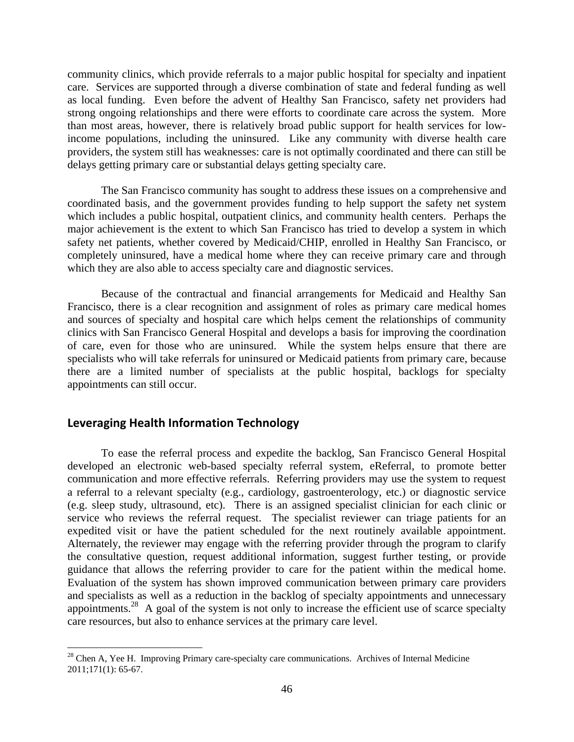community clinics, which provide referrals to a major public hospital for specialty and inpatient care. Services are supported through a diverse combination of state and federal funding as well as local funding. Even before the advent of Healthy San Francisco, safety net providers had strong ongoing relationships and there were efforts to coordinate care across the system. More than most areas, however, there is relatively broad public support for health services for low-income populations, including the uninsured. Like any community with diverse health care providers, the system still has weaknesses: care is not optimally coordinated and there can still be delays getting primary care or substantial delays getting specialty care.

The San Francisco community has sought to address these issues on a comprehensive and coordinated basis, and the government provides funding to help support the safety net system which includes a public hospital, outpatient clinics, and community health centers. Perhaps the major achievement is the extent to which San Francisco has tried to develop a system in which safety net patients, whether covered by Medicaid/CHIP, enrolled in Healthy San Francisco, or completely uninsured, have a medical home where they can receive primary care and through which they are also able to access specialty care and diagnostic services.

Because of the contractual and financial arrangements for Medicaid and Healthy San Francisco, there is a clear recognition and assignment of roles as primary care medical homes and sources of specialty and hospital care which helps cement the relationships of community clinics with San Francisco General Hospital and develops a basis for improving the coordination of care, even for those who are uninsured. While the system helps ensure that there are specialists who will take referrals for uninsured or Medicaid patients from primary care, because there are a limited number of specialists at the public hospital, backlogs for specialty appointments can still occur.

## Leveraging Health Information Technology

To ease the referral process and expedite the backlog, San Francisco General Hospital developed an electronic web-based specialty referral system, eReferral, to promote better communication and more effective referrals. Referring providers may use the system to request a referral to a relevant specialty (e.g., cardiology, gastroenterology, etc.) or diagnostic service (e.g. sleep study, ultrasound, etc). There is an assigned specialist clinician for each clinic or service who reviews the referral request. The specialist reviewer can triage patients for an expedited visit or have the patient scheduled for the next routinely available appointment. Alternately, the reviewer may engage with the referring provider through the program to clarify the consultative question, request additional information, suggest further testing, or provide guidance that allows the referring provider to care for the patient within the medical home. Evaluation of the system has shown improved communication between primary care providers and specialists as well as a reduction in the backlog of specialty appointments and unnecessary appointments.[28] A goal of the system is not only to increase the efficient use of scarce specialty care resources, but also to enhance services at the primary care level.

---

[28] Chen A, Yee H. Improving Primary care-specialty care communications. Archives of Internal Medicine 2011;171(1): 65-67.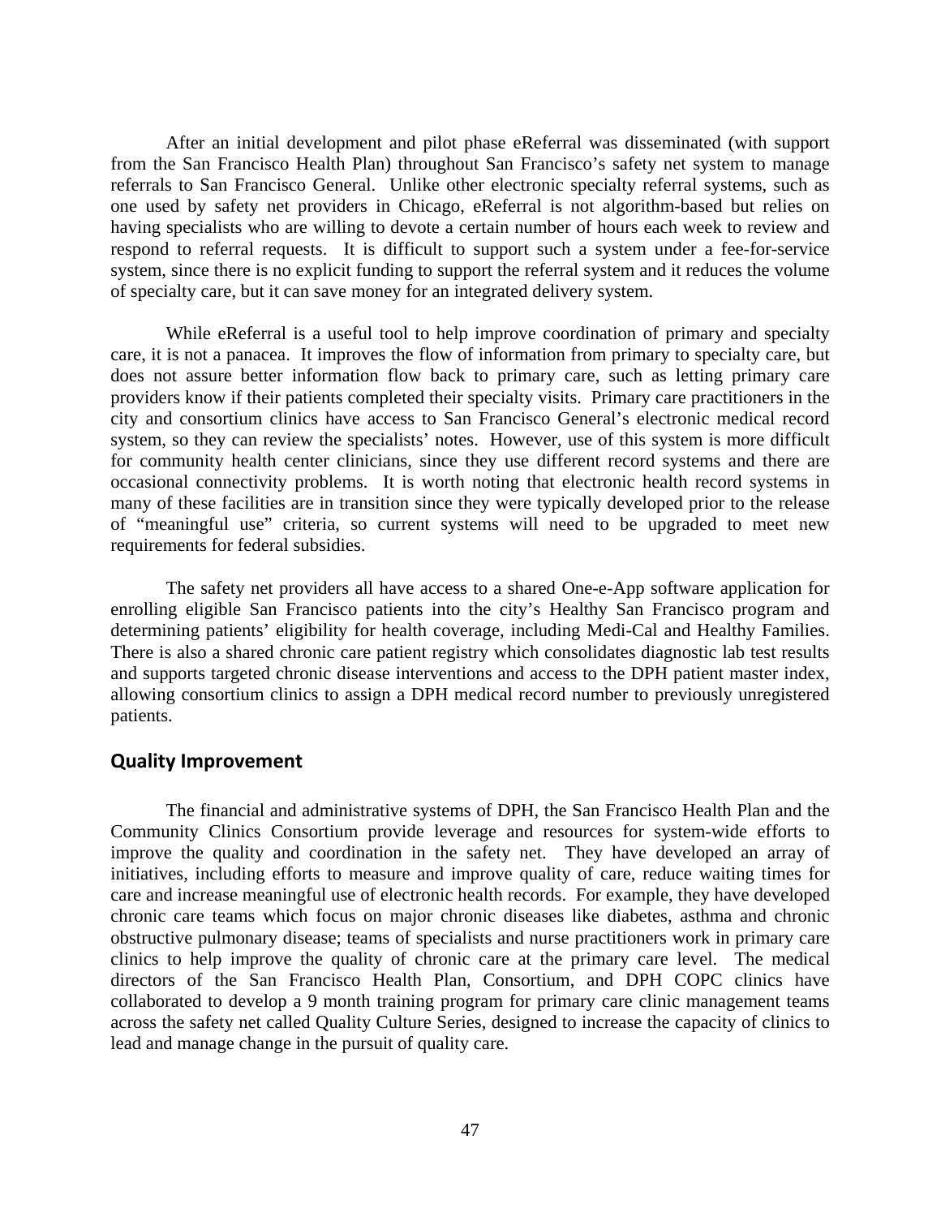After an initial development and pilot phase eReferral was disseminated (with support from the San Francisco Health Plan) throughout San Francisco's safety net system to manage referrals to San Francisco General. Unlike other electronic specialty referral systems, such as one used by safety net providers in Chicago, eReferral is not algorithm-based but relies on having specialists who are willing to devote a certain number of hours each week to review and respond to referral requests. It is difficult to support such a system under a fee-for-service system, since there is no explicit funding to support the referral system and it reduces the volume of specialty care, but it can save money for an integrated delivery system.

While eReferral is a useful tool to help improve coordination of primary and specialty care, it is not a panacea. It improves the flow of information from primary to specialty care, but does not assure better information flow back to primary care, such as letting primary care providers know if their patients completed their specialty visits. Primary care practitioners in the city and consortium clinics have access to San Francisco General's electronic medical record system, so they can review the specialists' notes. However, use of this system is more difficult for community health center clinicians, since they use different record systems and there are occasional connectivity problems. It is worth noting that electronic health record systems in many of these facilities are in transition since they were typically developed prior to the release of "meaningful use" criteria, so current systems will need to be upgraded to meet new requirements for federal subsidies.

The safety net providers all have access to a shared One-e-App software application for enrolling eligible San Francisco patients into the city's Healthy San Francisco program and determining patients' eligibility for health coverage, including Medi-Cal and Healthy Families. There is also a shared chronic care patient registry which consolidates diagnostic lab test results and supports targeted chronic disease interventions and access to the DPH patient master index, allowing consortium clinics to assign a DPH medical record number to previously unregistered patients.

## Quality Improvement

The financial and administrative systems of DPH, the San Francisco Health Plan and the Community Clinics Consortium provide leverage and resources for system-wide efforts to improve the quality and coordination in the safety net. They have developed an array of initiatives, including efforts to measure and improve quality of care, reduce waiting times for care and increase meaningful use of electronic health records. For example, they have developed chronic care teams which focus on major chronic diseases like diabetes, asthma and chronic obstructive pulmonary disease; teams of specialists and nurse practitioners work in primary care clinics to help improve the quality of chronic care at the primary care level. The medical directors of the San Francisco Health Plan, Consortium, and DPH COPC clinics have collaborated to develop a 9 month training program for primary care clinic management teams across the safety net called Quality Culture Series, designed to increase the capacity of clinics to lead and manage change in the pursuit of quality care.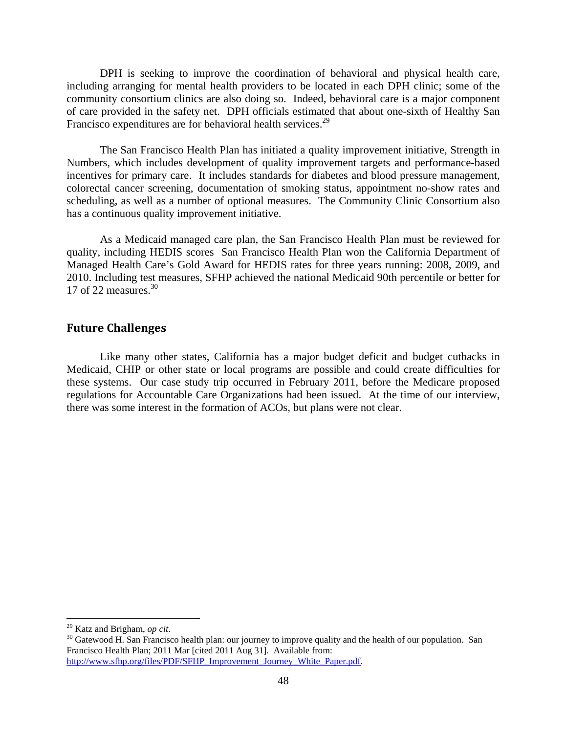DPH is seeking to improve the coordination of behavioral and physical health care, including arranging for mental health providers to be located in each DPH clinic; some of the community consortium clinics are also doing so. Indeed, behavioral care is a major component of care provided in the safety net. DPH officials estimated that about one-sixth of Healthy San Francisco expenditures are for behavioral health services.[29]

The San Francisco Health Plan has initiated a quality improvement initiative, Strength in Numbers, which includes development of quality improvement targets and performance-based incentives for primary care. It includes standards for diabetes and blood pressure management, colorectal cancer screening, documentation of smoking status, appointment no-show rates and scheduling, as well as a number of optional measures. The Community Clinic Consortium also has a continuous quality improvement initiative.

As a Medicaid managed care plan, the San Francisco Health Plan must be reviewed for quality, including HEDIS scores San Francisco Health Plan won the California Department of Managed Health Care's Gold Award for HEDIS rates for three years running: 2008, 2009, and 2010. Including test measures, SFHP achieved the national Medicaid 90th percentile or better for 17 of 22 measures.[30]

## Future Challenges

Like many other states, California has a major budget deficit and budget cutbacks in Medicaid, CHIP or other state or local programs are possible and could create difficulties for these systems. Our case study trip occurred in February 2011, before the Medicare proposed regulations for Accountable Care Organizations had been issued. At the time of our interview, there was some interest in the formation of ACOs, but plans were not clear.

---

[29] Katz and Brigham, *op cit*.

[30] Gatewood H. San Francisco health plan: our journey to improve quality and the health of our population. San Francisco Health Plan; 2011 Mar [cited 2011 Aug 31]. Available from: http://www.sfhp.org/files/PDF/SFHP_Improvement_Journey_White_Paper.pdf.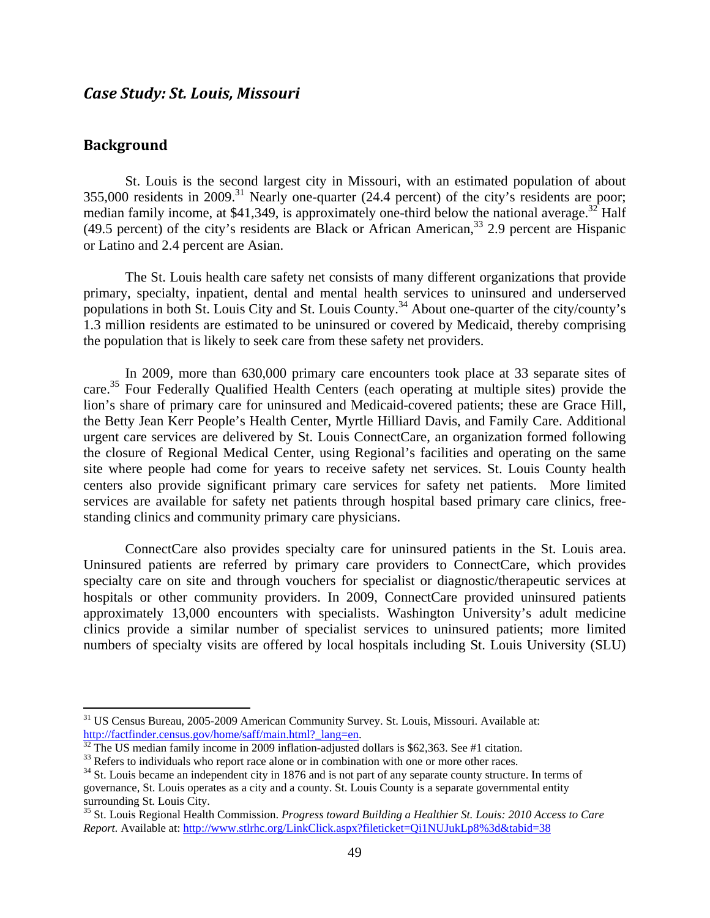## *Case Study: St. Louis, Missouri*

### Background

St. Louis is the second largest city in Missouri, with an estimated population of about 355,000 residents in 2009.[31] Nearly one-quarter (24.4 percent) of the city's residents are poor; median family income, at $41,349, is approximately one-third below the national average.[32] Half (49.5 percent) of the city's residents are Black or African American,[33] 2.9 percent are Hispanic or Latino and 2.4 percent are Asian.

The St. Louis health care safety net consists of many different organizations that provide primary, specialty, inpatient, dental and mental health services to uninsured and underserved populations in both St. Louis City and St. Louis County.[34] About one-quarter of the city/county's 1.3 million residents are estimated to be uninsured or covered by Medicaid, thereby comprising the population that is likely to seek care from these safety net providers.

In 2009, more than 630,000 primary care encounters took place at 33 separate sites of care.[35] Four Federally Qualified Health Centers (each operating at multiple sites) provide the lion's share of primary care for uninsured and Medicaid-covered patients; these are Grace Hill, the Betty Jean Kerr People's Health Center, Myrtle Hilliard Davis, and Family Care. Additional urgent care services are delivered by St. Louis ConnectCare, an organization formed following the closure of Regional Medical Center, using Regional's facilities and operating on the same site where people had come for years to receive safety net services. St. Louis County health centers also provide significant primary care services for safety net patients. More limited services are available for safety net patients through hospital based primary care clinics, free-standing clinics and community primary care physicians.

ConnectCare also provides specialty care for uninsured patients in the St. Louis area. Uninsured patients are referred by primary care providers to ConnectCare, which provides specialty care on site and through vouchers for specialist or diagnostic/therapeutic services at hospitals or other community providers. In 2009, ConnectCare provided uninsured patients approximately 13,000 encounters with specialists. Washington University's adult medicine clinics provide a similar number of specialist services to uninsured patients; more limited numbers of specialty visits are offered by local hospitals including St. Louis University (SLU)

---

[31] US Census Bureau, 2005-2009 American Community Survey. St. Louis, Missouri. Available at: http://factfinder.census.gov/home/saff/main.html?_lang=en.

[32] The US median family income in 2009 inflation-adjusted dollars is $62,363. See #1 citation.

[33] Refers to individuals who report race alone or in combination with one or more other races.

[34] St. Louis became an independent city in 1876 and is not part of any separate county structure. In terms of governance, St. Louis operates as a city and a county. St. Louis County is a separate governmental entity surrounding St. Louis City.

[35] St. Louis Regional Health Commission. *Progress toward Building a Healthier St. Louis: 2010 Access to Care Report.* Available at: http://www.stlrhc.org/LinkClick.aspx?fileticket=Qi1NUJukLp8%3d&tabid=38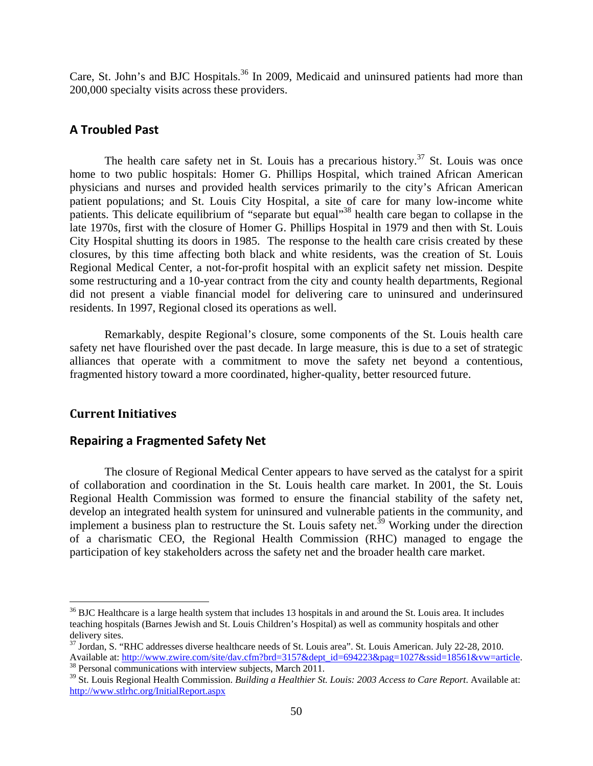Care, St. John's and BJC Hospitals.[36] In 2009, Medicaid and uninsured patients had more than 200,000 specialty visits across these providers.

## A Troubled Past

The health care safety net in St. Louis has a precarious history.[37] St. Louis was once home to two public hospitals: Homer G. Phillips Hospital, which trained African American physicians and nurses and provided health services primarily to the city's African American patient populations; and St. Louis City Hospital, a site of care for many low-income white patients. This delicate equilibrium of "separate but equal"[38] health care began to collapse in the late 1970s, first with the closure of Homer G. Phillips Hospital in 1979 and then with St. Louis City Hospital shutting its doors in 1985. The response to the health care crisis created by these closures, by this time affecting both black and white residents, was the creation of St. Louis Regional Medical Center, a not-for-profit hospital with an explicit safety net mission. Despite some restructuring and a 10-year contract from the city and county health departments, Regional did not present a viable financial model for delivering care to uninsured and underinsured residents. In 1997, Regional closed its operations as well.

Remarkably, despite Regional's closure, some components of the St. Louis health care safety net have flourished over the past decade. In large measure, this is due to a set of strategic alliances that operate with a commitment to move the safety net beyond a contentious, fragmented history toward a more coordinated, higher-quality, better resourced future.

## Current Initiatives

### Repairing a Fragmented Safety Net

The closure of Regional Medical Center appears to have served as the catalyst for a spirit of collaboration and coordination in the St. Louis health care market. In 2001, the St. Louis Regional Health Commission was formed to ensure the financial stability of the safety net, develop an integrated health system for uninsured and vulnerable patients in the community, and implement a business plan to restructure the St. Louis safety net.[39] Working under the direction of a charismatic CEO, the Regional Health Commission (RHC) managed to engage the participation of key stakeholders across the safety net and the broader health care market.

---

[36] BJC Healthcare is a large health system that includes 13 hospitals in and around the St. Louis area. It includes teaching hospitals (Barnes Jewish and St. Louis Children's Hospital) as well as community hospitals and other delivery sites.

[37] Jordan, S. "RHC addresses diverse healthcare needs of St. Louis area". St. Louis American. July 22-28, 2010. Available at: http://www.zwire.com/site/dav.cfm?brd=3157&dept_id=694223&pag=1027&ssid=18561&vw=article.

[38] Personal communications with interview subjects, March 2011.

[39] St. Louis Regional Health Commission. *Building a Healthier St. Louis: 2003 Access to Care Report*. Available at: http://www.stlrhc.org/InitialReport.aspx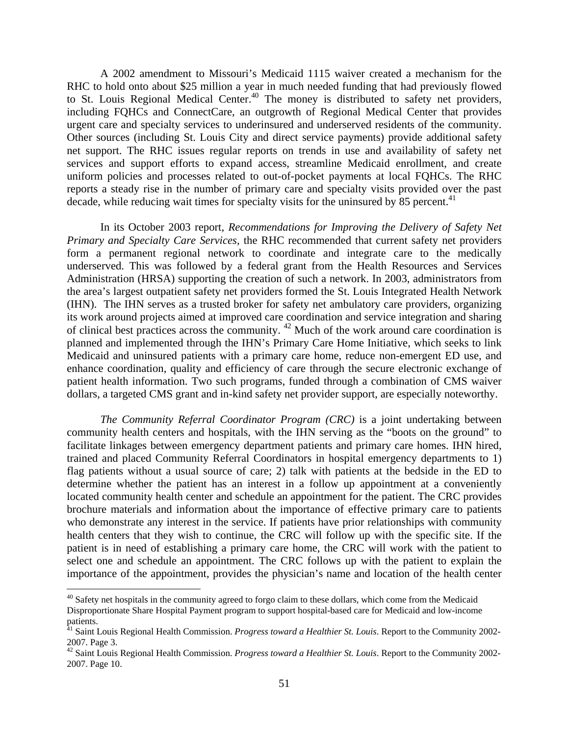A 2002 amendment to Missouri's Medicaid 1115 waiver created a mechanism for the RHC to hold onto about $25 million a year in much needed funding that had previously flowed to St. Louis Regional Medical Center.[40] The money is distributed to safety net providers, including FQHCs and ConnectCare, an outgrowth of Regional Medical Center that provides urgent care and specialty services to underinsured and underserved residents of the community. Other sources (including St. Louis City and direct service payments) provide additional safety net support. The RHC issues regular reports on trends in use and availability of safety net services and support efforts to expand access, streamline Medicaid enrollment, and create uniform policies and processes related to out-of-pocket payments at local FQHCs. The RHC reports a steady rise in the number of primary care and specialty visits provided over the past decade, while reducing wait times for specialty visits for the uninsured by 85 percent.[41]

In its October 2003 report, *Recommendations for Improving the Delivery of Safety Net Primary and Specialty Care Services,* the RHC recommended that current safety net providers form a permanent regional network to coordinate and integrate care to the medically underserved. This was followed by a federal grant from the Health Resources and Services Administration (HRSA) supporting the creation of such a network. In 2003, administrators from the area's largest outpatient safety net providers formed the St. Louis Integrated Health Network (IHN). The IHN serves as a trusted broker for safety net ambulatory care providers, organizing its work around projects aimed at improved care coordination and service integration and sharing of clinical best practices across the community.[42] Much of the work around care coordination is planned and implemented through the IHN's Primary Care Home Initiative, which seeks to link Medicaid and uninsured patients with a primary care home, reduce non-emergent ED use, and enhance coordination, quality and efficiency of care through the secure electronic exchange of patient health information. Two such programs, funded through a combination of CMS waiver dollars, a targeted CMS grant and in-kind safety net provider support, are especially noteworthy.

*The Community Referral Coordinator Program (CRC)* is a joint undertaking between community health centers and hospitals, with the IHN serving as the "boots on the ground" to facilitate linkages between emergency department patients and primary care homes. IHN hired, trained and placed Community Referral Coordinators in hospital emergency departments to 1) flag patients without a usual source of care; 2) talk with patients at the bedside in the ED to determine whether the patient has an interest in a follow up appointment at a conveniently located community health center and schedule an appointment for the patient. The CRC provides brochure materials and information about the importance of effective primary care to patients who demonstrate any interest in the service. If patients have prior relationships with community health centers that they wish to continue, the CRC will follow up with the specific site. If the patient is in need of establishing a primary care home, the CRC will work with the patient to select one and schedule an appointment. The CRC follows up with the patient to explain the importance of the appointment, provides the physician's name and location of the health center

---

[40] Safety net hospitals in the community agreed to forgo claim to these dollars, which come from the Medicaid Disproportionate Share Hospital Payment program to support hospital-based care for Medicaid and low-income patients.

[41] Saint Louis Regional Health Commission. *Progress toward a Healthier St. Louis*. Report to the Community 2002-2007. Page 3.

[42] Saint Louis Regional Health Commission. *Progress toward a Healthier St. Louis*. Report to the Community 2002-2007. Page 10.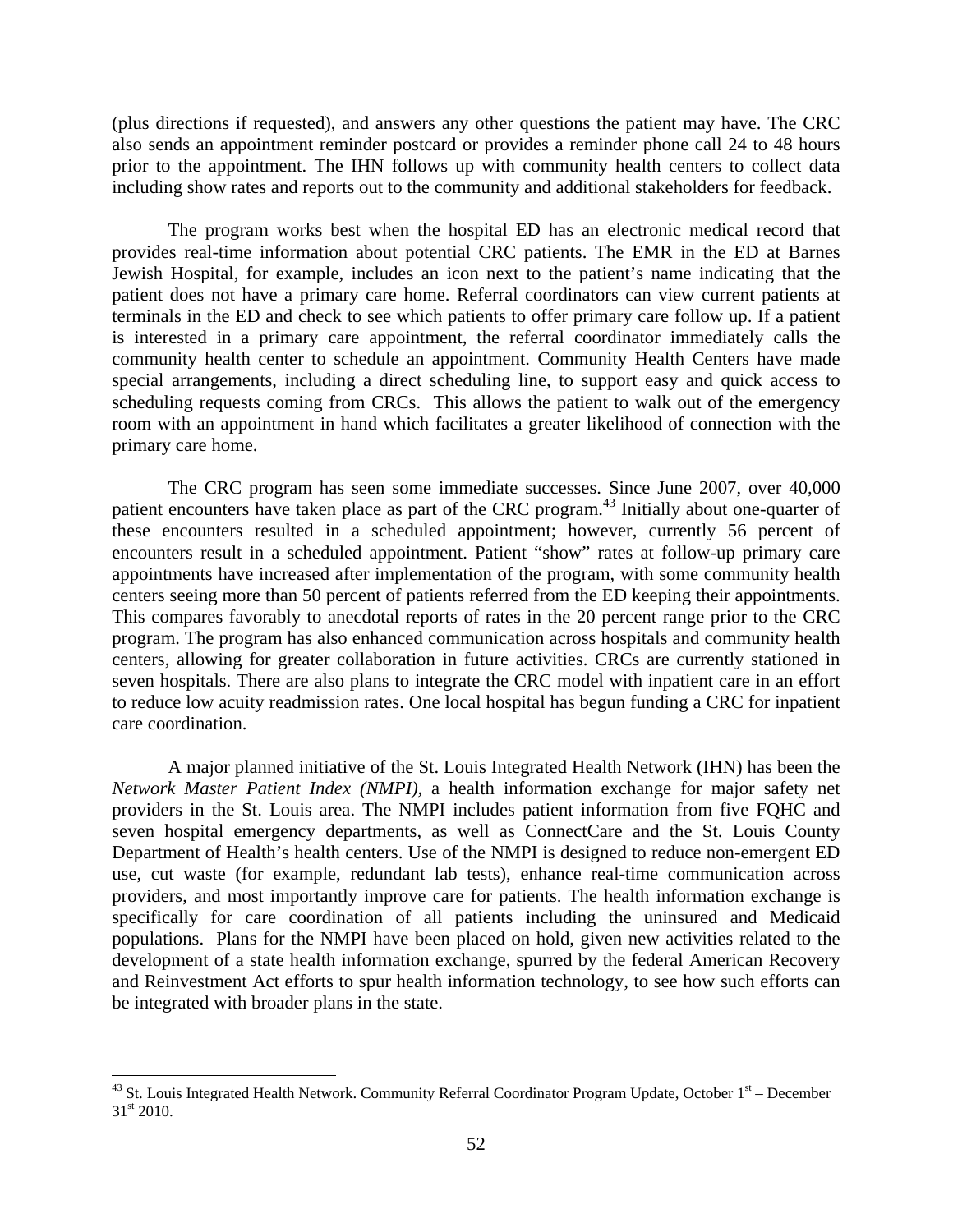(plus directions if requested), and answers any other questions the patient may have. The CRC also sends an appointment reminder postcard or provides a reminder phone call 24 to 48 hours prior to the appointment. The IHN follows up with community health centers to collect data including show rates and reports out to the community and additional stakeholders for feedback.

The program works best when the hospital ED has an electronic medical record that provides real-time information about potential CRC patients. The EMR in the ED at Barnes Jewish Hospital, for example, includes an icon next to the patient's name indicating that the patient does not have a primary care home. Referral coordinators can view current patients at terminals in the ED and check to see which patients to offer primary care follow up. If a patient is interested in a primary care appointment, the referral coordinator immediately calls the community health center to schedule an appointment. Community Health Centers have made special arrangements, including a direct scheduling line, to support easy and quick access to scheduling requests coming from CRCs. This allows the patient to walk out of the emergency room with an appointment in hand which facilitates a greater likelihood of connection with the primary care home.

The CRC program has seen some immediate successes. Since June 2007, over 40,000 patient encounters have taken place as part of the CRC program.[43] Initially about one-quarter of these encounters resulted in a scheduled appointment; however, currently 56 percent of encounters result in a scheduled appointment. Patient "show" rates at follow-up primary care appointments have increased after implementation of the program, with some community health centers seeing more than 50 percent of patients referred from the ED keeping their appointments. This compares favorably to anecdotal reports of rates in the 20 percent range prior to the CRC program. The program has also enhanced communication across hospitals and community health centers, allowing for greater collaboration in future activities. CRCs are currently stationed in seven hospitals. There are also plans to integrate the CRC model with inpatient care in an effort to reduce low acuity readmission rates. One local hospital has begun funding a CRC for inpatient care coordination.

A major planned initiative of the St. Louis Integrated Health Network (IHN) has been the *Network Master Patient Index (NMPI)*, a health information exchange for major safety net providers in the St. Louis area. The NMPI includes patient information from five FQHC and seven hospital emergency departments, as well as ConnectCare and the St. Louis County Department of Health's health centers. Use of the NMPI is designed to reduce non-emergent ED use, cut waste (for example, redundant lab tests), enhance real-time communication across providers, and most importantly improve care for patients. The health information exchange is specifically for care coordination of all patients including the uninsured and Medicaid populations. Plans for the NMPI have been placed on hold, given new activities related to the development of a state health information exchange, spurred by the federal American Recovery and Reinvestment Act efforts to spur health information technology, to see how such efforts can be integrated with broader plans in the state.

---

[43] St. Louis Integrated Health Network. Community Referral Coordinator Program Update, October 1st – December 31st 2010.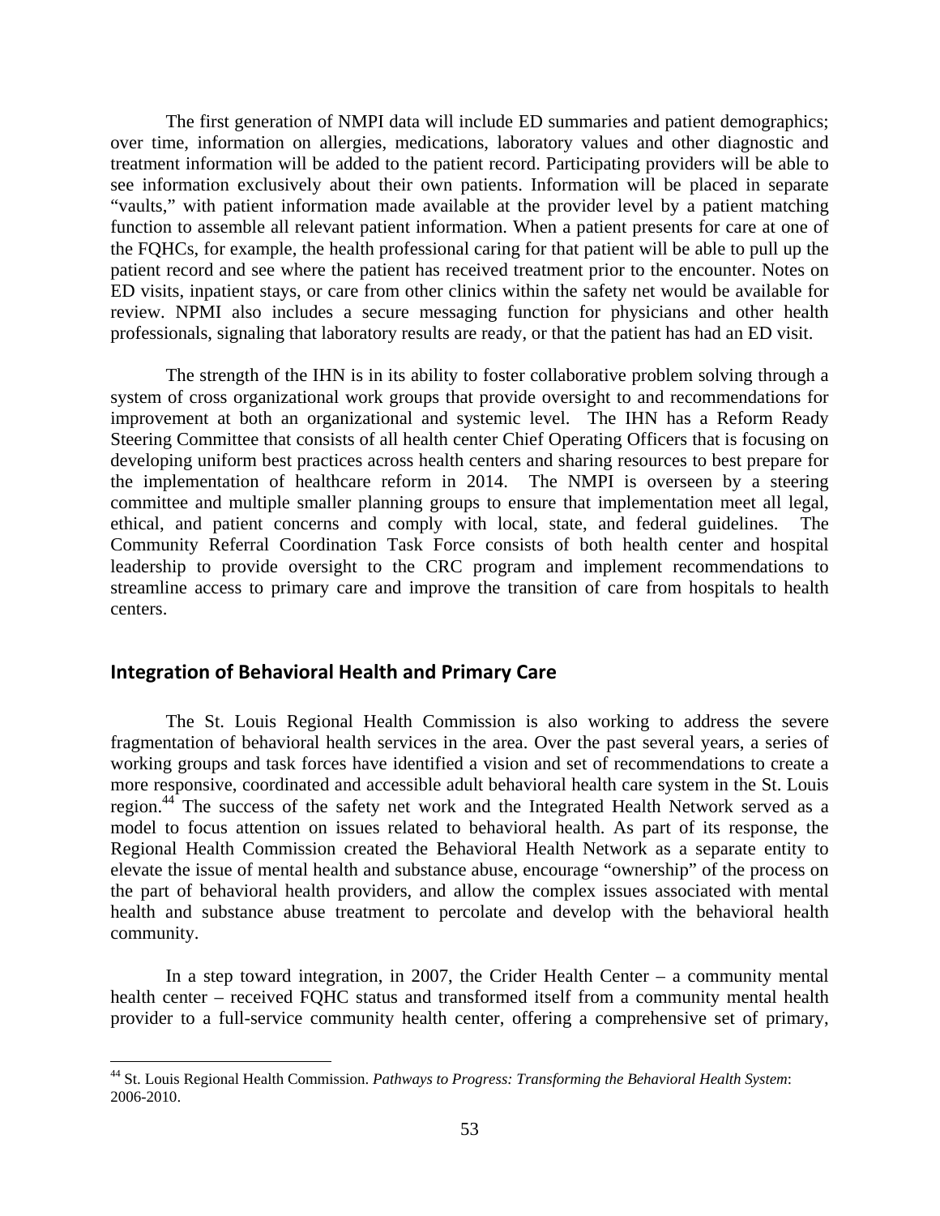The first generation of NMPI data will include ED summaries and patient demographics; over time, information on allergies, medications, laboratory values and other diagnostic and treatment information will be added to the patient record. Participating providers will be able to see information exclusively about their own patients. Information will be placed in separate "vaults," with patient information made available at the provider level by a patient matching function to assemble all relevant patient information. When a patient presents for care at one of the FQHCs, for example, the health professional caring for that patient will be able to pull up the patient record and see where the patient has received treatment prior to the encounter. Notes on ED visits, inpatient stays, or care from other clinics within the safety net would be available for review. NPMI also includes a secure messaging function for physicians and other health professionals, signaling that laboratory results are ready, or that the patient has had an ED visit.

The strength of the IHN is in its ability to foster collaborative problem solving through a system of cross organizational work groups that provide oversight to and recommendations for improvement at both an organizational and systemic level. The IHN has a Reform Ready Steering Committee that consists of all health center Chief Operating Officers that is focusing on developing uniform best practices across health centers and sharing resources to best prepare for the implementation of healthcare reform in 2014. The NMPI is overseen by a steering committee and multiple smaller planning groups to ensure that implementation meet all legal, ethical, and patient concerns and comply with local, state, and federal guidelines. The Community Referral Coordination Task Force consists of both health center and hospital leadership to provide oversight to the CRC program and implement recommendations to streamline access to primary care and improve the transition of care from hospitals to health centers.

## Integration of Behavioral Health and Primary Care

The St. Louis Regional Health Commission is also working to address the severe fragmentation of behavioral health services in the area. Over the past several years, a series of working groups and task forces have identified a vision and set of recommendations to create a more responsive, coordinated and accessible adult behavioral health care system in the St. Louis region.[44] The success of the safety net work and the Integrated Health Network served as a model to focus attention on issues related to behavioral health. As part of its response, the Regional Health Commission created the Behavioral Health Network as a separate entity to elevate the issue of mental health and substance abuse, encourage "ownership" of the process on the part of behavioral health providers, and allow the complex issues associated with mental health and substance abuse treatment to percolate and develop with the behavioral health community.

In a step toward integration, in 2007, the Crider Health Center – a community mental health center – received FQHC status and transformed itself from a community mental health provider to a full-service community health center, offering a comprehensive set of primary,

---

[44] St. Louis Regional Health Commission. *Pathways to Progress: Transforming the Behavioral Health System*: 2006-2010.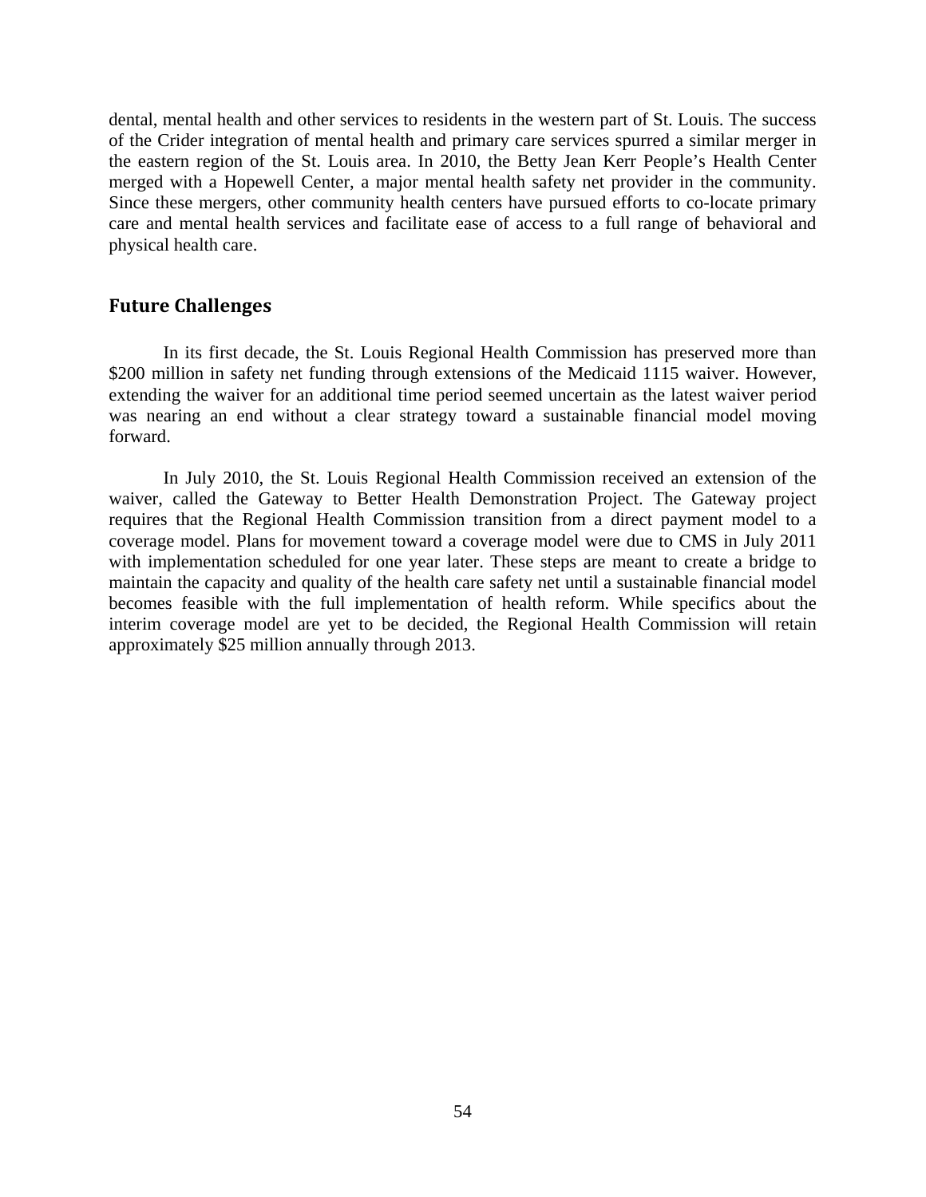dental, mental health and other services to residents in the western part of St. Louis. The success of the Crider integration of mental health and primary care services spurred a similar merger in the eastern region of the St. Louis area. In 2010, the Betty Jean Kerr People's Health Center merged with a Hopewell Center, a major mental health safety net provider in the community. Since these mergers, other community health centers have pursued efforts to co-locate primary care and mental health services and facilitate ease of access to a full range of behavioral and physical health care.

## Future Challenges

In its first decade, the St. Louis Regional Health Commission has preserved more than $200 million in safety net funding through extensions of the Medicaid 1115 waiver. However, extending the waiver for an additional time period seemed uncertain as the latest waiver period was nearing an end without a clear strategy toward a sustainable financial model moving forward.

In July 2010, the St. Louis Regional Health Commission received an extension of the waiver, called the Gateway to Better Health Demonstration Project. The Gateway project requires that the Regional Health Commission transition from a direct payment model to a coverage model. Plans for movement toward a coverage model were due to CMS in July 2011 with implementation scheduled for one year later. These steps are meant to create a bridge to maintain the capacity and quality of the health care safety net until a sustainable financial model becomes feasible with the full implementation of health reform. While specifics about the interim coverage model are yet to be decided, the Regional Health Commission will retain approximately $25 million annually through 2013.